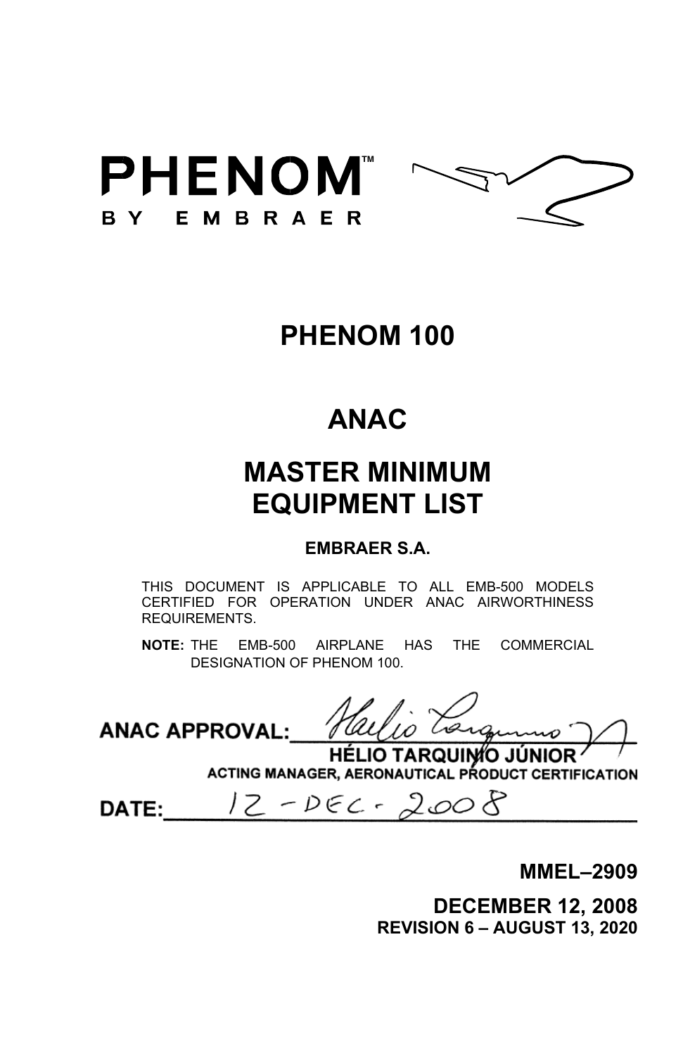PHENOM™

BY EMBRAER

# PHENOM 100

# ANAC

# MASTER MINIMUM EQUIPMENT LIST

**EMBRAER S.A.**

THIS DOCUMENT IS APPLICABLE TO ALL EMB-500 MODELS CERTIFIED FOR OPERATION UNDER ANAC AIRWORTHINESS REQUIREMENTS.

**NOTE:** THE EMB-500 AIRPLANE HAS THE COMMERCIAL DESIGNATION OF PHENOM 100.

**ANAC APPROVAL:** Hélio Tarquinio

**HÉLIO TARQUINIO JÚNIOR**
**ACTING MANAGER, AERONAUTICAL PRODUCT CERTIFICATION**

**DATE:** 12-DEC-2008

**MMEL–2909**

**DECEMBER 12, 2008**
**REVISION 6 – AUGUST 13, 2020**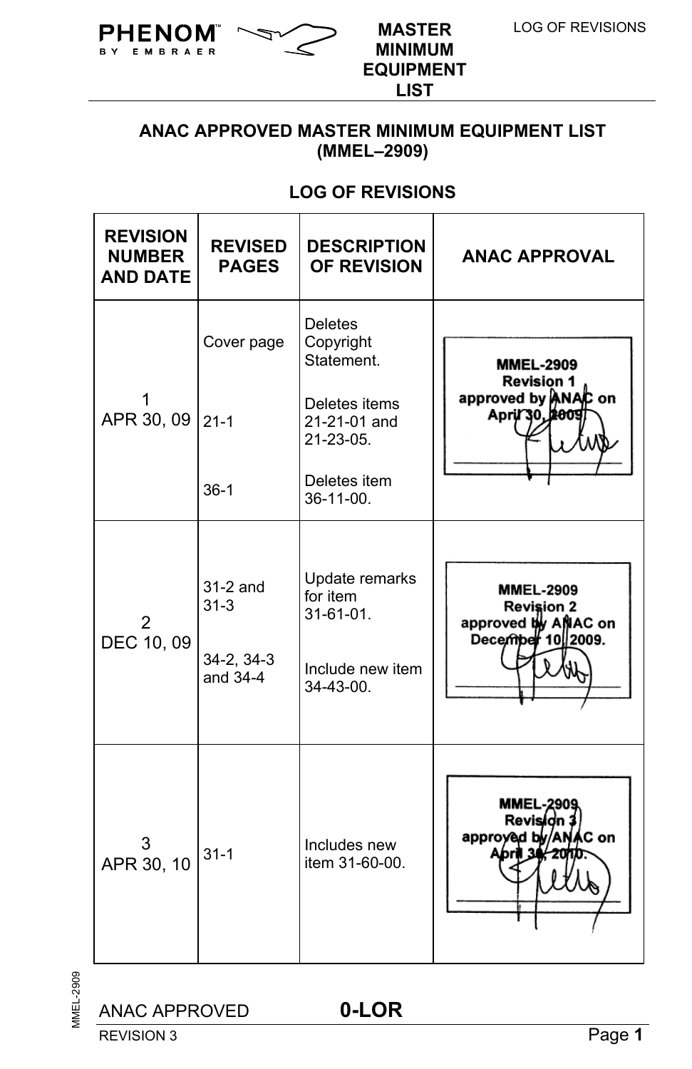## ANAC APPROVED MASTER MINIMUM EQUIPMENT LIST (MMEL–2909)

## LOG OF REVISIONS

| REVISION NUMBER AND DATE | REVISED PAGES | DESCRIPTION OF REVISION | ANAC APPROVAL |
|---|---|---|---|
| 1<br>APR 30, 09 | Cover page<br><br>21-1<br><br>36-1 | Deletes Copyright Statement.<br><br>Deletes items 21-21-01 and 21-23-05.<br><br>Deletes item 36-11-00. | MMEL-2909<br>Revision 1<br>approved by ANAC on April 30, 2009 |
| 2<br>DEC 10, 09 | 31-2 and 31-3<br><br>34-2, 34-3 and 34-4 | Update remarks for item 31-61-01.<br><br>Include new item 34-43-00. | MMEL-2909<br>Revision 2<br>approved by ANAC on December 10, 2009. |
| 3<br>APR 30, 10 | 31-1 | Includes new item 31-60-00. | MMEL-2909<br>Revision 3<br>approved by ANAC on April 30, 2010. |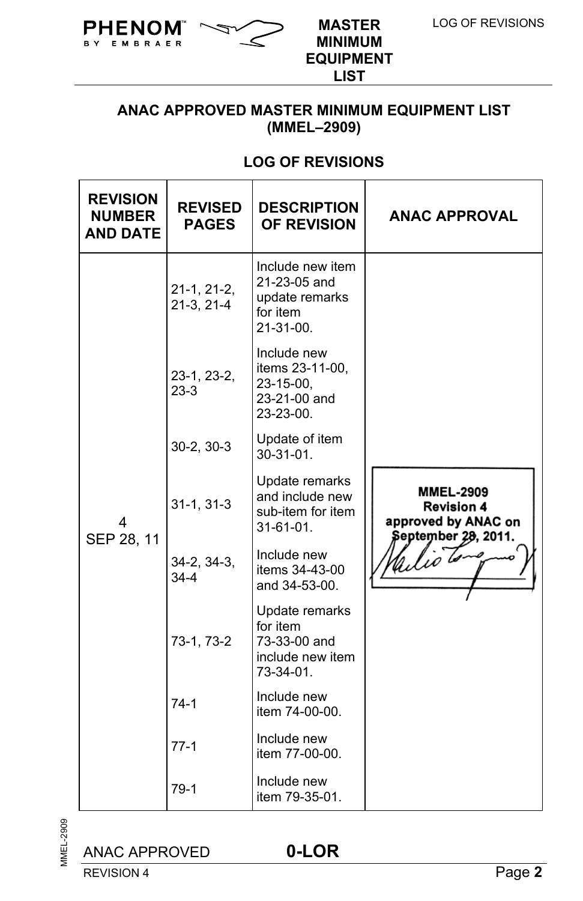## ANAC APPROVED MASTER MINIMUM EQUIPMENT LIST (MMEL–2909)

## LOG OF REVISIONS

| REVISION NUMBER AND DATE | REVISED PAGES | DESCRIPTION OF REVISION | ANAC APPROVAL |
|---|---|---|---|
| 4 SEP 28, 11 | 21-1, 21-2, 21-3, 21-4 | Include new item 21-23-05 and update remarks for item 21-31-00. | MMEL-2909 Revision 4 approved by ANAC on September 28, 2011. |
| | 23-1, 23-2, 23-3 | Include new items 23-11-00, 23-15-00, 23-21-00 and 23-23-00. | |
| | 30-2, 30-3 | Update of item 30-31-01. | |
| | 31-1, 31-3 | Update remarks and include new sub-item for item 31-61-01. | |
| | 34-2, 34-3, 34-4 | Include new items 34-43-00 and 34-53-00. | |
| | 73-1, 73-2 | Update remarks for item 73-33-00 and include new item 73-34-01. | |
| | 74-1 | Include new item 74-00-00. | |
| | 77-1 | Include new item 77-00-00. | |
| | 79-1 | Include new item 79-35-01. | |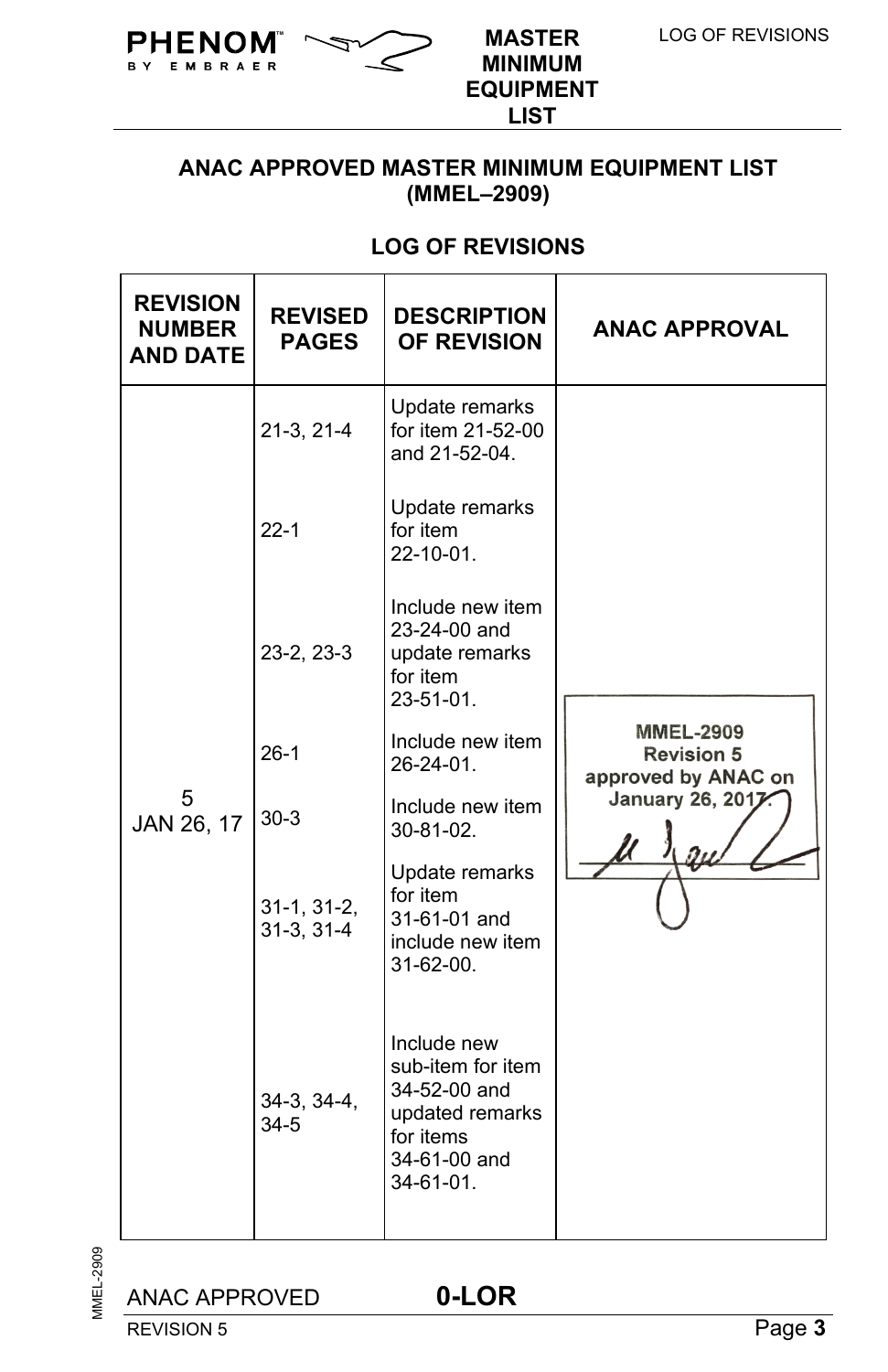## ANAC APPROVED MASTER MINIMUM EQUIPMENT LIST (MMEL–2909)

## LOG OF REVISIONS

| REVISION NUMBER AND DATE | REVISED PAGES | DESCRIPTION OF REVISION | ANAC APPROVAL |
|---|---|---|---|
| 5 JAN 26, 17 | 21-3, 21-4 | Update remarks for item 21-52-00 and 21-52-04. | MMEL-2909 Revision 5 approved by ANAC on January 26, 2017. |
| | 22-1 | Update remarks for item 22-10-01. | |
| | 23-2, 23-3 | Include new item 23-24-00 and update remarks for item 23-51-01. | |
| | 26-1 | Include new item 26-24-01. | |
| | 30-3 | Include new item 30-81-02. | |
| | 31-1, 31-2, 31-3, 31-4 | Update remarks for item 31-61-01 and include new item 31-62-00. | |
| | 34-3, 34-4, 34-5 | Include new sub-item for item 34-52-00 and updated remarks for items 34-61-00 and 34-61-01. | |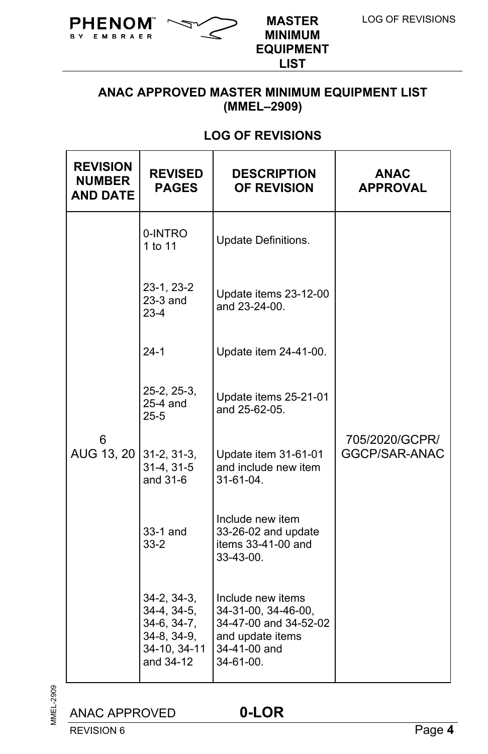## ANAC APPROVED MASTER MINIMUM EQUIPMENT LIST (MMEL–2909)

### LOG OF REVISIONS

| REVISION NUMBER AND DATE | REVISED PAGES | DESCRIPTION OF REVISION | ANAC APPROVAL |
|---|---|---|---|
| 6 AUG 13, 20 | 0-INTRO 1 to 11 | Update Definitions. | 705/2020/GCPR/ GGCP/SAR-ANAC |
| | 23-1, 23-2 23-3 and 23-4 | Update items 23-12-00 and 23-24-00. | |
| | 24-1 | Update item 24-41-00. | |
| | 25-2, 25-3, 25-4 and 25-5 | Update items 25-21-01 and 25-62-05. | |
| | 31-2, 31-3, 31-4, 31-5 and 31-6 | Update item 31-61-01 and include new item 31-61-04. | |
| | 33-1 and 33-2 | Include new item 33-26-02 and update items 33-41-00 and 33-43-00. | |
| | 34-2, 34-3, 34-4, 34-5, 34-6, 34-7, 34-8, 34-9, 34-10, 34-11 and 34-12 | Include new items 34-31-00, 34-46-00, 34-47-00 and 34-52-02 and update items 34-41-00 and 34-61-00. | |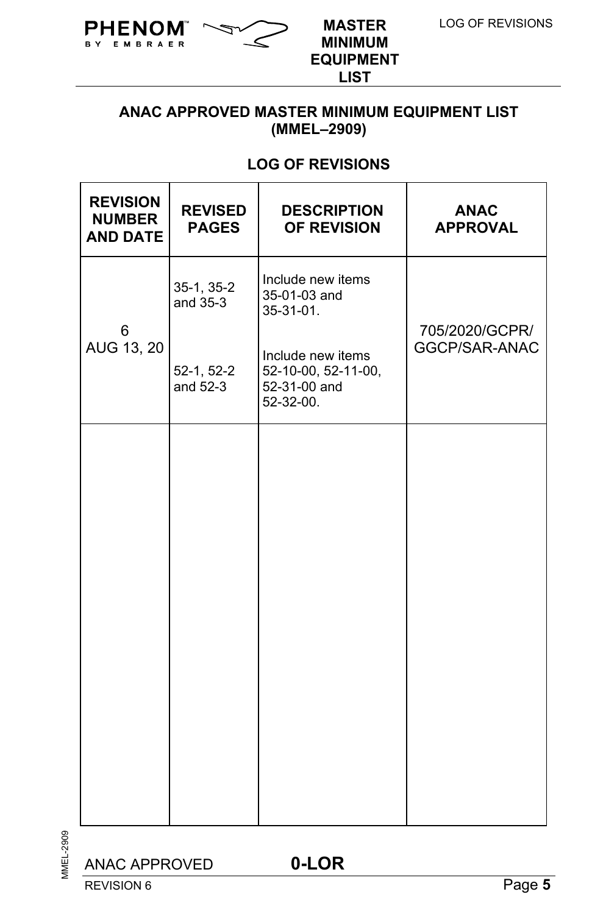## ANAC APPROVED MASTER MINIMUM EQUIPMENT LIST (MMEL–2909)

### LOG OF REVISIONS

| REVISION NUMBER AND DATE | REVISED PAGES | DESCRIPTION OF REVISION | ANAC APPROVAL |
|---|---|---|---|
| 6<br>AUG 13, 20 | 35-1, 35-2 and 35-3<br><br>52-1, 52-2 and 52-3 | Include new items 35-01-03 and 35-31-01.<br><br>Include new items 52-10-00, 52-11-00, 52-31-00 and 52-32-00. | 705/2020/GCPR/ GGCP/SAR-ANAC |
| | | | |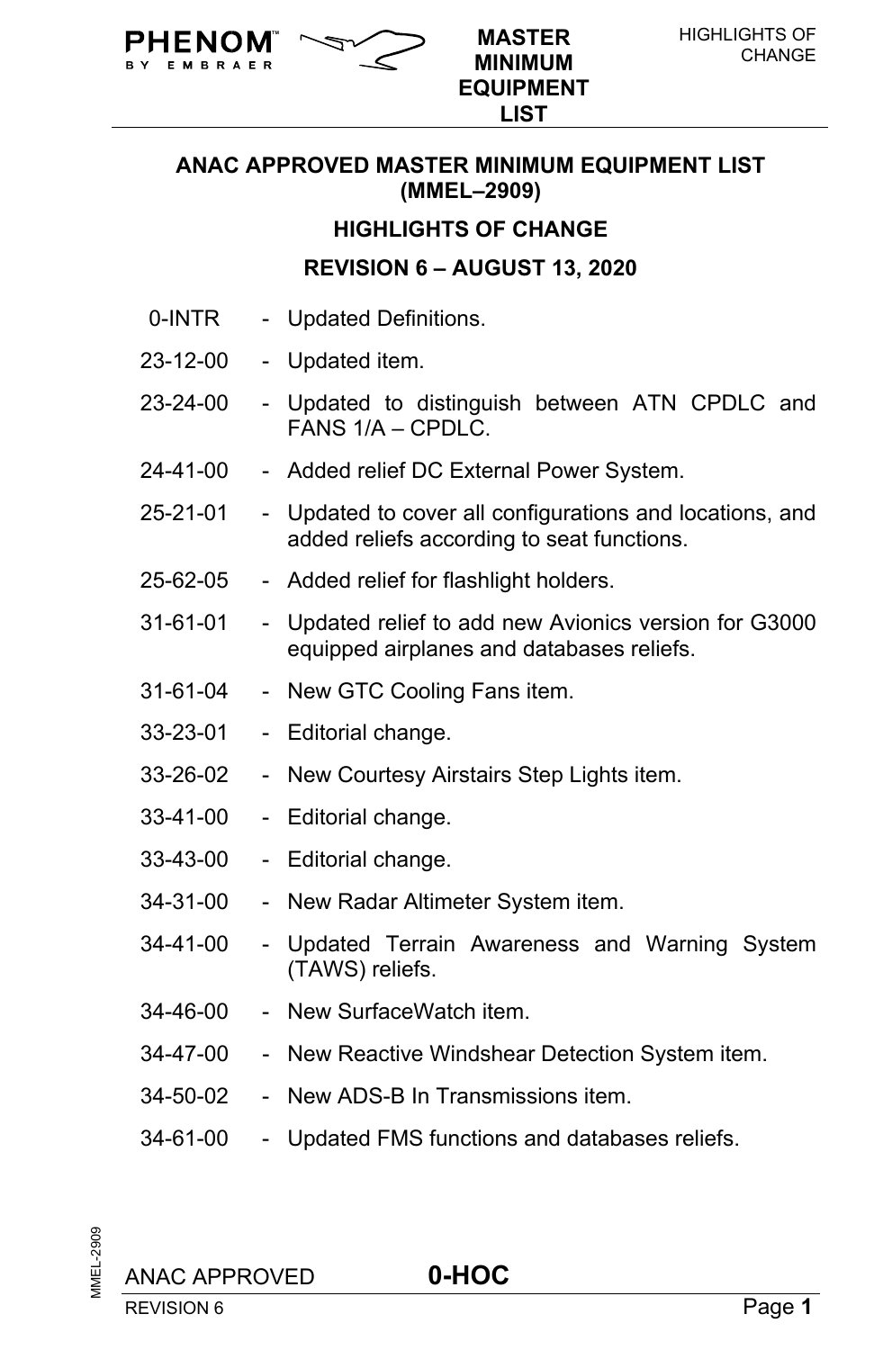# ANAC APPROVED MASTER MINIMUM EQUIPMENT LIST (MMEL–2909)

## HIGHLIGHTS OF CHANGE

## REVISION 6 – AUGUST 13, 2020

| | | |
|---|---|---|
| 0-INTR | - | Updated Definitions. |
| 23-12-00 | - | Updated item. |
| 23-24-00 | - | Updated to distinguish between ATN CPDLC and FANS 1/A – CPDLC. |
| 24-41-00 | - | Added relief DC External Power System. |
| 25-21-01 | - | Updated to cover all configurations and locations, and added reliefs according to seat functions. |
| 25-62-05 | - | Added relief for flashlight holders. |
| 31-61-01 | - | Updated relief to add new Avionics version for G3000 equipped airplanes and databases reliefs. |
| 31-61-04 | - | New GTC Cooling Fans item. |
| 33-23-01 | - | Editorial change. |
| 33-26-02 | - | New Courtesy Airstairs Step Lights item. |
| 33-41-00 | - | Editorial change. |
| 33-43-00 | - | Editorial change. |
| 34-31-00 | - | New Radar Altimeter System item. |
| 34-41-00 | - | Updated Terrain Awareness and Warning System (TAWS) reliefs. |
| 34-46-00 | - | New SurfaceWatch item. |
| 34-47-00 | - | New Reactive Windshear Detection System item. |
| 34-50-02 | - | New ADS-B In Transmissions item. |
| 34-61-00 | - | Updated FMS functions and databases reliefs. |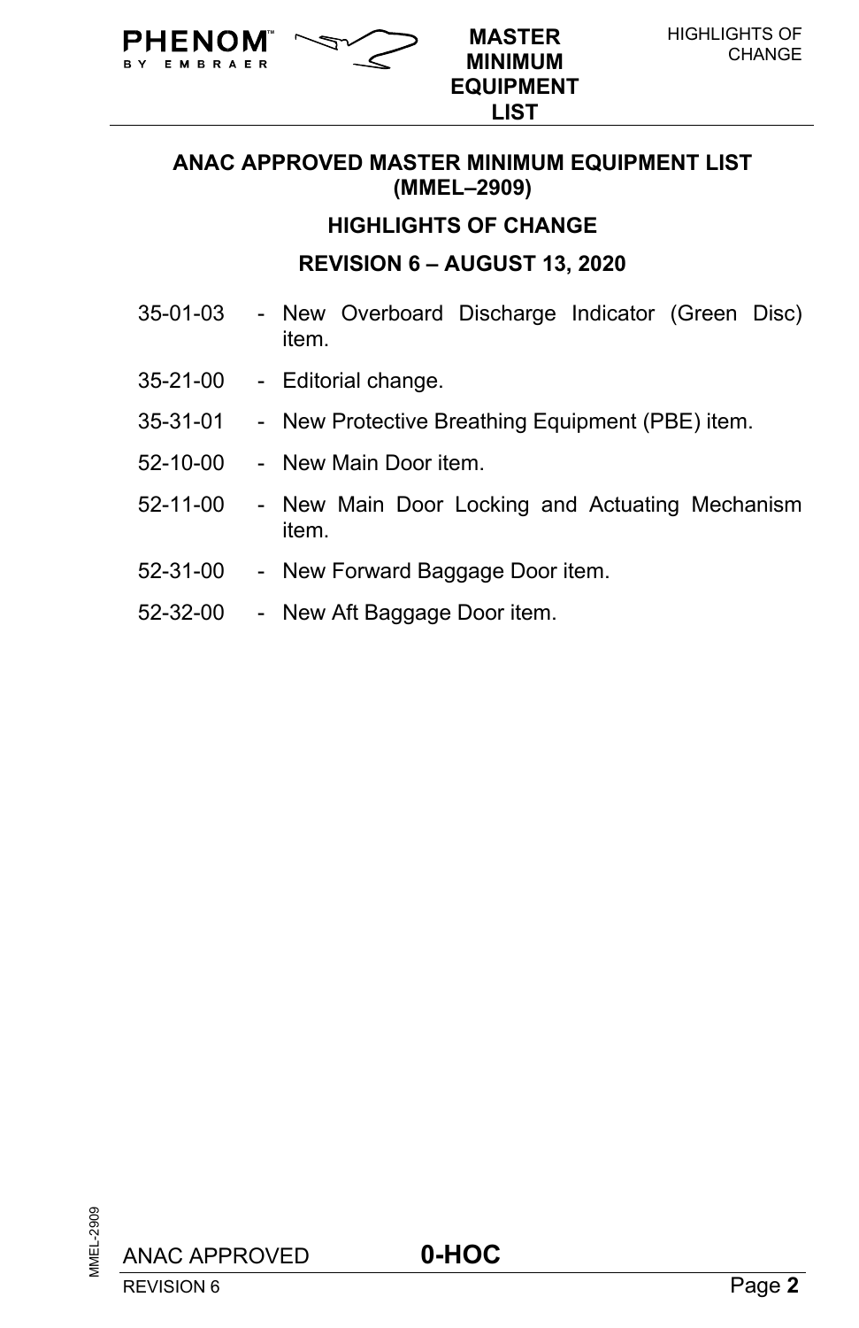## ANAC APPROVED MASTER MINIMUM EQUIPMENT LIST (MMEL–2909)

## HIGHLIGHTS OF CHANGE

### REVISION 6 – AUGUST 13, 2020

| | |
|---|---|
| 35-01-03 | - New Overboard Discharge Indicator (Green Disc) item. |
| 35-21-00 | - Editorial change. |
| 35-31-01 | - New Protective Breathing Equipment (PBE) item. |
| 52-10-00 | - New Main Door item. |
| 52-11-00 | - New Main Door Locking and Actuating Mechanism item. |
| 52-31-00 | - New Forward Baggage Door item. |
| 52-32-00 | - New Aft Baggage Door item. |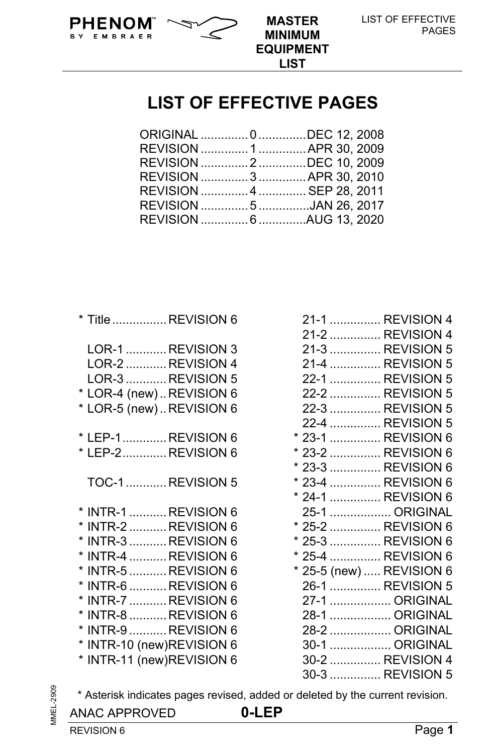# LIST OF EFFECTIVE PAGES

| | | |
|---|---|---|
| ORIGINAL | 0 | DEC 12, 2008 |
| REVISION | 1 | APR 30, 2009 |
| REVISION | 2 | DEC 10, 2009 |
| REVISION | 3 | APR 30, 2010 |
| REVISION | 4 | SEP 28, 2011 |
| REVISION | 5 | JAN 26, 2017 |
| REVISION | 6 | AUG 13, 2020 |

| Page | Revision |
|---|---|
| * Title | REVISION 6 |
| LOR-1 | REVISION 3 |
| LOR-2 | REVISION 4 |
| LOR-3 | REVISION 5 |
| * LOR-4 (new) | REVISION 6 |
| * LOR-5 (new) | REVISION 6 |
| * LEP-1 | REVISION 6 |
| * LEP-2 | REVISION 6 |
| TOC-1 | REVISION 5 |
| * INTR-1 | REVISION 6 |
| * INTR-2 | REVISION 6 |
| * INTR-3 | REVISION 6 |
| * INTR-4 | REVISION 6 |
| * INTR-5 | REVISION 6 |
| * INTR-6 | REVISION 6 |
| * INTR-7 | REVISION 6 |
| * INTR-8 | REVISION 6 |
| * INTR-9 | REVISION 6 |
| * INTR-10 (new) | REVISION 6 |
| * INTR-11 (new) | REVISION 6 |
| 21-1 | REVISION 4 |
| 21-2 | REVISION 4 |
| 21-3 | REVISION 5 |
| 21-4 | REVISION 5 |
| 22-1 | REVISION 5 |
| 22-2 | REVISION 5 |
| 22-3 | REVISION 5 |
| 22-4 | REVISION 5 |
| * 23-1 | REVISION 6 |
| * 23-2 | REVISION 6 |
| * 23-3 | REVISION 6 |
| * 23-4 | REVISION 6 |
| * 24-1 | REVISION 6 |
| 25-1 | ORIGINAL |
| * 25-2 | REVISION 6 |
| * 25-3 | REVISION 6 |
| * 25-4 | REVISION 6 |
| * 25-5 (new) | REVISION 6 |
| 26-1 | REVISION 5 |
| 27-1 | ORIGINAL |
| 28-1 | ORIGINAL |
| 28-2 | ORIGINAL |
| 30-1 | ORIGINAL |
| 30-2 | REVISION 4 |
| 30-3 | REVISION 5 |

* Asterisk indicates pages revised, added or deleted by the current revision.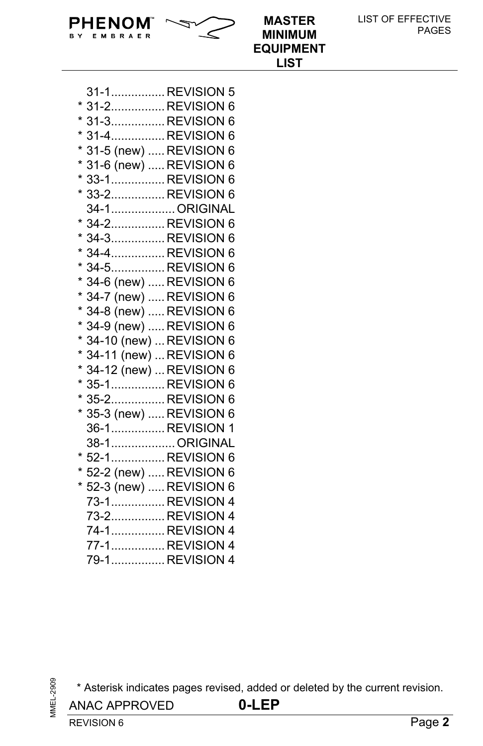31-1................ REVISION 5
* 31-2................ REVISION 6
* 31-3................ REVISION 6
* 31-4................ REVISION 6
* 31-5 (new) ..... REVISION 6
* 31-6 (new) ..... REVISION 6
* 33-1................ REVISION 6
* 33-2................ REVISION 6
34-1................... ORIGINAL
* 34-2................ REVISION 6
* 34-3................ REVISION 6
* 34-4................ REVISION 6
* 34-5................ REVISION 6
* 34-6 (new) ..... REVISION 6
* 34-7 (new) ..... REVISION 6
* 34-8 (new) ..... REVISION 6
* 34-9 (new) ..... REVISION 6
* 34-10 (new) ... REVISION 6
* 34-11 (new) ... REVISION 6
* 34-12 (new) ... REVISION 6
* 35-1................ REVISION 6
* 35-2................ REVISION 6
* 35-3 (new) ..... REVISION 6
36-1................ REVISION 1
38-1................... ORIGINAL
* 52-1................ REVISION 6
* 52-2 (new) ..... REVISION 6
* 52-3 (new) ..... REVISION 6
73-1................ REVISION 4
73-2................ REVISION 4
74-1................ REVISION 4
77-1................ REVISION 4
79-1................ REVISION 4

* Asterisk indicates pages revised, added or deleted by the current revision.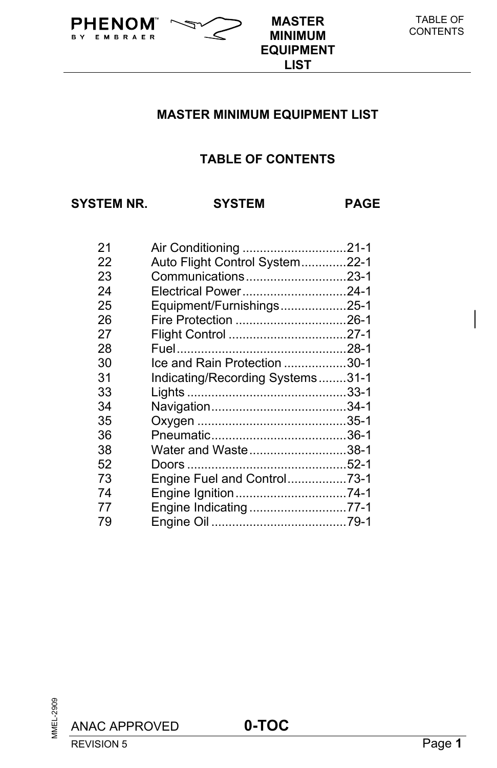# MASTER MINIMUM EQUIPMENT LIST

## TABLE OF CONTENTS

| SYSTEM NR. | SYSTEM | PAGE |
|---|---|---|
| 21 | Air Conditioning | 21-1 |
| 22 | Auto Flight Control System | 22-1 |
| 23 | Communications | 23-1 |
| 24 | Electrical Power | 24-1 |
| 25 | Equipment/Furnishings | 25-1 |
| 26 | Fire Protection | 26-1 |
| 27 | Flight Control | 27-1 |
| 28 | Fuel | 28-1 |
| 30 | Ice and Rain Protection | 30-1 |
| 31 | Indicating/Recording Systems | 31-1 |
| 33 | Lights | 33-1 |
| 34 | Navigation | 34-1 |
| 35 | Oxygen | 35-1 |
| 36 | Pneumatic | 36-1 |
| 38 | Water and Waste | 38-1 |
| 52 | Doors | 52-1 |
| 73 | Engine Fuel and Control | 73-1 |
| 74 | Engine Ignition | 74-1 |
| 77 | Engine Indicating | 77-1 |
| 79 | Engine Oil | 79-1 |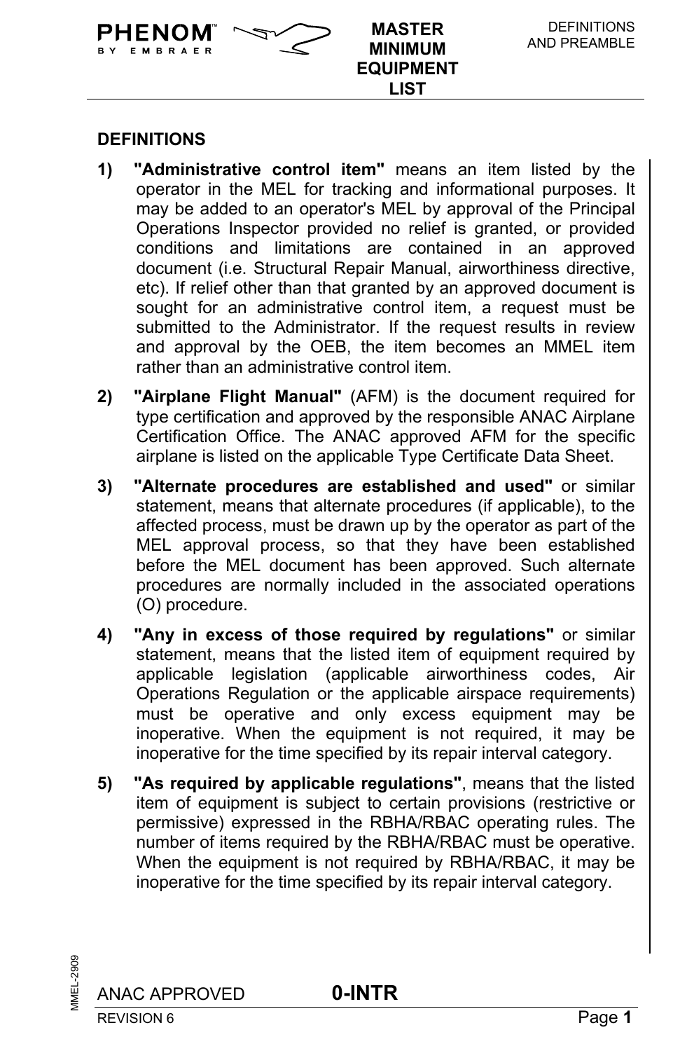## DEFINITIONS

1) **"Administrative control item"** means an item listed by the operator in the MEL for tracking and informational purposes. It may be added to an operator's MEL by approval of the Principal Operations Inspector provided no relief is granted, or provided conditions and limitations are contained in an approved document (i.e. Structural Repair Manual, airworthiness directive, etc). If relief other than that granted by an approved document is sought for an administrative control item, a request must be submitted to the Administrator. If the request results in review and approval by the OEB, the item becomes an MMEL item rather than an administrative control item.

2) **"Airplane Flight Manual"** (AFM) is the document required for type certification and approved by the responsible ANAC Airplane Certification Office. The ANAC approved AFM for the specific airplane is listed on the applicable Type Certificate Data Sheet.

3) **"Alternate procedures are established and used"** or similar statement, means that alternate procedures (if applicable), to the affected process, must be drawn up by the operator as part of the MEL approval process, so that they have been established before the MEL document has been approved. Such alternate procedures are normally included in the associated operations (O) procedure.

4) **"Any in excess of those required by regulations"** or similar statement, means that the listed item of equipment required by applicable legislation (applicable airworthiness codes, Air Operations Regulation or the applicable airspace requirements) must be operative and only excess equipment may be inoperative. When the equipment is not required, it may be inoperative for the time specified by its repair interval category.

5) **"As required by applicable regulations"**, means that the listed item of equipment is subject to certain provisions (restrictive or permissive) expressed in the RBHA/RBAC operating rules. The number of items required by the RBHA/RBAC must be operative. When the equipment is not required by RBHA/RBAC, it may be inoperative for the time specified by its repair interval category.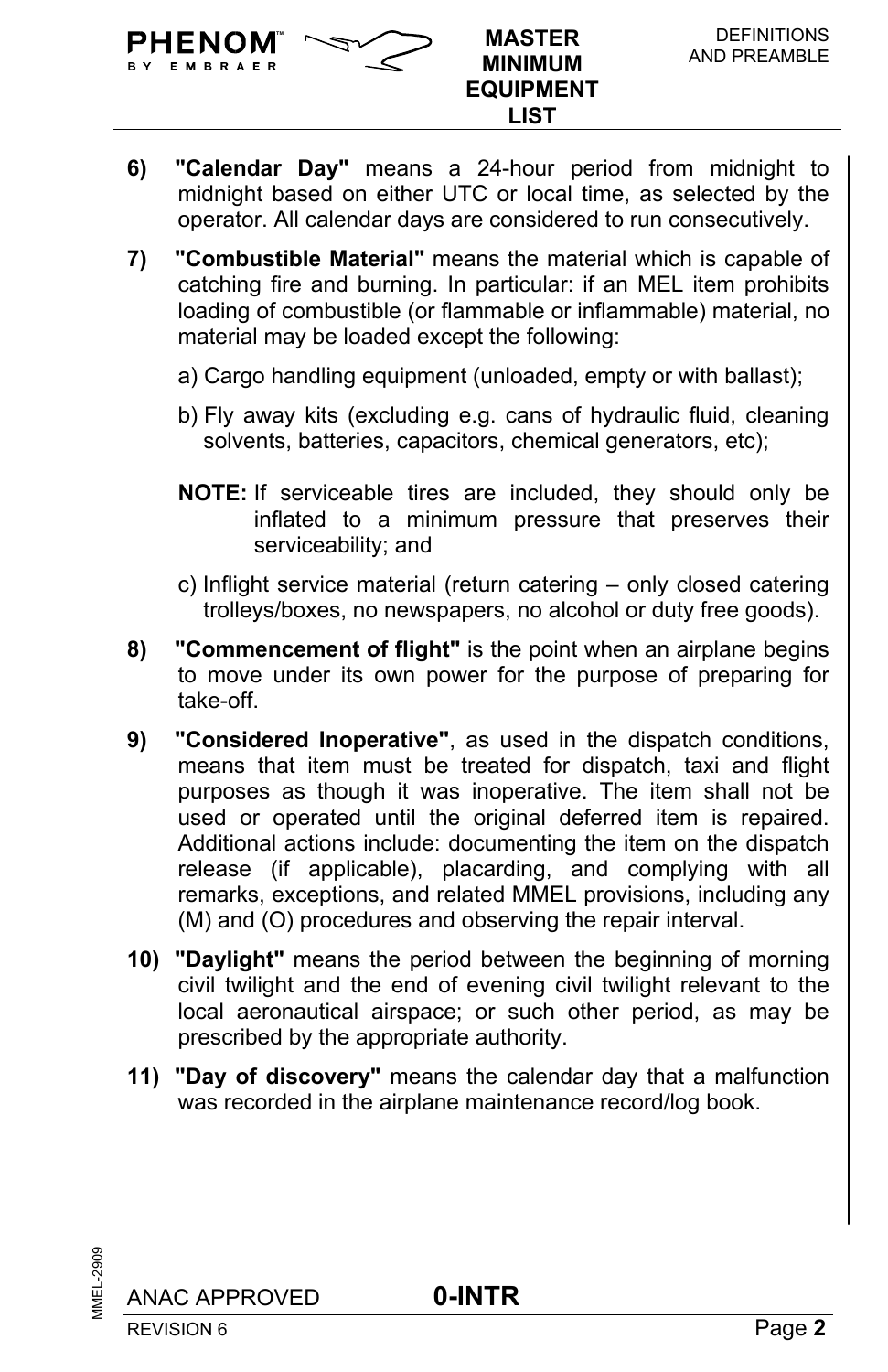6) **"Calendar Day"** means a 24-hour period from midnight to midnight based on either UTC or local time, as selected by the operator. All calendar days are considered to run consecutively.

7) **"Combustible Material"** means the material which is capable of catching fire and burning. In particular: if an MEL item prohibits loading of combustible (or flammable or inflammable) material, no material may be loaded except the following:

   a) Cargo handling equipment (unloaded, empty or with ballast);

   b) Fly away kits (excluding e.g. cans of hydraulic fluid, cleaning solvents, batteries, capacitors, chemical generators, etc);

   **NOTE:** If serviceable tires are included, they should only be inflated to a minimum pressure that preserves their serviceability; and

   c) Inflight service material (return catering – only closed catering trolleys/boxes, no newspapers, no alcohol or duty free goods).

8) **"Commencement of flight"** is the point when an airplane begins to move under its own power for the purpose of preparing for take-off.

9) **"Considered Inoperative"**, as used in the dispatch conditions, means that item must be treated for dispatch, taxi and flight purposes as though it was inoperative. The item shall not be used or operated until the original deferred item is repaired. Additional actions include: documenting the item on the dispatch release (if applicable), placarding, and complying with all remarks, exceptions, and related MMEL provisions, including any (M) and (O) procedures and observing the repair interval.

10) **"Daylight"** means the period between the beginning of morning civil twilight and the end of evening civil twilight relevant to the local aeronautical airspace; or such other period, as may be prescribed by the appropriate authority.

11) **"Day of discovery"** means the calendar day that a malfunction was recorded in the airplane maintenance record/log book.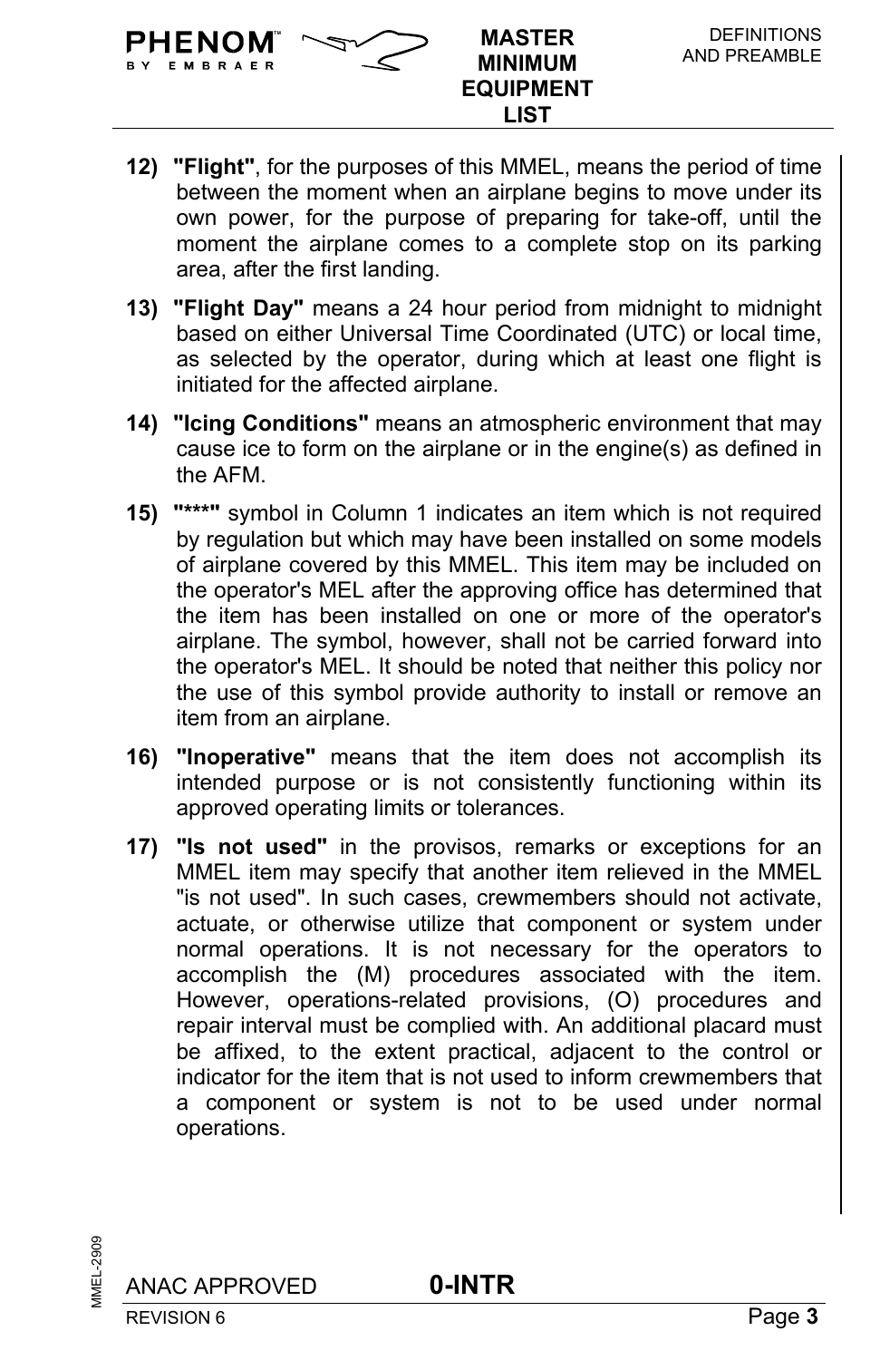12) **"Flight"**, for the purposes of this MMEL, means the period of time between the moment when an airplane begins to move under its own power, for the purpose of preparing for take-off, until the moment the airplane comes to a complete stop on its parking area, after the first landing.

13) **"Flight Day"** means a 24 hour period from midnight to midnight based on either Universal Time Coordinated (UTC) or local time, as selected by the operator, during which at least one flight is initiated for the affected airplane.

14) **"Icing Conditions"** means an atmospheric environment that may cause ice to form on the airplane or in the engine(s) as defined in the AFM.

15) **"\*\*\*"** symbol in Column 1 indicates an item which is not required by regulation but which may have been installed on some models of airplane covered by this MMEL. This item may be included on the operator's MEL after the approving office has determined that the item has been installed on one or more of the operator's airplane. The symbol, however, shall not be carried forward into the operator's MEL. It should be noted that neither this policy nor the use of this symbol provide authority to install or remove an item from an airplane.

16) **"Inoperative"** means that the item does not accomplish its intended purpose or is not consistently functioning within its approved operating limits or tolerances.

17) **"Is not used"** in the provisos, remarks or exceptions for an MMEL item may specify that another item relieved in the MMEL "is not used". In such cases, crewmembers should not activate, actuate, or otherwise utilize that component or system under normal operations. It is not necessary for the operators to accomplish the (M) procedures associated with the item. However, operations-related provisions, (O) procedures and repair interval must be complied with. An additional placard must be affixed, to the extent practical, adjacent to the control or indicator for the item that is not used to inform crewmembers that a component or system is not to be used under normal operations.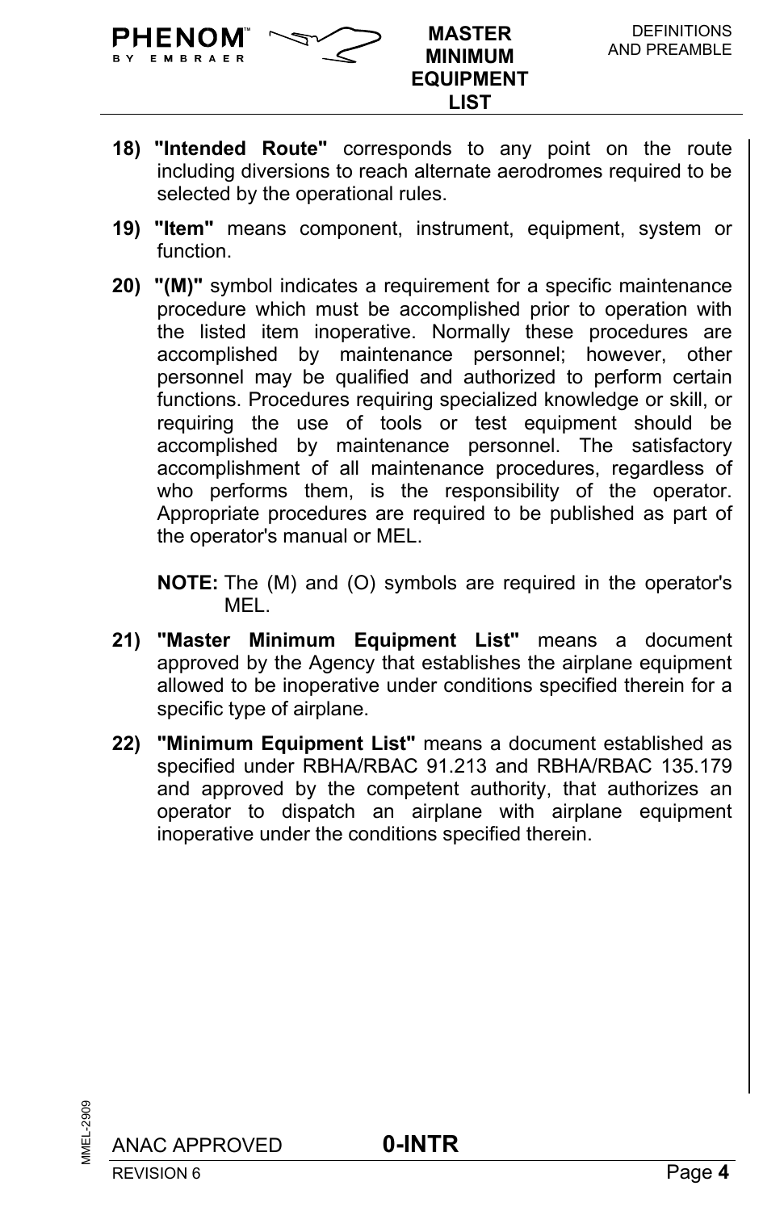18) **"Intended Route"** corresponds to any point on the route including diversions to reach alternate aerodromes required to be selected by the operational rules.

19) **"Item"** means component, instrument, equipment, system or function.

20) **"(M)"** symbol indicates a requirement for a specific maintenance procedure which must be accomplished prior to operation with the listed item inoperative. Normally these procedures are accomplished by maintenance personnel; however, other personnel may be qualified and authorized to perform certain functions. Procedures requiring specialized knowledge or skill, or requiring the use of tools or test equipment should be accomplished by maintenance personnel. The satisfactory accomplishment of all maintenance procedures, regardless of who performs them, is the responsibility of the operator. Appropriate procedures are required to be published as part of the operator's manual or MEL.

    **NOTE:** The (M) and (O) symbols are required in the operator's MEL.

21) **"Master Minimum Equipment List"** means a document approved by the Agency that establishes the airplane equipment allowed to be inoperative under conditions specified therein for a specific type of airplane.

22) **"Minimum Equipment List"** means a document established as specified under RBHA/RBAC 91.213 and RBHA/RBAC 135.179 and approved by the competent authority, that authorizes an operator to dispatch an airplane with airplane equipment inoperative under the conditions specified therein.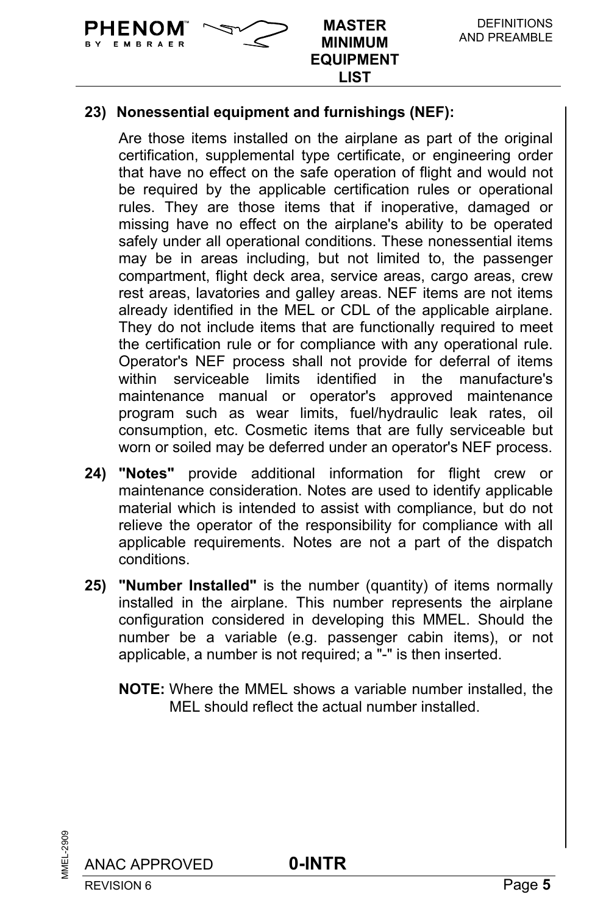**23) Nonessential equipment and furnishings (NEF):**

Are those items installed on the airplane as part of the original certification, supplemental type certificate, or engineering order that have no effect on the safe operation of flight and would not be required by the applicable certification rules or operational rules. They are those items that if inoperative, damaged or missing have no effect on the airplane's ability to be operated safely under all operational conditions. These nonessential items may be in areas including, but not limited to, the passenger compartment, flight deck area, service areas, cargo areas, crew rest areas, lavatories and galley areas. NEF items are not items already identified in the MEL or CDL of the applicable airplane. They do not include items that are functionally required to meet the certification rule or for compliance with any operational rule. Operator's NEF process shall not provide for deferral of items within serviceable limits identified in the manufacture's maintenance manual or operator's approved maintenance program such as wear limits, fuel/hydraulic leak rates, oil consumption, etc. Cosmetic items that are fully serviceable but worn or soiled may be deferred under an operator's NEF process.

**24) "Notes"** provide additional information for flight crew or maintenance consideration. Notes are used to identify applicable material which is intended to assist with compliance, but do not relieve the operator of the responsibility for compliance with all applicable requirements. Notes are not a part of the dispatch conditions.

**25) "Number Installed"** is the number (quantity) of items normally installed in the airplane. This number represents the airplane configuration considered in developing this MMEL. Should the number be a variable (e.g. passenger cabin items), or not applicable, a number is not required; a "-" is then inserted.

**NOTE:** Where the MMEL shows a variable number installed, the MEL should reflect the actual number installed.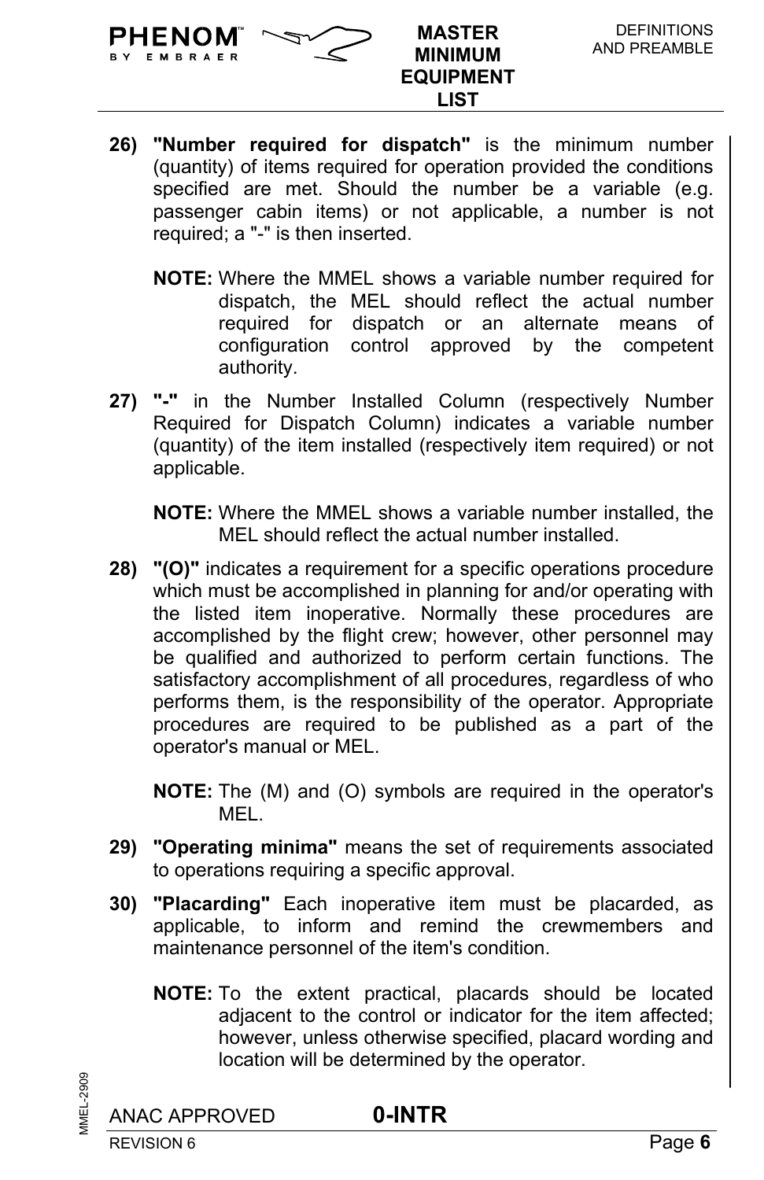26) **"Number required for dispatch"** is the minimum number (quantity) of items required for operation provided the conditions specified are met. Should the number be a variable (e.g. passenger cabin items) or not applicable, a number is not required; a "-" is then inserted.

    **NOTE:** Where the MMEL shows a variable number required for dispatch, the MEL should reflect the actual number required for dispatch or an alternate means of configuration control approved by the competent authority.

27) **"-"** in the Number Installed Column (respectively Number Required for Dispatch Column) indicates a variable number (quantity) of the item installed (respectively item required) or not applicable.

    **NOTE:** Where the MMEL shows a variable number installed, the MEL should reflect the actual number installed.

28) **"(O)"** indicates a requirement for a specific operations procedure which must be accomplished in planning for and/or operating with the listed item inoperative. Normally these procedures are accomplished by the flight crew; however, other personnel may be qualified and authorized to perform certain functions. The satisfactory accomplishment of all procedures, regardless of who performs them, is the responsibility of the operator. Appropriate procedures are required to be published as a part of the operator's manual or MEL.

    **NOTE:** The (M) and (O) symbols are required in the operator's MEL.

29) **"Operating minima"** means the set of requirements associated to operations requiring a specific approval.

30) **"Placarding"** Each inoperative item must be placarded, as applicable, to inform and remind the crewmembers and maintenance personnel of the item's condition.

    **NOTE:** To the extent practical, placards should be located adjacent to the control or indicator for the item affected; however, unless otherwise specified, placard wording and location will be determined by the operator.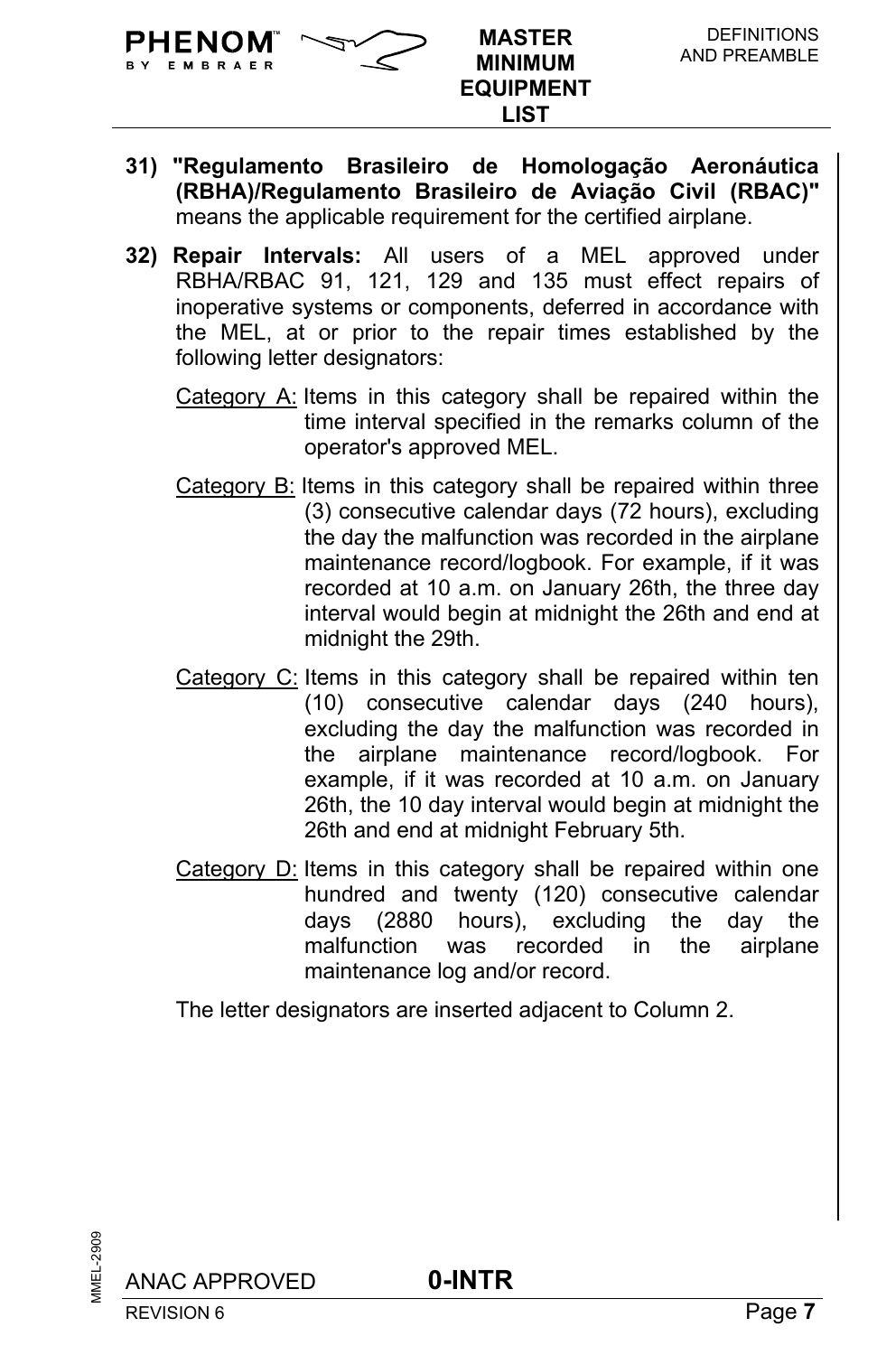31) **"Regulamento Brasileiro de Homologação Aeronáutica (RBHA)/Regulamento Brasileiro de Aviação Civil (RBAC)"** means the applicable requirement for the certified airplane.

32) **Repair Intervals:** All users of a MEL approved under RBHA/RBAC 91, 121, 129 and 135 must effect repairs of inoperative systems or components, deferred in accordance with the MEL, at or prior to the repair times established by the following letter designators:

<u>Category A:</u> Items in this category shall be repaired within the time interval specified in the remarks column of the operator's approved MEL.

<u>Category B:</u> Items in this category shall be repaired within three (3) consecutive calendar days (72 hours), excluding the day the malfunction was recorded in the airplane maintenance record/logbook. For example, if it was recorded at 10 a.m. on January 26th, the three day interval would begin at midnight the 26th and end at midnight the 29th.

<u>Category C:</u> Items in this category shall be repaired within ten (10) consecutive calendar days (240 hours), excluding the day the malfunction was recorded in the airplane maintenance record/logbook. For example, if it was recorded at 10 a.m. on January 26th, the 10 day interval would begin at midnight the 26th and end at midnight February 5th.

<u>Category D:</u> Items in this category shall be repaired within one hundred and twenty (120) consecutive calendar days (2880 hours), excluding the day the malfunction was recorded in the airplane maintenance log and/or record.

The letter designators are inserted adjacent to Column 2.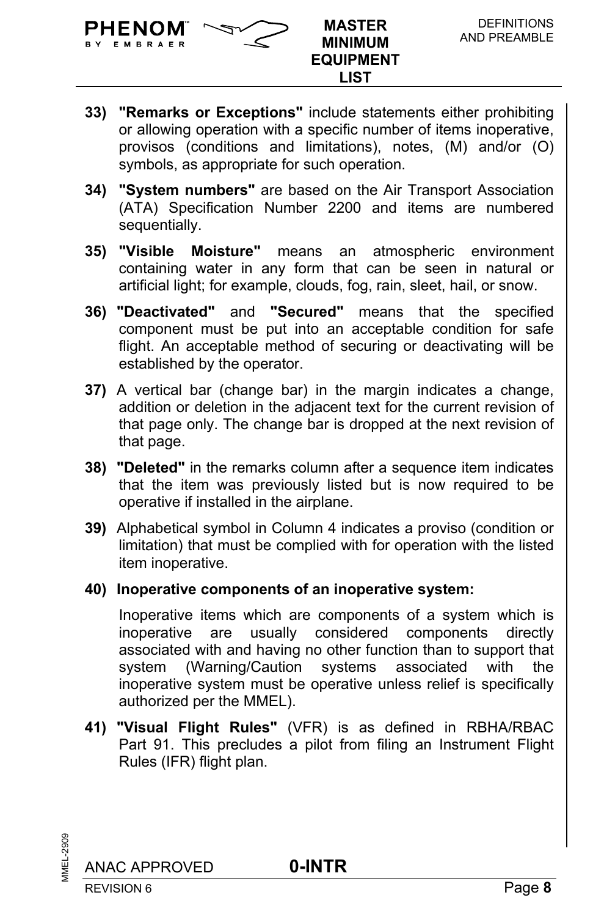33) **"Remarks or Exceptions"** include statements either prohibiting or allowing operation with a specific number of items inoperative, provisos (conditions and limitations), notes, (M) and/or (O) symbols, as appropriate for such operation.

34) **"System numbers"** are based on the Air Transport Association (ATA) Specification Number 2200 and items are numbered sequentially.

35) **"Visible Moisture"** means an atmospheric environment containing water in any form that can be seen in natural or artificial light; for example, clouds, fog, rain, sleet, hail, or snow.

36) **"Deactivated"** and **"Secured"** means that the specified component must be put into an acceptable condition for safe flight. An acceptable method of securing or deactivating will be established by the operator.

37) A vertical bar (change bar) in the margin indicates a change, addition or deletion in the adjacent text for the current revision of that page only. The change bar is dropped at the next revision of that page.

38) **"Deleted"** in the remarks column after a sequence item indicates that the item was previously listed but is now required to be operative if installed in the airplane.

39) Alphabetical symbol in Column 4 indicates a proviso (condition or limitation) that must be complied with for operation with the listed item inoperative.

40) **Inoperative components of an inoperative system:**

Inoperative items which are components of a system which is inoperative are usually considered components directly associated with and having no other function than to support that system (Warning/Caution systems associated with the inoperative system must be operative unless relief is specifically authorized per the MMEL).

41) **"Visual Flight Rules"** (VFR) is as defined in RBHA/RBAC Part 91. This precludes a pilot from filing an Instrument Flight Rules (IFR) flight plan.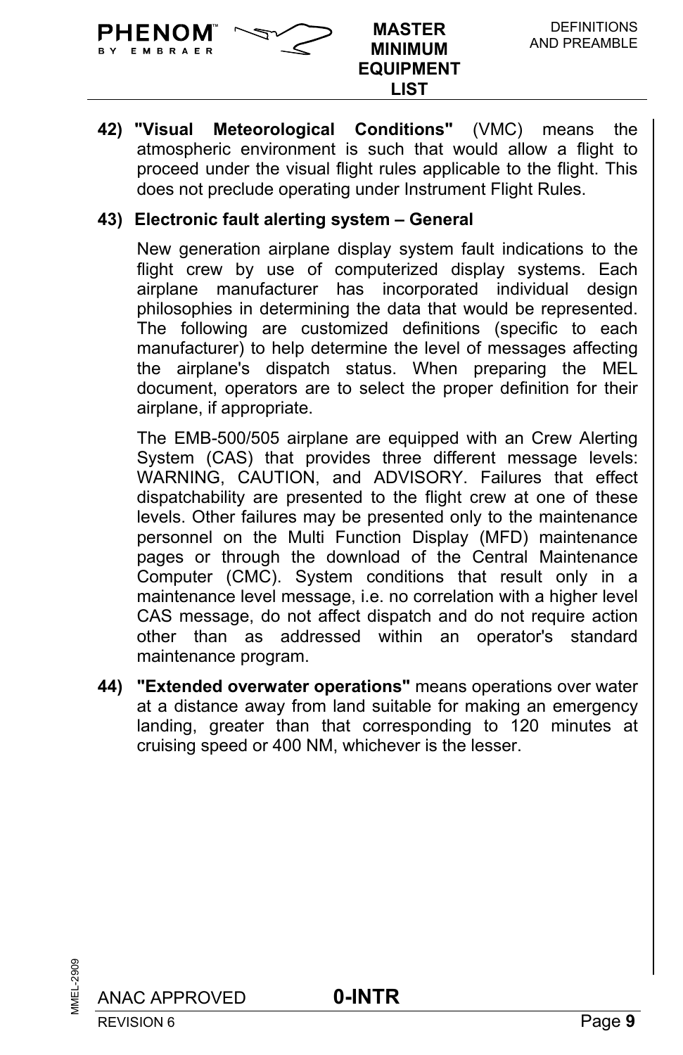**42) "Visual Meteorological Conditions"** (VMC) means the atmospheric environment is such that would allow a flight to proceed under the visual flight rules applicable to the flight. This does not preclude operating under Instrument Flight Rules.

**43) Electronic fault alerting system – General**

New generation airplane display system fault indications to the flight crew by use of computerized display systems. Each airplane manufacturer has incorporated individual design philosophies in determining the data that would be represented. The following are customized definitions (specific to each manufacturer) to help determine the level of messages affecting the airplane's dispatch status. When preparing the MEL document, operators are to select the proper definition for their airplane, if appropriate.

The EMB-500/505 airplane are equipped with an Crew Alerting System (CAS) that provides three different message levels: WARNING, CAUTION, and ADVISORY. Failures that effect dispatchability are presented to the flight crew at one of these levels. Other failures may be presented only to the maintenance personnel on the Multi Function Display (MFD) maintenance pages or through the download of the Central Maintenance Computer (CMC). System conditions that result only in a maintenance level message, i.e. no correlation with a higher level CAS message, do not affect dispatch and do not require action other than as addressed within an operator's standard maintenance program.

**44) "Extended overwater operations"** means operations over water at a distance away from land suitable for making an emergency landing, greater than that corresponding to 120 minutes at cruising speed or 400 NM, whichever is the lesser.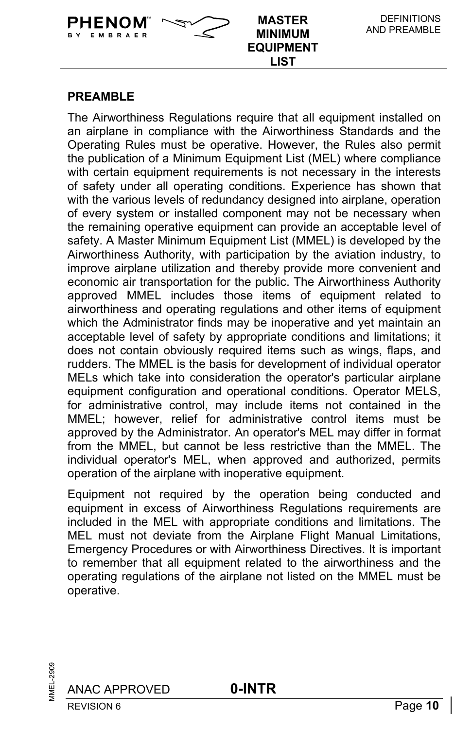## PREAMBLE

The Airworthiness Regulations require that all equipment installed on an airplane in compliance with the Airworthiness Standards and the Operating Rules must be operative. However, the Rules also permit the publication of a Minimum Equipment List (MEL) where compliance with certain equipment requirements is not necessary in the interests of safety under all operating conditions. Experience has shown that with the various levels of redundancy designed into airplane, operation of every system or installed component may not be necessary when the remaining operative equipment can provide an acceptable level of safety. A Master Minimum Equipment List (MMEL) is developed by the Airworthiness Authority, with participation by the aviation industry, to improve airplane utilization and thereby provide more convenient and economic air transportation for the public. The Airworthiness Authority approved MMEL includes those items of equipment related to airworthiness and operating regulations and other items of equipment which the Administrator finds may be inoperative and yet maintain an acceptable level of safety by appropriate conditions and limitations; it does not contain obviously required items such as wings, flaps, and rudders. The MMEL is the basis for development of individual operator MELs which take into consideration the operator's particular airplane equipment configuration and operational conditions. Operator MELS, for administrative control, may include items not contained in the MMEL; however, relief for administrative control items must be approved by the Administrator. An operator's MEL may differ in format from the MMEL, but cannot be less restrictive than the MMEL. The individual operator's MEL, when approved and authorized, permits operation of the airplane with inoperative equipment.

Equipment not required by the operation being conducted and equipment in excess of Airworthiness Regulations requirements are included in the MEL with appropriate conditions and limitations. The MEL must not deviate from the Airplane Flight Manual Limitations, Emergency Procedures or with Airworthiness Directives. It is important to remember that all equipment related to the airworthiness and the operating regulations of the airplane not listed on the MMEL must be operative.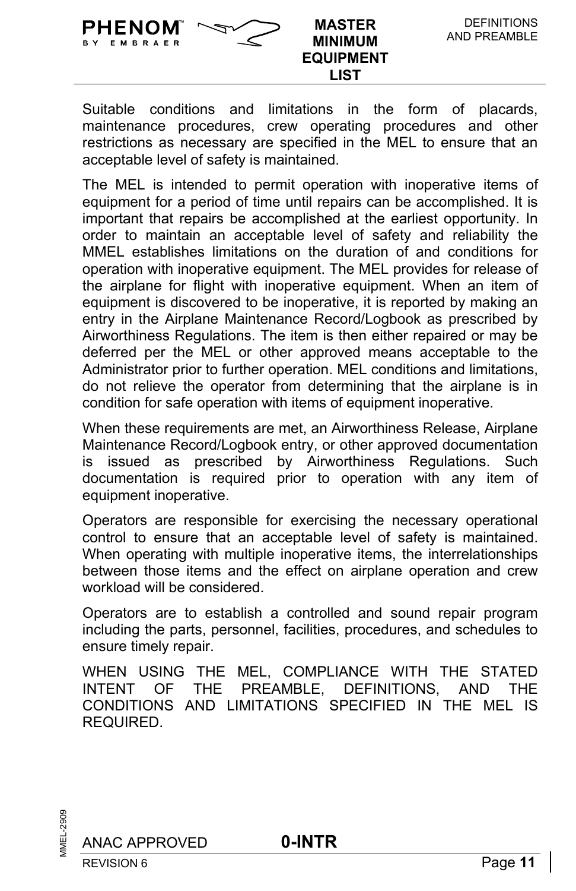Suitable conditions and limitations in the form of placards, maintenance procedures, crew operating procedures and other restrictions as necessary are specified in the MEL to ensure that an acceptable level of safety is maintained.

The MEL is intended to permit operation with inoperative items of equipment for a period of time until repairs can be accomplished. It is important that repairs be accomplished at the earliest opportunity. In order to maintain an acceptable level of safety and reliability the MMEL establishes limitations on the duration of and conditions for operation with inoperative equipment. The MEL provides for release of the airplane for flight with inoperative equipment. When an item of equipment is discovered to be inoperative, it is reported by making an entry in the Airplane Maintenance Record/Logbook as prescribed by Airworthiness Regulations. The item is then either repaired or may be deferred per the MEL or other approved means acceptable to the Administrator prior to further operation. MEL conditions and limitations, do not relieve the operator from determining that the airplane is in condition for safe operation with items of equipment inoperative.

When these requirements are met, an Airworthiness Release, Airplane Maintenance Record/Logbook entry, or other approved documentation is issued as prescribed by Airworthiness Regulations. Such documentation is required prior to operation with any item of equipment inoperative.

Operators are responsible for exercising the necessary operational control to ensure that an acceptable level of safety is maintained. When operating with multiple inoperative items, the interrelationships between those items and the effect on airplane operation and crew workload will be considered.

Operators are to establish a controlled and sound repair program including the parts, personnel, facilities, procedures, and schedules to ensure timely repair.

WHEN USING THE MEL, COMPLIANCE WITH THE STATED INTENT OF THE PREAMBLE, DEFINITIONS, AND THE CONDITIONS AND LIMITATIONS SPECIFIED IN THE MEL IS REQUIRED.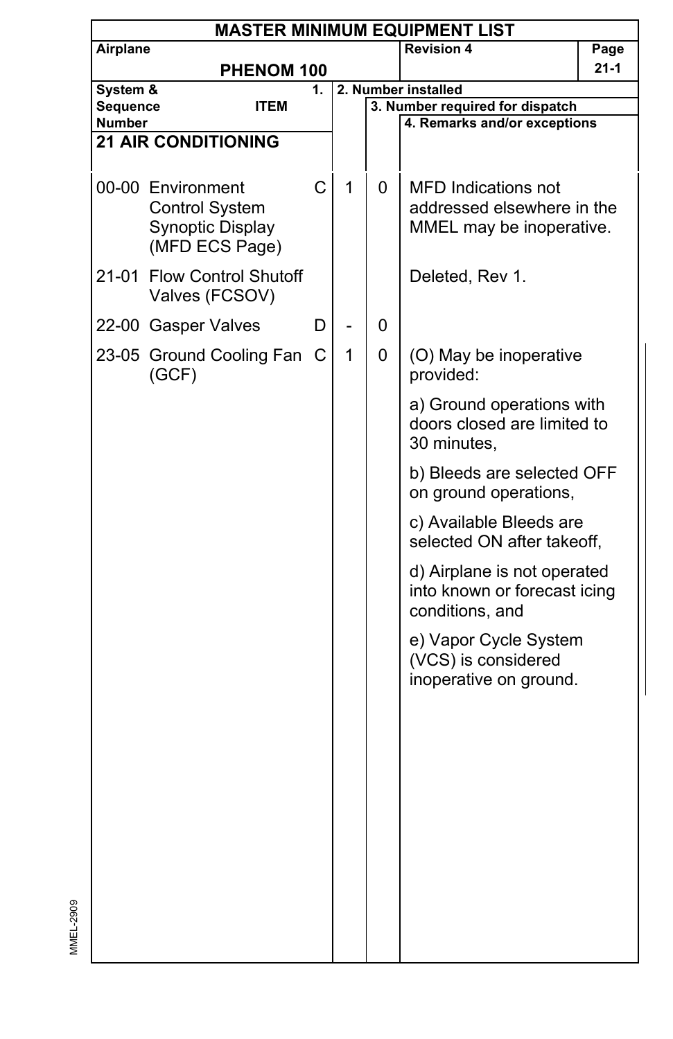# MASTER MINIMUM EQUIPMENT LIST

| Airplane | Revision 4 | Page |
|---|---|---|
| PHENOM 100 | | 21-1 |

| System & Sequence Number | ITEM | 1. | 2. Number installed | 3. Number required for dispatch | 4. Remarks and/or exceptions |
|---|---|---|---|---|---|
| **21 AIR CONDITIONING** | | | | | |
| 00-00 | Environment Control System Synoptic Display (MFD ECS Page) | C | 1 | 0 | MFD Indications not addressed elsewhere in the MMEL may be inoperative. |
| 21-01 | Flow Control Shutoff Valves (FCSOV) | | | | Deleted, Rev 1. |
| 22-00 | Gasper Valves | D | - | 0 | |
| 23-05 | Ground Cooling Fan (GCF) | C | 1 | 0 | (O) May be inoperative provided:<br><br>a) Ground operations with doors closed are limited to 30 minutes,<br><br>b) Bleeds are selected OFF on ground operations,<br><br>c) Available Bleeds are selected ON after takeoff,<br><br>d) Airplane is not operated into known or forecast icing conditions, and<br><br>e) Vapor Cycle System (VCS) is considered inoperative on ground. |

MMEL-2909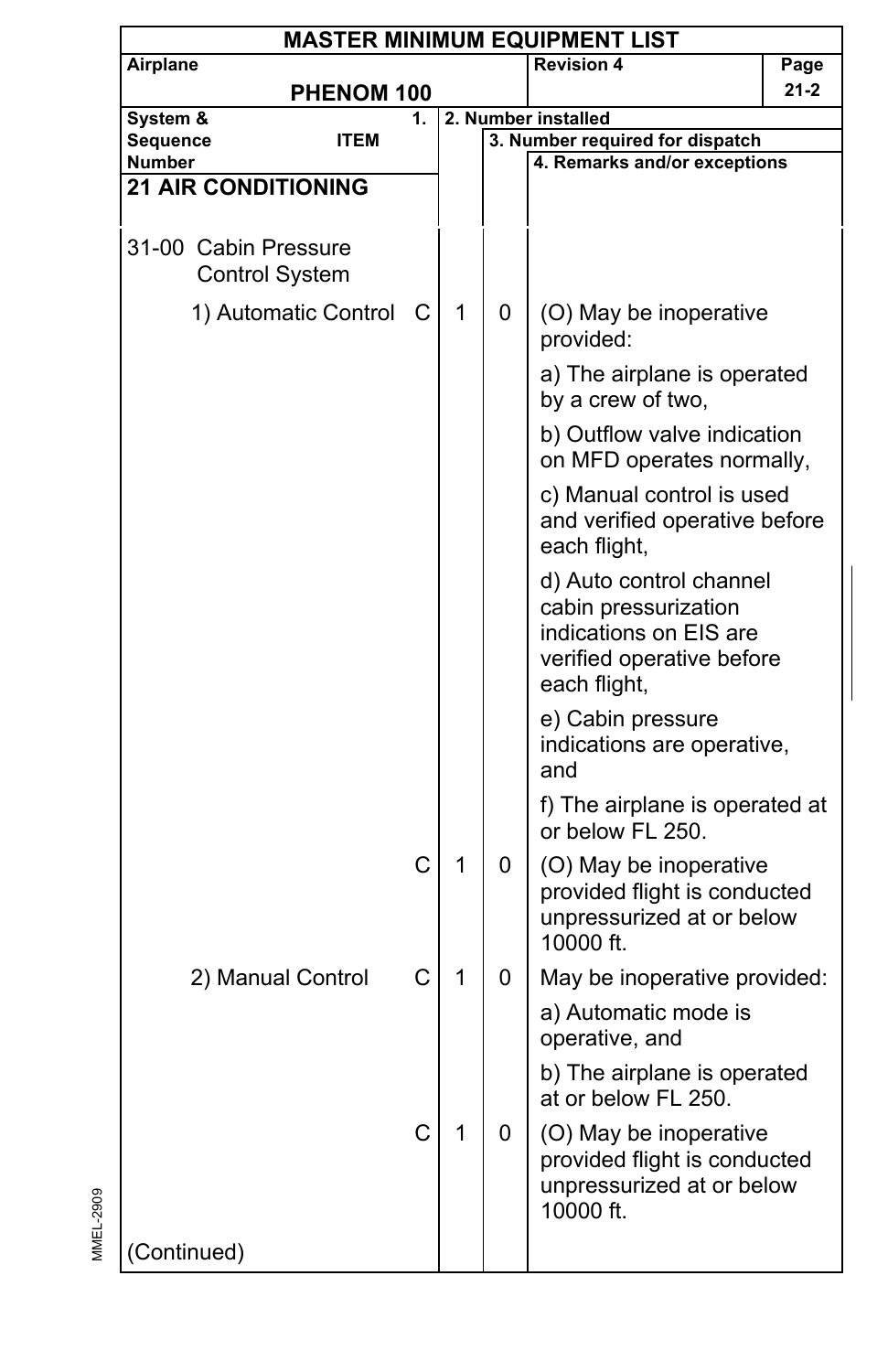# MASTER MINIMUM EQUIPMENT LIST

| Airplane | Revision 4 |
|---|---|
| PHENOM 100 | |

| System & Sequence Number / ITEM | 1. | 2. Number installed | 3. Number required for dispatch | 4. Remarks and/or exceptions |
|---|---|---|---|---|
| **21 AIR CONDITIONING** | | | | |
| 31-00 Cabin Pressure Control System | | | | |
| 1) Automatic Control | C | 1 | 0 | (O) May be inoperative provided:<br>a) The airplane is operated by a crew of two,<br>b) Outflow valve indication on MFD operates normally,<br>c) Manual control is used and verified operative before each flight,<br>d) Auto control channel cabin pressurization indications on EIS are verified operative before each flight,<br>e) Cabin pressure indications are operative, and<br>f) The airplane is operated at or below FL 250. |
| | C | 1 | 0 | (O) May be inoperative provided flight is conducted unpressurized at or below 10000 ft. |
| 2) Manual Control | C | 1 | 0 | May be inoperative provided:<br>a) Automatic mode is operative, and<br>b) The airplane is operated at or below FL 250. |
| | C | 1 | 0 | (O) May be inoperative provided flight is conducted unpressurized at or below 10000 ft. |
| (Continued) | | | | |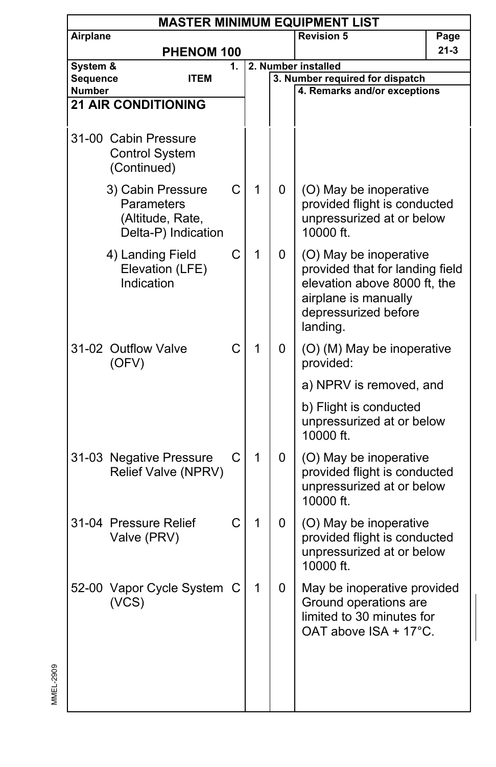# MASTER MINIMUM EQUIPMENT LIST

| Airplane | Revision 5 | Page |
|---|---|---|
| PHENOM 100 | | 21-3 |

| System & Sequence Number | ITEM | 1. | 2. Number installed | 3. Number required for dispatch | 4. Remarks and/or exceptions |
|---|---|---|---|---|---|
| **21 AIR CONDITIONING** | | | | | |
| 31-00 | Cabin Pressure Control System (Continued) | | | | |
| | 3) Cabin Pressure Parameters (Altitude, Rate, Delta-P) Indication | C | 1 | 0 | (O) May be inoperative provided flight is conducted unpressurized at or below 10000 ft. |
| | 4) Landing Field Elevation (LFE) Indication | C | 1 | 0 | (O) May be inoperative provided that for landing field elevation above 8000 ft, the airplane is manually depressurized before landing. |
| 31-02 | Outflow Valve (OFV) | C | 1 | 0 | (O) (M) May be inoperative provided:<br>a) NPRV is removed, and<br>b) Flight is conducted unpressurized at or below 10000 ft. |
| 31-03 | Negative Pressure Relief Valve (NPRV) | C | 1 | 0 | (O) May be inoperative provided flight is conducted unpressurized at or below 10000 ft. |
| 31-04 | Pressure Relief Valve (PRV) | C | 1 | 0 | (O) May be inoperative provided flight is conducted unpressurized at or below 10000 ft. |
| 52-00 | Vapor Cycle System (VCS) | C | 1 | 0 | May be inoperative provided Ground operations are limited to 30 minutes for OAT above ISA + 17°C. |

MMEL-2909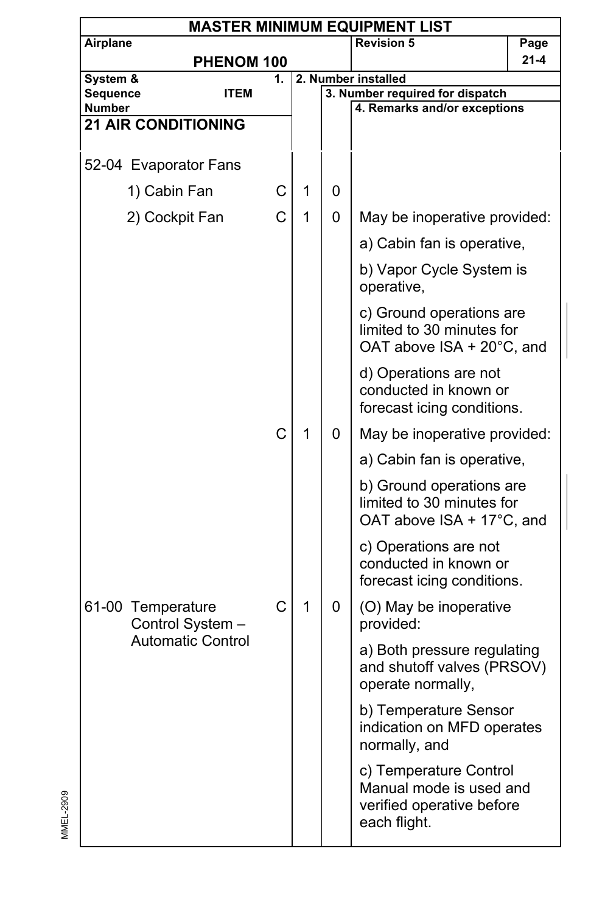# MASTER MINIMUM EQUIPMENT LIST

| Airplane | Revision 5 | Page |
|---|---|---|
| PHENOM 100 | | 21-4 |

| System & Sequence Number ITEM | 1. | 2. Number installed | 3. Number required for dispatch | 4. Remarks and/or exceptions |
|---|---|---|---|---|
| **21 AIR CONDITIONING** | | | | |
| 52-04 Evaporator Fans | | | | |
| 1) Cabin Fan | C | 1 | 0 | |
| 2) Cockpit Fan | C | 1 | 0 | May be inoperative provided:<br>a) Cabin fan is operative,<br>b) Vapor Cycle System is operative,<br>c) Ground operations are limited to 30 minutes for OAT above ISA + 20°C, and<br>d) Operations are not conducted in known or forecast icing conditions. |
| | C | 1 | 0 | May be inoperative provided:<br>a) Cabin fan is operative,<br>b) Ground operations are limited to 30 minutes for OAT above ISA + 17°C, and<br>c) Operations are not conducted in known or forecast icing conditions. |
| 61-00 Temperature Control System – Automatic Control | C | 1 | 0 | (O) May be inoperative provided:<br>a) Both pressure regulating and shutoff valves (PRSOV) operate normally,<br>b) Temperature Sensor indication on MFD operates normally, and<br>c) Temperature Control Manual mode is used and verified operative before each flight. |

MMEL-2909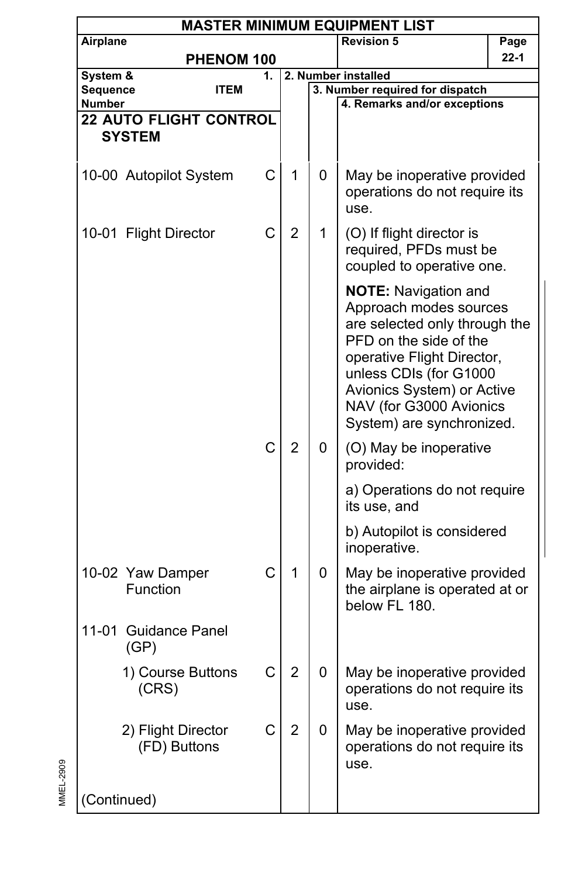# MASTER MINIMUM EQUIPMENT LIST

| Airplane | Revision 5 | Page |
|---|---|---|
| PHENOM 100 | | 22-1 |

| System & Sequence Number / ITEM | 1. | 2. Number installed | 3. Number required for dispatch | 4. Remarks and/or exceptions |
|---|---|---|---|---|
| **22 AUTO FLIGHT CONTROL SYSTEM** | | | | |
| 10-00 Autopilot System | C | 1 | 0 | May be inoperative provided operations do not require its use. |
| 10-01 Flight Director | C | 2 | 1 | (O) If flight director is required, PFDs must be coupled to operative one. **NOTE:** Navigation and Approach modes sources are selected only through the PFD on the side of the operative Flight Director, unless CDIs (for G1000 Avionics System) or Active NAV (for G3000 Avionics System) are synchronized. |
| | C | 2 | 0 | (O) May be inoperative provided: a) Operations do not require its use, and b) Autopilot is considered inoperative. |
| 10-02 Yaw Damper Function | C | 1 | 0 | May be inoperative provided the airplane is operated at or below FL 180. |
| 11-01 Guidance Panel (GP) | | | | |
| 1) Course Buttons (CRS) | C | 2 | 0 | May be inoperative provided operations do not require its use. |
| 2) Flight Director (FD) Buttons | C | 2 | 0 | May be inoperative provided operations do not require its use. |
| (Continued) | | | | |

MMEL-2909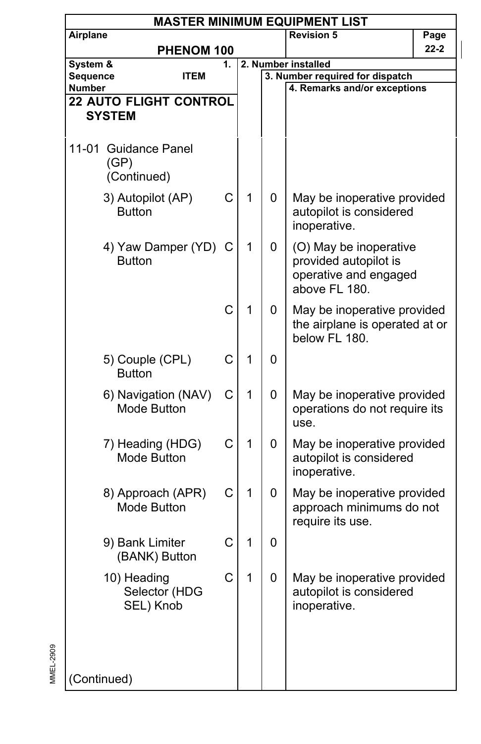# MASTER MINIMUM EQUIPMENT LIST

| Airplane | Revision 5 | Page |
|---|---|---|
| PHENOM 100 | | 22-2 |

| System & Sequence Number ITEM | 1. | 2. Number installed | 3. Number required for dispatch | 4. Remarks and/or exceptions |
|---|---|---|---|---|
| **22 AUTO FLIGHT CONTROL SYSTEM** | | | | |
| 11-01 Guidance Panel (GP) (Continued) | | | | |
| 3) Autopilot (AP) Button | C | 1 | 0 | May be inoperative provided autopilot is considered inoperative. |
| 4) Yaw Damper (YD) Button | C | 1 | 0 | (O) May be inoperative provided autopilot is operative and engaged above FL 180. |
| | C | 1 | 0 | May be inoperative provided the airplane is operated at or below FL 180. |
| 5) Couple (CPL) Button | C | 1 | 0 | |
| 6) Navigation (NAV) Mode Button | C | 1 | 0 | May be inoperative provided operations do not require its use. |
| 7) Heading (HDG) Mode Button | C | 1 | 0 | May be inoperative provided autopilot is considered inoperative. |
| 8) Approach (APR) Mode Button | C | 1 | 0 | May be inoperative provided approach minimums do not require its use. |
| 9) Bank Limiter (BANK) Button | C | 1 | 0 | |
| 10) Heading Selector (HDG SEL) Knob | C | 1 | 0 | May be inoperative provided autopilot is considered inoperative. |
| (Continued) | | | | |

MMEL-2909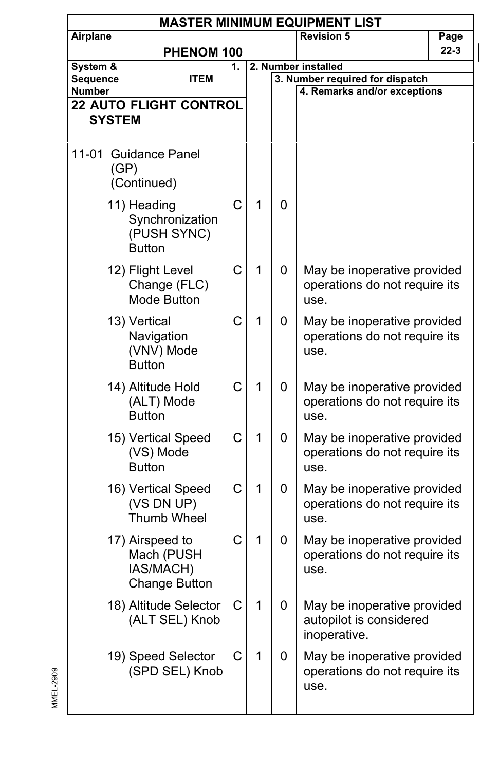# MASTER MINIMUM EQUIPMENT LIST

| Airplane | Revision 5 | Page |
|---|---|---|
| PHENOM 100 | | 22-3 |

| System & Sequence Number ITEM | 1. | 2. Number installed | 3. Number required for dispatch | 4. Remarks and/or exceptions |
|---|---|---|---|---|
| **22 AUTO FLIGHT CONTROL SYSTEM** | | | | |
| 11-01 Guidance Panel (GP) (Continued) | | | | |
| 11) Heading Synchronization (PUSH SYNC) Button | C | 1 | 0 | |
| 12) Flight Level Change (FLC) Mode Button | C | 1 | 0 | May be inoperative provided operations do not require its use. |
| 13) Vertical Navigation (VNV) Mode Button | C | 1 | 0 | May be inoperative provided operations do not require its use. |
| 14) Altitude Hold (ALT) Mode Button | C | 1 | 0 | May be inoperative provided operations do not require its use. |
| 15) Vertical Speed (VS) Mode Button | C | 1 | 0 | May be inoperative provided operations do not require its use. |
| 16) Vertical Speed (VS DN UP) Thumb Wheel | C | 1 | 0 | May be inoperative provided operations do not require its use. |
| 17) Airspeed to Mach (PUSH IAS/MACH) Change Button | C | 1 | 0 | May be inoperative provided operations do not require its use. |
| 18) Altitude Selector (ALT SEL) Knob | C | 1 | 0 | May be inoperative provided autopilot is considered inoperative. |
| 19) Speed Selector (SPD SEL) Knob | C | 1 | 0 | May be inoperative provided operations do not require its use. |

MMEL-2909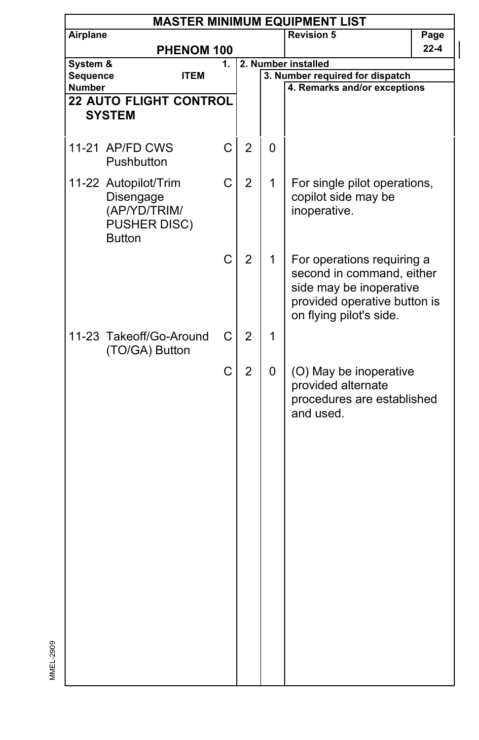# MASTER MINIMUM EQUIPMENT LIST

| Airplane | Revision 5 | Page |
|---|---|---|
| PHENOM 100 | | 22-4 |

| System & Sequence Number | ITEM | 1. | 2. Number installed | 3. Number required for dispatch | 4. Remarks and/or exceptions |
|---|---|---|---|---|---|
| **22 AUTO FLIGHT CONTROL SYSTEM** | | | | | |
| 11-21 | AP/FD CWS Pushbutton | C | 2 | 0 | |
| 11-22 | Autopilot/Trim Disengage (AP/YD/TRIM/ PUSHER DISC) Button | C | 2 | 1 | For single pilot operations, copilot side may be inoperative. |
| | | C | 2 | 1 | For operations requiring a second in command, either side may be inoperative provided operative button is on flying pilot's side. |
| 11-23 | Takeoff/Go-Around (TO/GA) Button | C | 2 | 1 | |
| | | C | 2 | 0 | (O) May be inoperative provided alternate procedures are established and used. |

MMEL-2909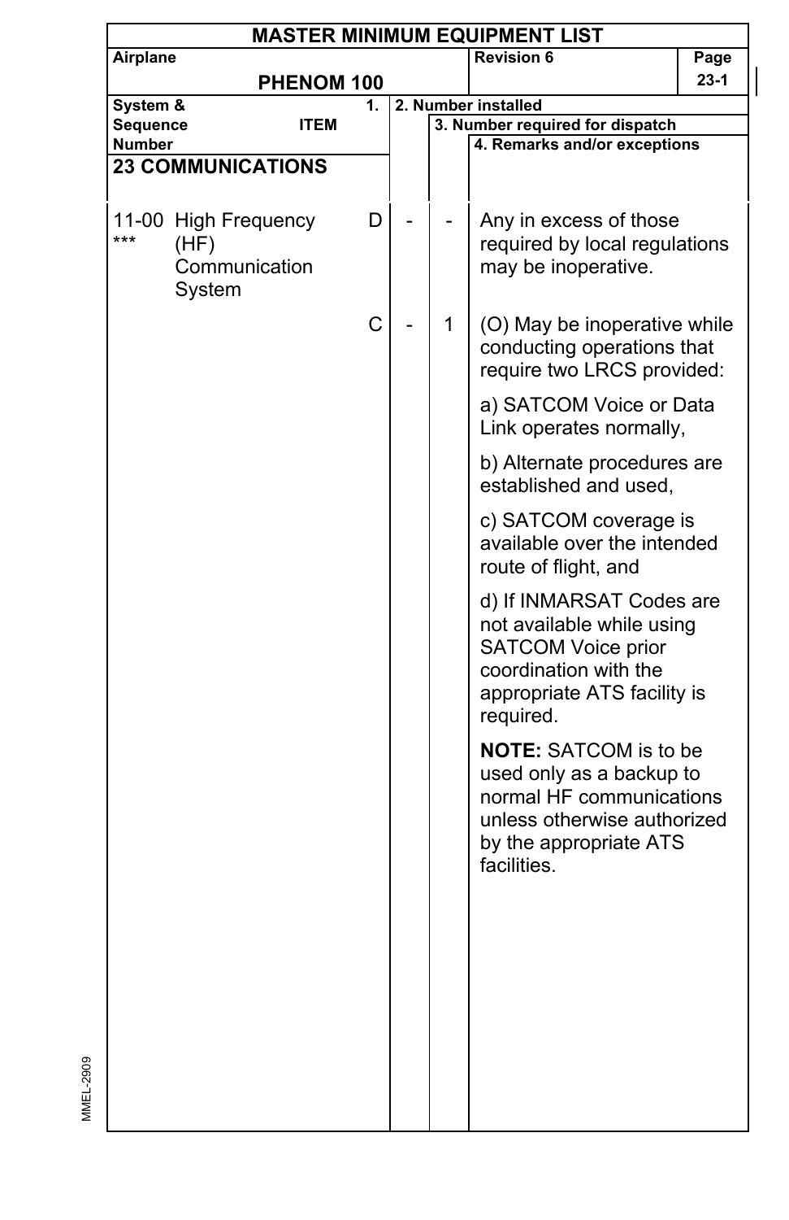# MASTER MINIMUM EQUIPMENT LIST

| Airplane | | Revision 6 | Page |
|---|---|---|---|
| PHENOM 100 | | | 23-1 |

| System & Sequence Number | ITEM | 1. | 2. Number installed | 3. Number required for dispatch | 4. Remarks and/or exceptions |
|---|---|---|---|---|---|
| **23 COMMUNICATIONS** | | | | | |
| 11-00 *** | High Frequency (HF) Communication System | D | - | - | Any in excess of those required by local regulations may be inoperative. |
| | | C | - | 1 | (O) May be inoperative while conducting operations that require two LRCS provided:<br><br>a) SATCOM Voice or Data Link operates normally,<br><br>b) Alternate procedures are established and used,<br><br>c) SATCOM coverage is available over the intended route of flight, and<br><br>d) If INMARSAT Codes are not available while using SATCOM Voice prior coordination with the appropriate ATS facility is required.<br><br>**NOTE:** SATCOM is to be used only as a backup to normal HF communications unless otherwise authorized by the appropriate ATS facilities. |

MMEL-2909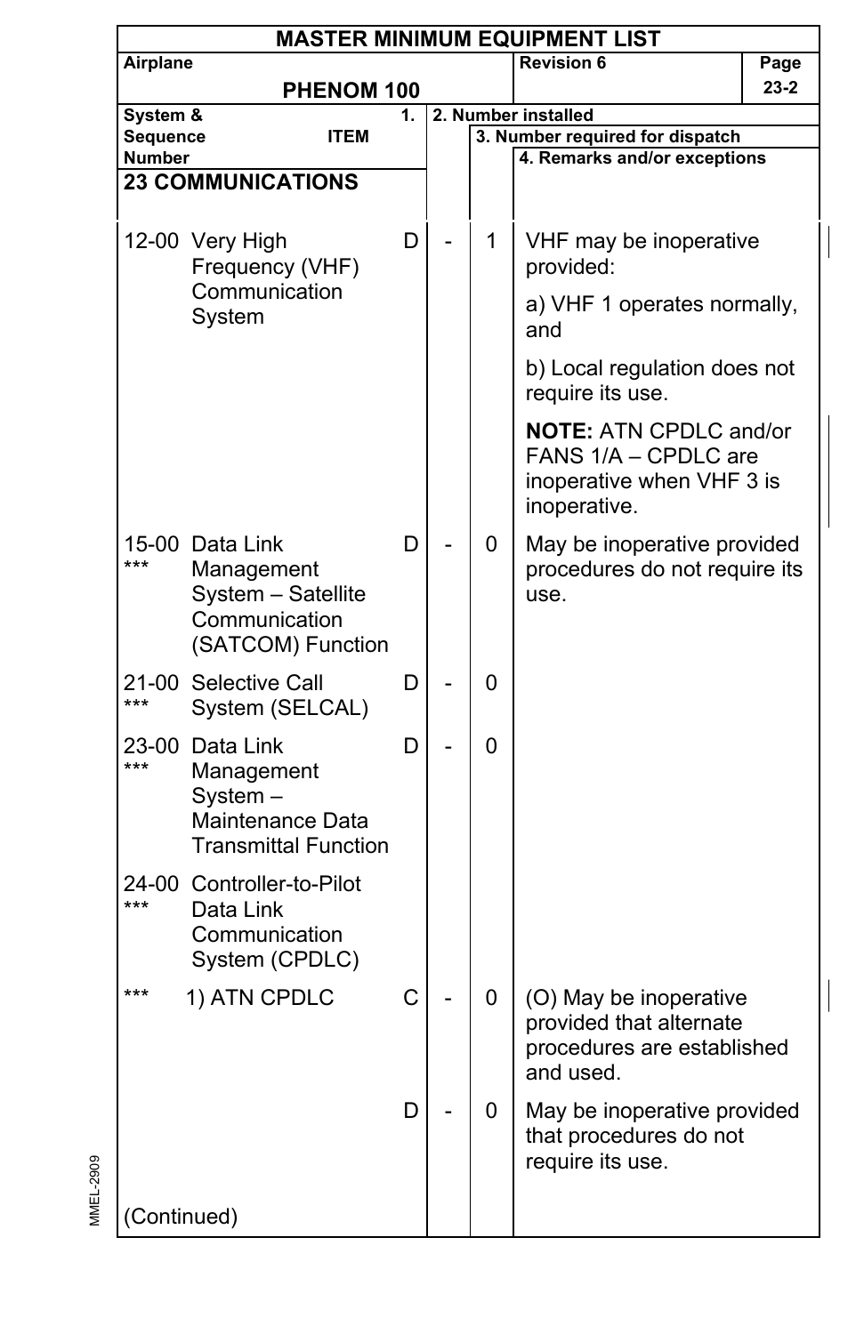# MASTER MINIMUM EQUIPMENT LIST

| Airplane | Revision 6 | Page |
|---|---|---|
| PHENOM 100 | | 23-2 |

| System & Sequence Number | ITEM | 1. | 2. Number installed | 3. Number required for dispatch | 4. Remarks and/or exceptions |
|---|---|---|---|---|---|
| **23 COMMUNICATIONS** | | | | | |
| 12-00 | Very High Frequency (VHF) Communication System | D | - | 1 | VHF may be inoperative provided:<br><br>a) VHF 1 operates normally, and<br><br>b) Local regulation does not require its use.<br><br>**NOTE:** ATN CPDLC and/or FANS 1/A – CPDLC are inoperative when VHF 3 is inoperative. |
| 15-00 *** | Data Link Management System – Satellite Communication (SATCOM) Function | D | - | 0 | May be inoperative provided procedures do not require its use. |
| 21-00 *** | Selective Call System (SELCAL) | D | - | 0 | |
| 23-00 *** | Data Link Management System – Maintenance Data Transmittal Function | D | - | 0 | |
| 24-00 *** | Controller-to-Pilot Data Link Communication System (CPDLC) | | | | |
| *** | 1) ATN CPDLC | C | - | 0 | (O) May be inoperative provided that alternate procedures are established and used. |
| | | D | - | 0 | May be inoperative provided that procedures do not require its use. |
| (Continued) | | | | | |

MMEL-2909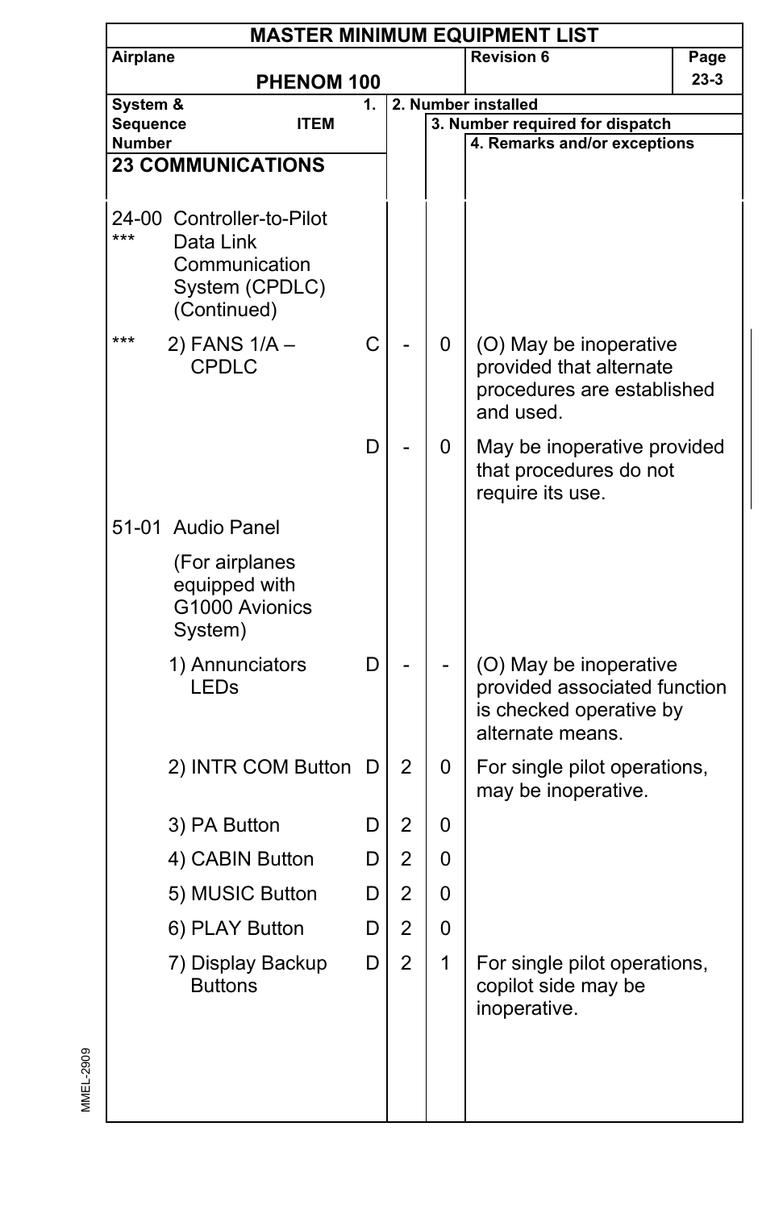| MASTER MINIMUM EQUIPMENT LIST | | | | |
|---|---|---|---|---|
| Airplane: PHENOM 100 | | | Revision 6 | Page 23-3 |

| System & Sequence Number / ITEM | 1. | 2. Number installed | 3. Number required for dispatch | 4. Remarks and/or exceptions |
|---|---|---|---|---|
| **23 COMMUNICATIONS** | | | | |
| 24-00 *** Controller-to-Pilot Data Link Communication System (CPDLC) (Continued) | | | | |
| *** 2) FANS 1/A – CPDLC | C | - | 0 | (O) May be inoperative provided that alternate procedures are established and used. |
| | D | - | 0 | May be inoperative provided that procedures do not require its use. |
| 51-01 Audio Panel (For airplanes equipped with G1000 Avionics System) | | | | |
| 1) Annunciators LEDs | D | - | - | (O) May be inoperative provided associated function is checked operative by alternate means. |
| 2) INTR COM Button | D | 2 | 0 | For single pilot operations, may be inoperative. |
| 3) PA Button | D | 2 | 0 | |
| 4) CABIN Button | D | 2 | 0 | |
| 5) MUSIC Button | D | 2 | 0 | |
| 6) PLAY Button | D | 2 | 0 | |
| 7) Display Backup Buttons | D | 2 | 1 | For single pilot operations, copilot side may be inoperative. |

MMEL-2909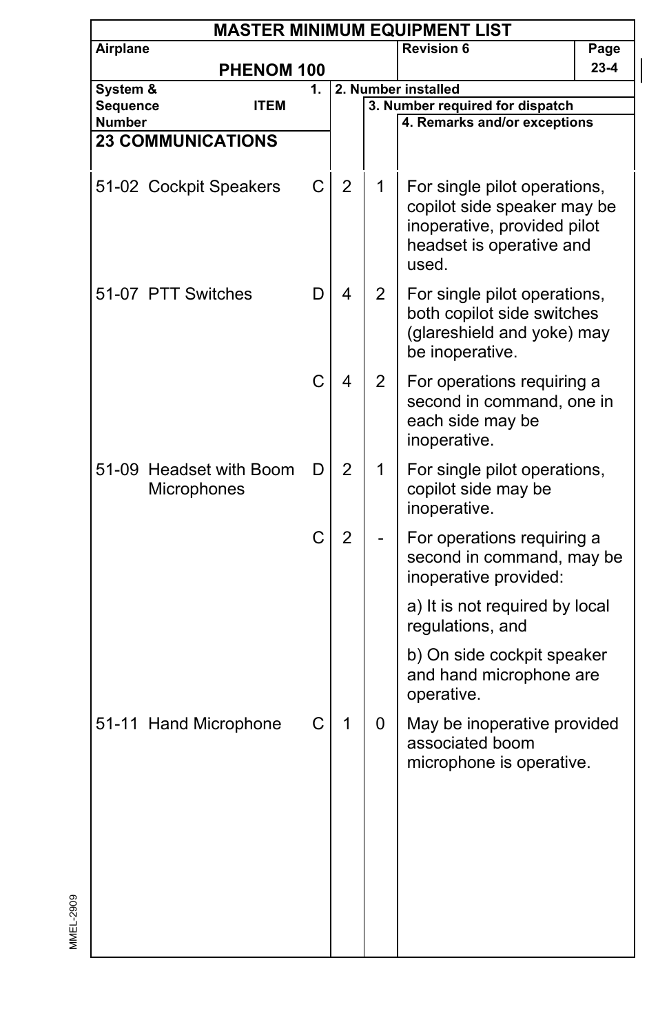# MASTER MINIMUM EQUIPMENT LIST

| Airplane | Revision 6 | Page |
|---|---|---|
| PHENOM 100 | | 23-4 |

| System & Sequence Number | ITEM | 1. | 2. Number installed | 3. Number required for dispatch | 4. Remarks and/or exceptions |
|---|---|---|---|---|---|
| **23 COMMUNICATIONS** | | | | | |
| 51-02 | Cockpit Speakers | C | 2 | 1 | For single pilot operations, copilot side speaker may be inoperative, provided pilot headset is operative and used. |
| 51-07 | PTT Switches | D | 4 | 2 | For single pilot operations, both copilot side switches (glareshield and yoke) may be inoperative. |
| | | C | 4 | 2 | For operations requiring a second in command, one in each side may be inoperative. |
| 51-09 | Headset with Boom Microphones | D | 2 | 1 | For single pilot operations, copilot side may be inoperative. |
| | | C | 2 | - | For operations requiring a second in command, may be inoperative provided:<br><br>a) It is not required by local regulations, and<br><br>b) On side cockpit speaker and hand microphone are operative. |
| 51-11 | Hand Microphone | C | 1 | 0 | May be inoperative provided associated boom microphone is operative. |

MMEL-2909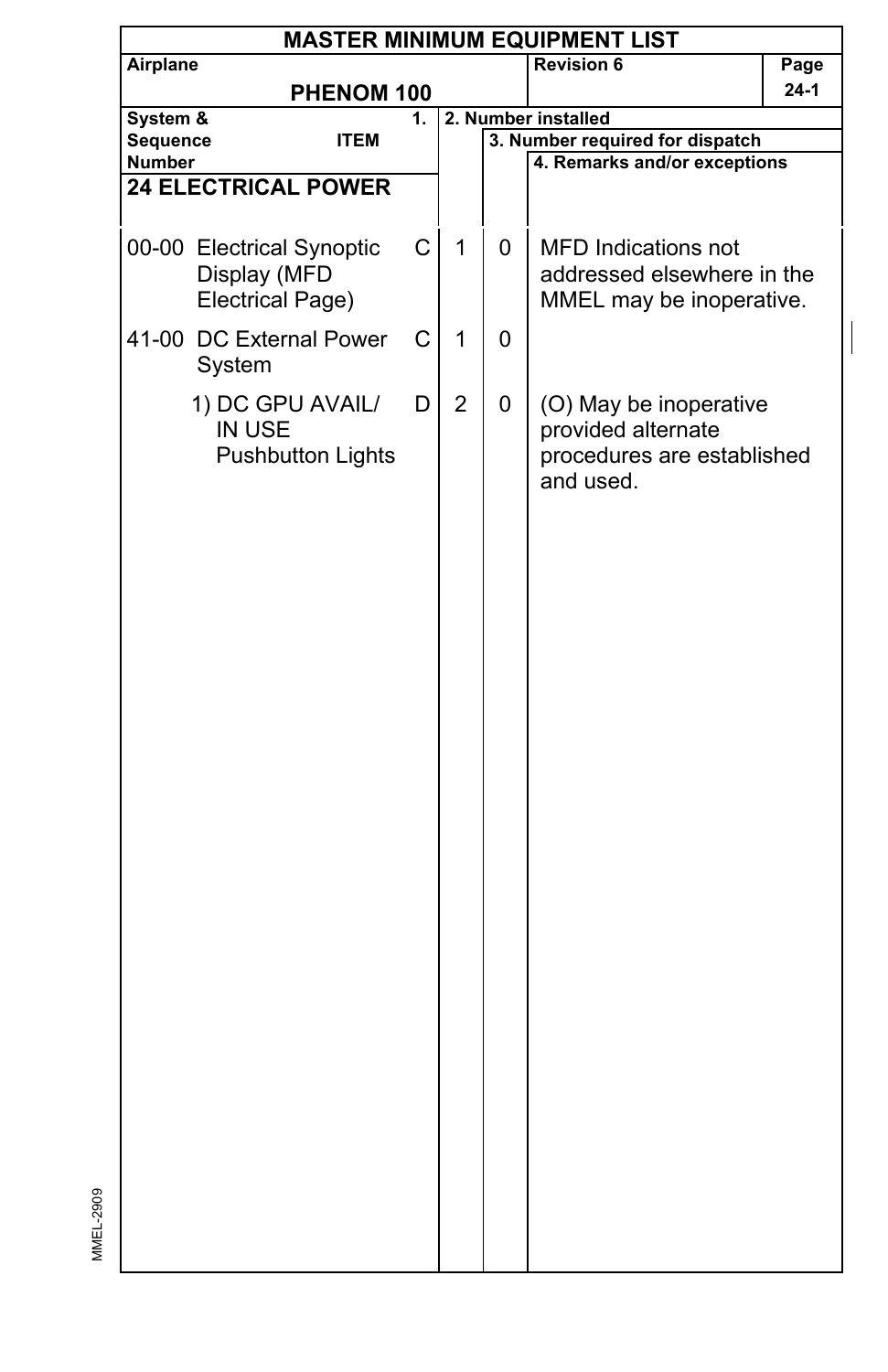# MASTER MINIMUM EQUIPMENT LIST

| Airplane | Revision 6 | Page |
|---|---|---|
| PHENOM 100 | | 24-1 |

| System & Sequence Number | ITEM | 1. | 2. Number installed | 3. Number required for dispatch | 4. Remarks and/or exceptions |
|---|---|---|---|---|---|
| **24 ELECTRICAL POWER** | | | | | |
| 00-00 | Electrical Synoptic Display (MFD Electrical Page) | C | 1 | 0 | MFD Indications not addressed elsewhere in the MMEL may be inoperative. |
| 41-00 | DC External Power System | C | 1 | 0 | |
| | 1) DC GPU AVAIL/ IN USE Pushbutton Lights | D | 2 | 0 | (O) May be inoperative provided alternate procedures are established and used. |

MMEL-2909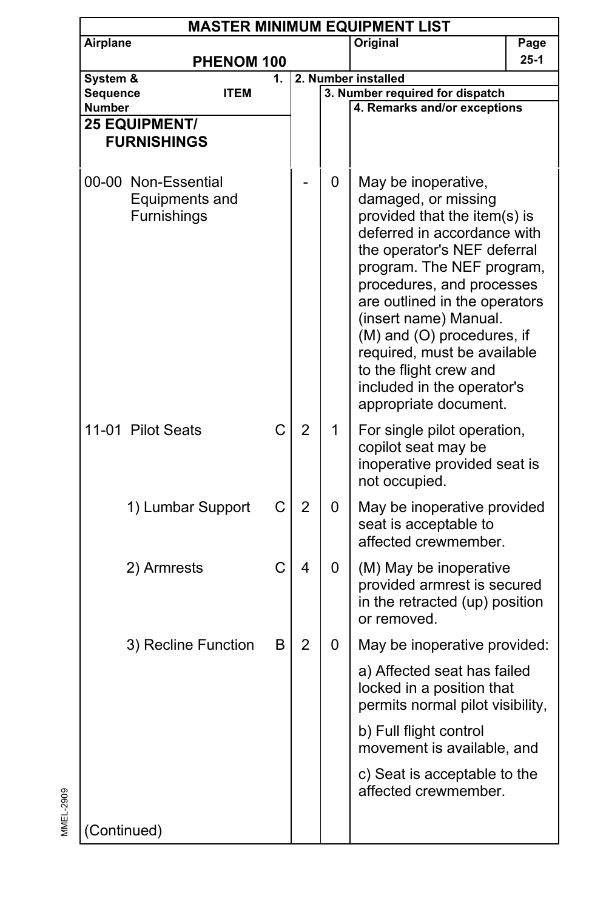## MASTER MINIMUM EQUIPMENT LIST

| Airplane | | | Original | Page |
|---|---|---|---|---|
| **PHENOM 100** | | | | 25-1 |

| System & Sequence Number / ITEM | 1. | 2. Number installed | 3. Number required for dispatch | 4. Remarks and/or exceptions |
|---|---|---|---|---|
| **25 EQUIPMENT/ FURNISHINGS** | | | | |
| 00-00 Non-Essential Equipments and Furnishings | | - | 0 | May be inoperative, damaged, or missing provided that the item(s) is deferred in accordance with the operator's NEF deferral program. The NEF program, procedures, and processes are outlined in the operators (insert name) Manual.<br>(M) and (O) procedures, if required, must be available to the flight crew and included in the operator's appropriate document. |
| 11-01 Pilot Seats | C | 2 | 1 | For single pilot operation, copilot seat may be inoperative provided seat is not occupied. |
| 1) Lumbar Support | C | 2 | 0 | May be inoperative provided seat is acceptable to affected crewmember. |
| 2) Armrests | C | 4 | 0 | (M) May be inoperative provided armrest is secured in the retracted (up) position or removed. |
| 3) Recline Function | B | 2 | 0 | May be inoperative provided:<br>a) Affected seat has failed locked in a position that permits normal pilot visibility,<br>b) Full flight control movement is available, and<br>c) Seat is acceptable to the affected crewmember. |
| (Continued) | | | | |

MMEL-2909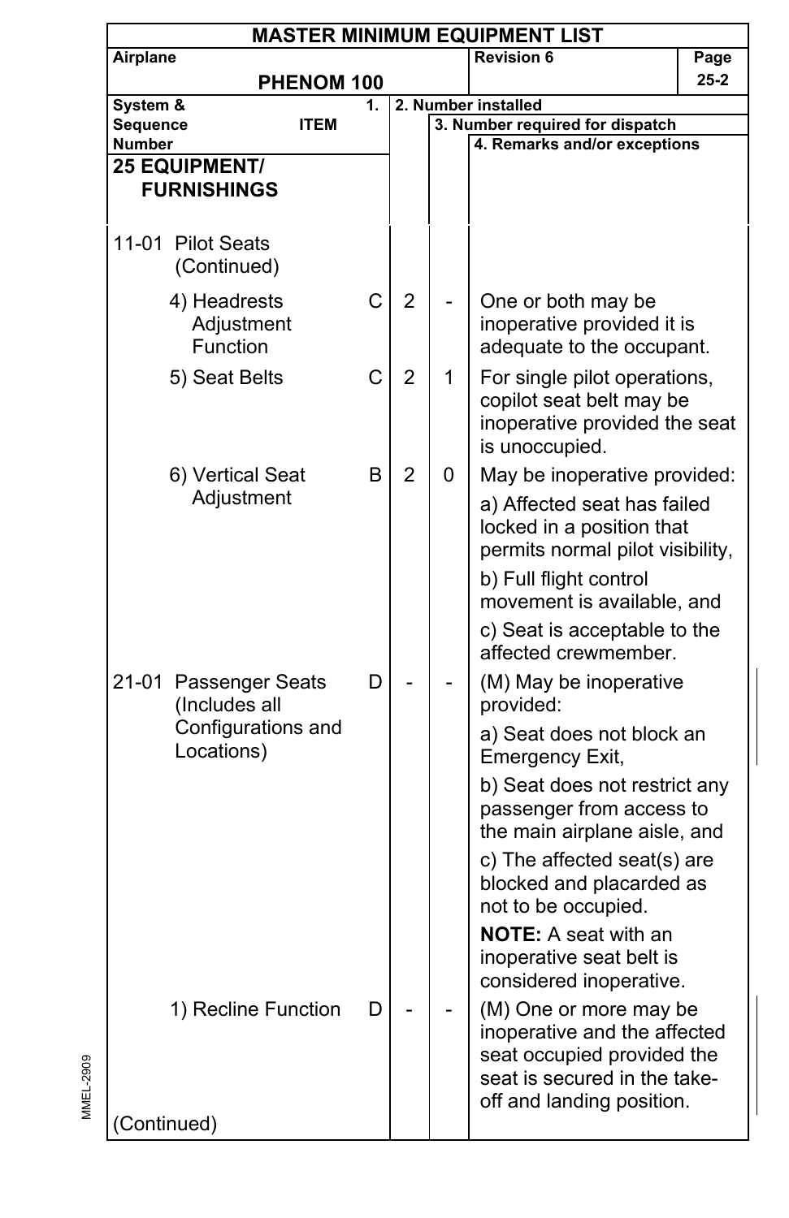# MASTER MINIMUM EQUIPMENT LIST

| Airplane | Revision 6 | Page |
|---|---|---|
| PHENOM 100 | | 25-2 |

| System & Sequence Number ITEM | 1. | 2. Number installed | 3. Number required for dispatch | 4. Remarks and/or exceptions |
|---|---|---|---|---|
| **25 EQUIPMENT/ FURNISHINGS** | | | | |
| 11-01 Pilot Seats (Continued) | | | | |
| 4) Headrests Adjustment Function | C | 2 | - | One or both may be inoperative provided it is adequate to the occupant. |
| 5) Seat Belts | C | 2 | 1 | For single pilot operations, copilot seat belt may be inoperative provided the seat is unoccupied. |
| 6) Vertical Seat Adjustment | B | 2 | 0 | May be inoperative provided:<br>a) Affected seat has failed locked in a position that permits normal pilot visibility,<br>b) Full flight control movement is available, and<br>c) Seat is acceptable to the affected crewmember. |
| 21-01 Passenger Seats (Includes all Configurations and Locations) | D | - | - | (M) May be inoperative provided:<br>a) Seat does not block an Emergency Exit,<br>b) Seat does not restrict any passenger from access to the main airplane aisle, and<br>c) The affected seat(s) are blocked and placarded as not to be occupied.<br>**NOTE:** A seat with an inoperative seat belt is considered inoperative. |
| 1) Recline Function | D | - | - | (M) One or more may be inoperative and the affected seat occupied provided the seat is secured in the take-off and landing position. |
| (Continued) | | | | |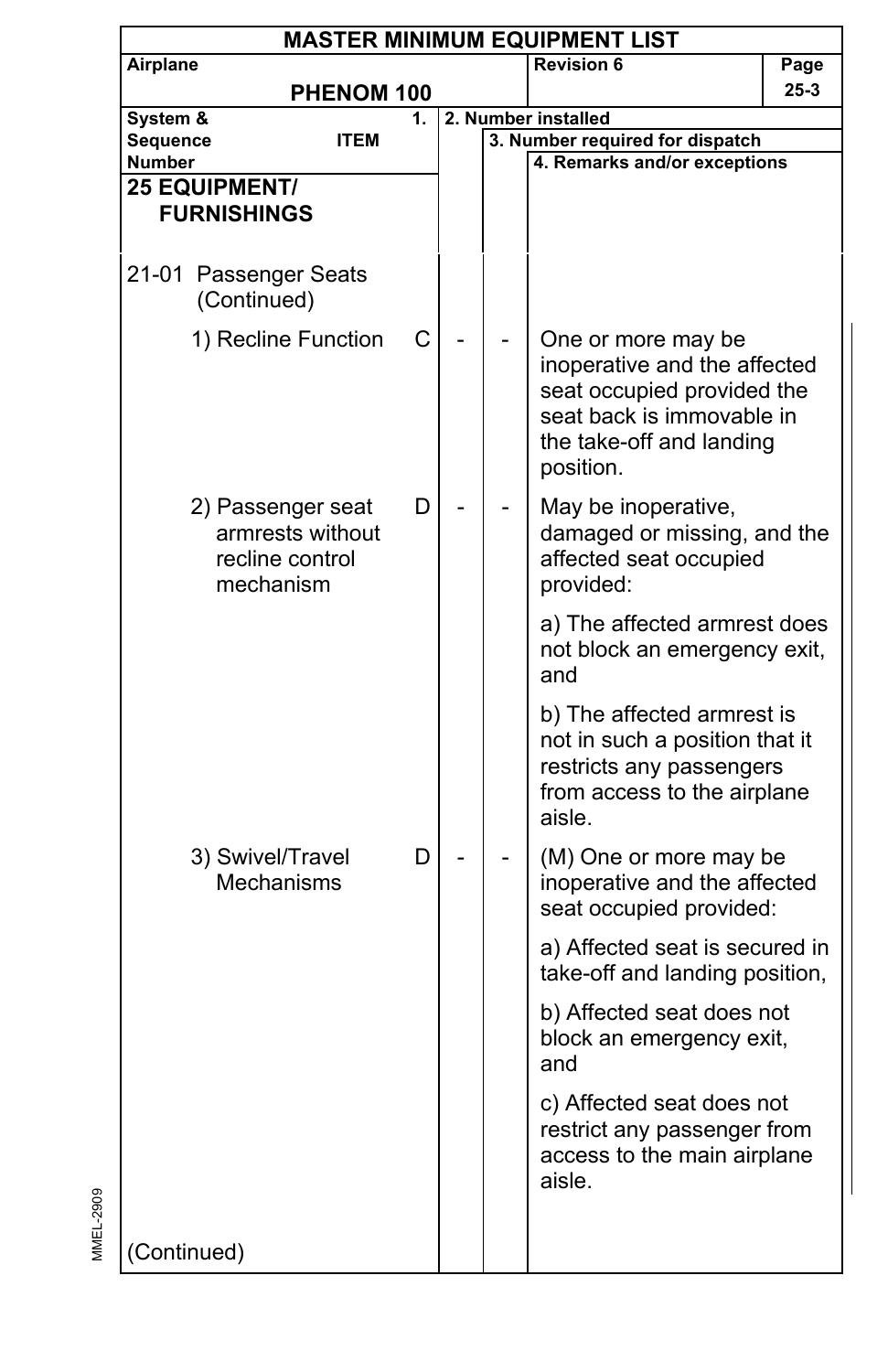# MASTER MINIMUM EQUIPMENT LIST

| Airplane | Revision 6 | Page |
|---|---|---|
| PHENOM 100 | | 25-3 |

| System & Sequence Number / ITEM | 1. | 2. Number installed | 3. Number required for dispatch | 4. Remarks and/or exceptions |
|---|---|---|---|---|
| **25 EQUIPMENT/ FURNISHINGS** | | | | |
| 21-01 Passenger Seats (Continued) | | | | |
| 1) Recline Function | C | - | - | One or more may be inoperative and the affected seat occupied provided the seat back is immovable in the take-off and landing position. |
| 2) Passenger seat armrests without recline control mechanism | D | - | - | May be inoperative, damaged or missing, and the affected seat occupied provided:<br><br>a) The affected armrest does not block an emergency exit, and<br><br>b) The affected armrest is not in such a position that it restricts any passengers from access to the airplane aisle. |
| 3) Swivel/Travel Mechanisms | D | - | - | (M) One or more may be inoperative and the affected seat occupied provided:<br><br>a) Affected seat is secured in take-off and landing position,<br><br>b) Affected seat does not block an emergency exit, and<br><br>c) Affected seat does not restrict any passenger from access to the main airplane aisle. |
| (Continued) | | | | |

MMEL-2909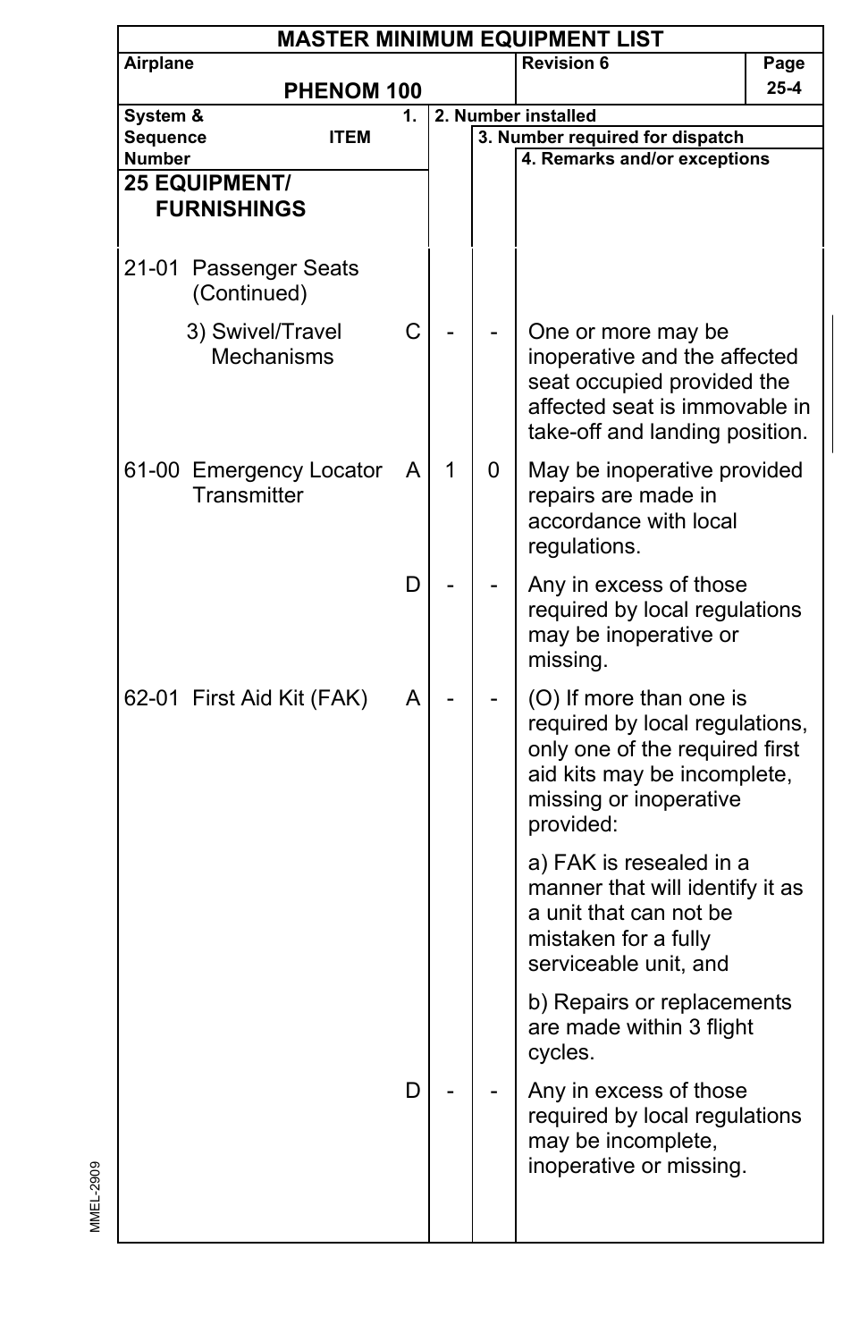# MASTER MINIMUM EQUIPMENT LIST

| Airplane | Revision 6 | Page |
|---|---|---|
| PHENOM 100 | | 25-4 |

| System & Sequence Number | ITEM | 1. | 2. Number installed | 3. Number required for dispatch | 4. Remarks and/or exceptions |
|---|---|---|---|---|---|
| **25 EQUIPMENT/ FURNISHINGS** | | | | | |
| 21-01 | Passenger Seats (Continued) | | | | |
| | 3) Swivel/Travel Mechanisms | C | - | - | One or more may be inoperative and the affected seat occupied provided the affected seat is immovable in take-off and landing position. |
| 61-00 | Emergency Locator Transmitter | A | 1 | 0 | May be inoperative provided repairs are made in accordance with local regulations. |
| | | D | - | - | Any in excess of those required by local regulations may be inoperative or missing. |
| 62-01 | First Aid Kit (FAK) | A | - | - | (O) If more than one is required by local regulations, only one of the required first aid kits may be incomplete, missing or inoperative provided:<br><br>a) FAK is resealed in a manner that will identify it as a unit that can not be mistaken for a fully serviceable unit, and<br><br>b) Repairs or replacements are made within 3 flight cycles. |
| | | D | - | - | Any in excess of those required by local regulations may be incomplete, inoperative or missing. |

MMEL-2909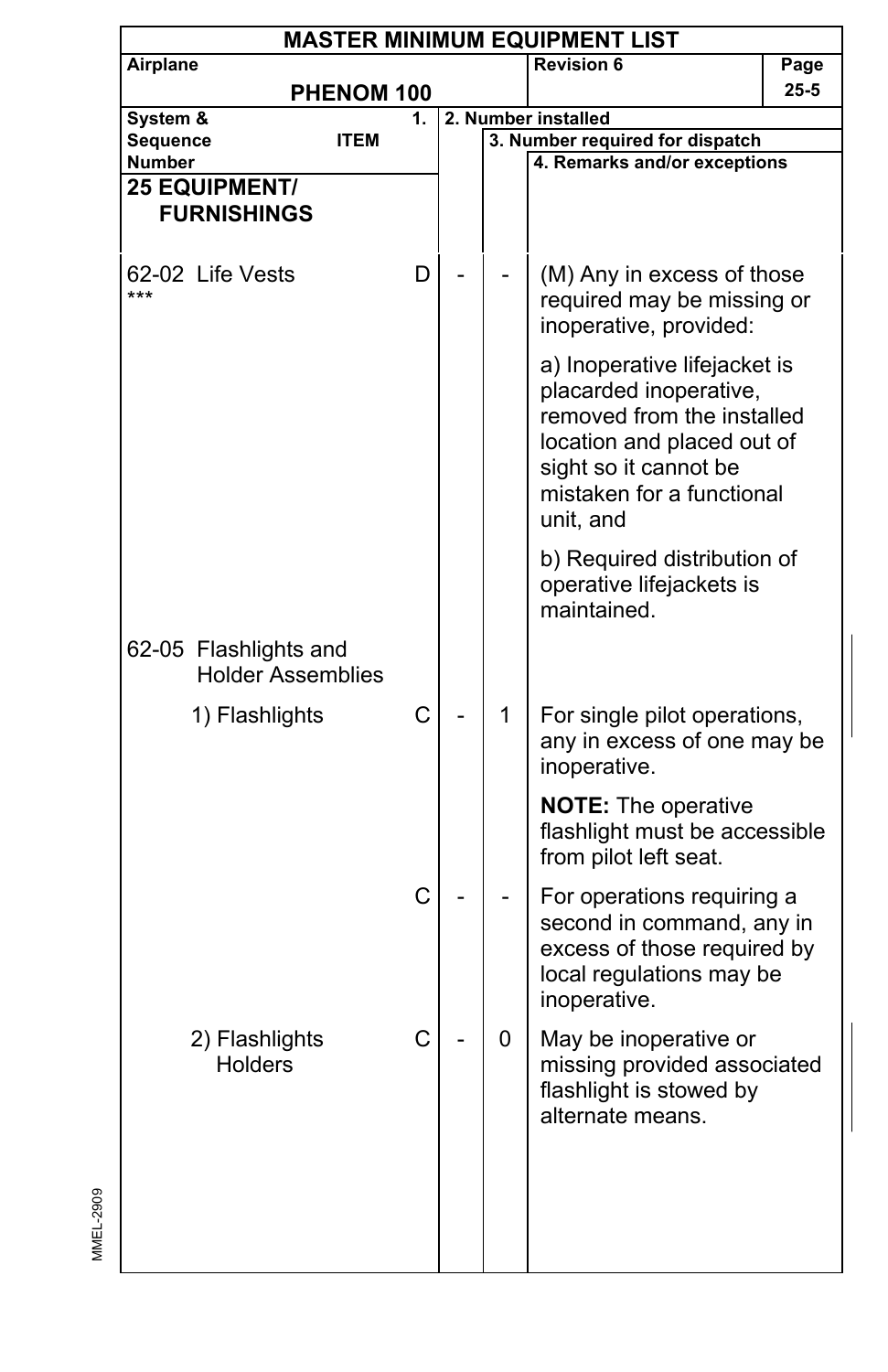# MASTER MINIMUM EQUIPMENT LIST

| Airplane | Revision 6 | Page |
|---|---|---|
| PHENOM 100 | | 25-5 |

| System & Sequence Number / ITEM | 1. | 2. Number installed | 3. Number required for dispatch | 4. Remarks and/or exceptions |
|---|---|---|---|---|
| **25 EQUIPMENT/ FURNISHINGS** | | | | |
| 62-02 Life Vests *** | D | - | - | (M) Any in excess of those required may be missing or inoperative, provided:<br><br>a) Inoperative lifejacket is placarded inoperative, removed from the installed location and placed out of sight so it cannot be mistaken for a functional unit, and<br><br>b) Required distribution of operative lifejackets is maintained. |
| 62-05 Flashlights and Holder Assemblies | | | | |
| 1) Flashlights | C | - | 1 | For single pilot operations, any in excess of one may be inoperative.<br><br>**NOTE:** The operative flashlight must be accessible from pilot left seat. |
| | C | - | - | For operations requiring a second in command, any in excess of those required by local regulations may be inoperative. |
| 2) Flashlights Holders | C | - | 0 | May be inoperative or missing provided associated flashlight is stowed by alternate means. |

MMEL-2909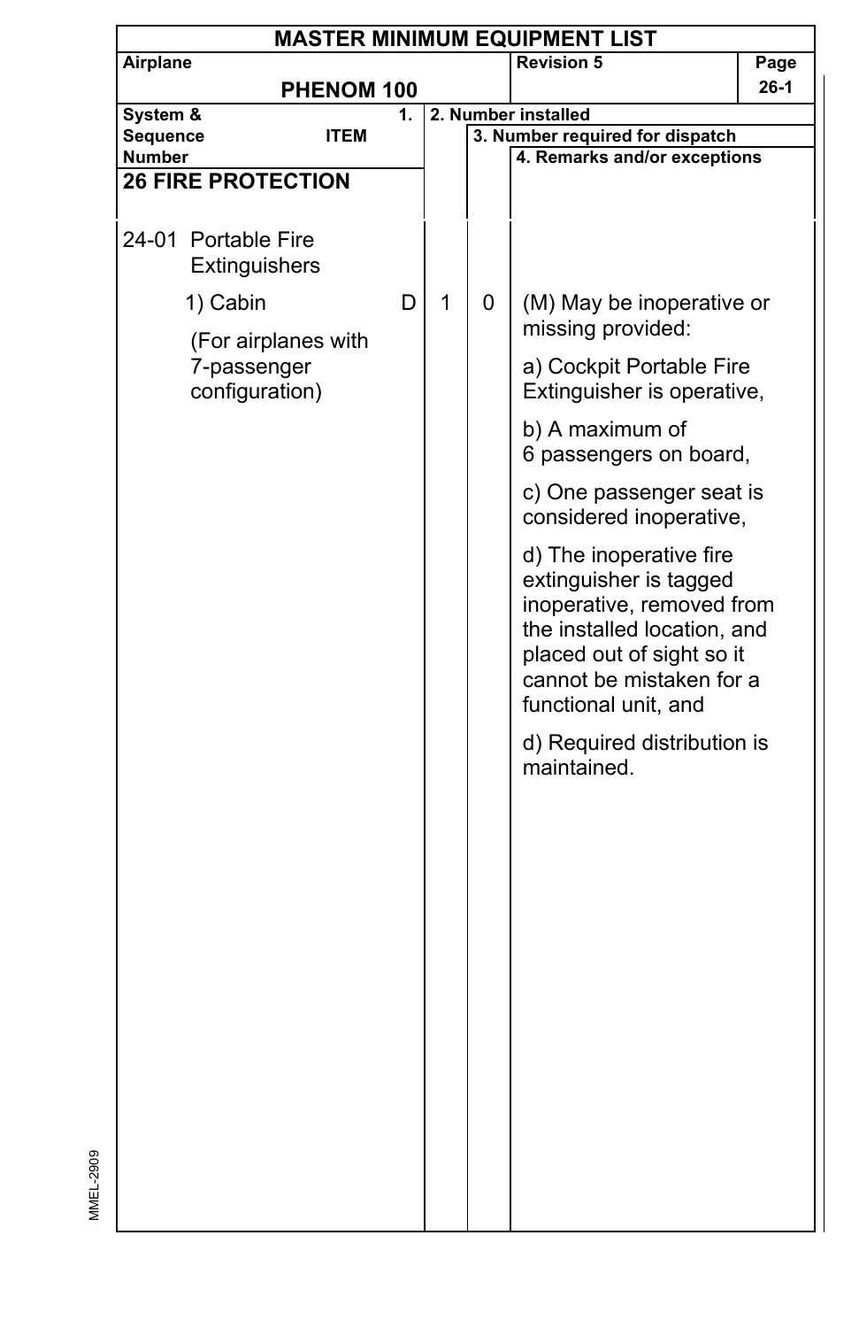# MASTER MINIMUM EQUIPMENT LIST

| Airplane | Revision 5 | Page |
|---|---|---|
| PHENOM 100 | | 26-1 |

| System & Sequence Number ITEM | 1. | 2. Number installed | 3. Number required for dispatch | 4. Remarks and/or exceptions |
|---|---|---|---|---|
| **26 FIRE PROTECTION** | | | | |
| 24-01 Portable Fire Extinguishers | | | | |
| 1) Cabin (For airplanes with 7-passenger configuration) | D | 1 | 0 | (M) May be inoperative or missing provided:<br>a) Cockpit Portable Fire Extinguisher is operative,<br>b) A maximum of 6 passengers on board,<br>c) One passenger seat is considered inoperative,<br>d) The inoperative fire extinguisher is tagged inoperative, removed from the installed location, and placed out of sight so it cannot be mistaken for a functional unit, and<br>d) Required distribution is maintained. |

MMEL-2909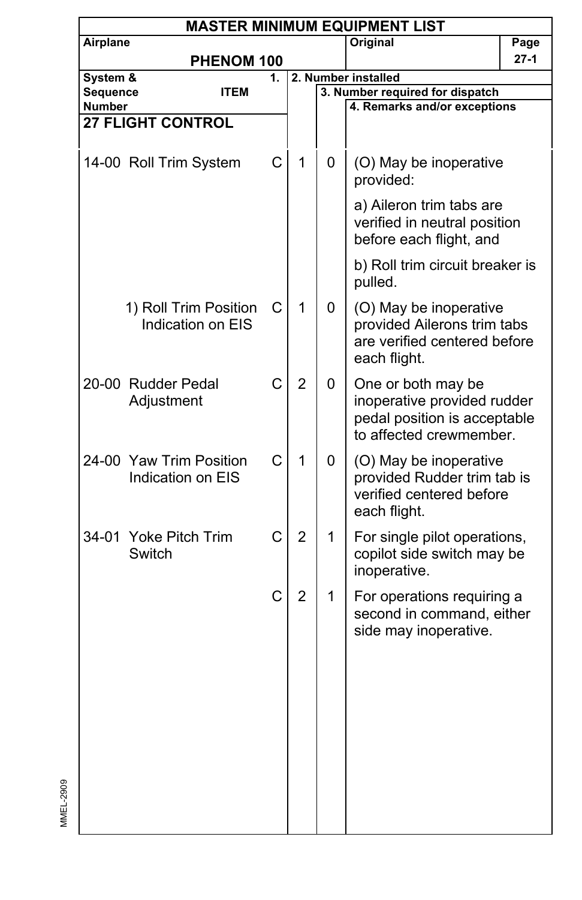**MASTER MINIMUM EQUIPMENT LIST**

| Airplane | Original | Page |
|---|---|---|
| PHENOM 100 | | 27-1 |

| System & Sequence Number | ITEM | 1. | 2. Number installed | 3. Number required for dispatch | 4. Remarks and/or exceptions |
|---|---|---|---|---|---|
| **27 FLIGHT CONTROL** | | | | | |
| 14-00 | Roll Trim System | C | 1 | 0 | (O) May be inoperative provided:<br>a) Aileron trim tabs are verified in neutral position before each flight, and<br>b) Roll trim circuit breaker is pulled. |
| | 1) Roll Trim Position Indication on EIS | C | 1 | 0 | (O) May be inoperative provided Ailerons trim tabs are verified centered before each flight. |
| 20-00 | Rudder Pedal Adjustment | C | 2 | 0 | One or both may be inoperative provided rudder pedal position is acceptable to affected crewmember. |
| 24-00 | Yaw Trim Position Indication on EIS | C | 1 | 0 | (O) May be inoperative provided Rudder trim tab is verified centered before each flight. |
| 34-01 | Yoke Pitch Trim Switch | C | 2 | 1 | For single pilot operations, copilot side switch may be inoperative. |
| | | C | 2 | 1 | For operations requiring a second in command, either side may inoperative. |

MMEL-2909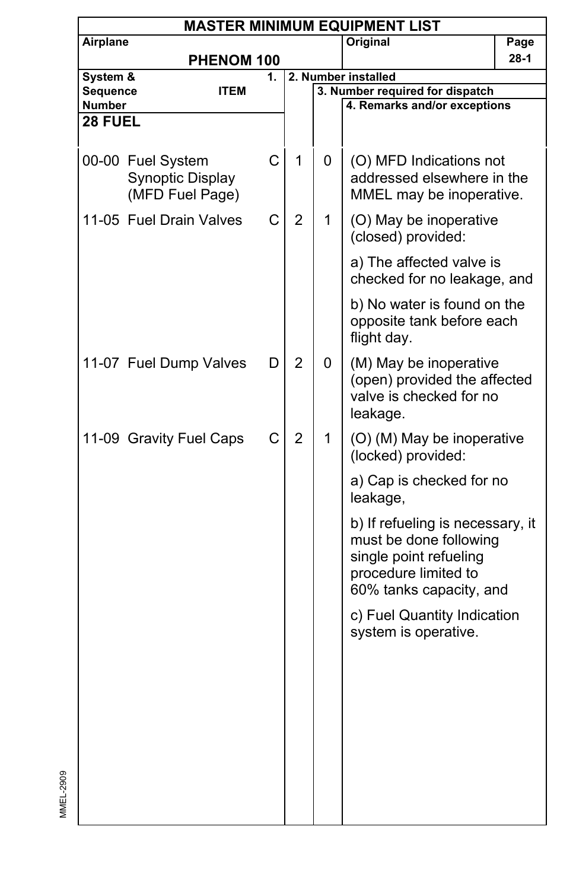# MASTER MINIMUM EQUIPMENT LIST

| Airplane | Original | Page |
|---|---|---|
| PHENOM 100 | | 28-1 |

| System & Sequence Number | ITEM | 1. | 2. Number installed | 3. Number required for dispatch | 4. Remarks and/or exceptions |
|---|---|---|---|---|---|
| **28 FUEL** | | | | | |
| 00-00 | Fuel System Synoptic Display (MFD Fuel Page) | C | 1 | 0 | (O) MFD Indications not addressed elsewhere in the MMEL may be inoperative. |
| 11-05 | Fuel Drain Valves | C | 2 | 1 | (O) May be inoperative (closed) provided:<br><br>a) The affected valve is checked for no leakage, and<br><br>b) No water is found on the opposite tank before each flight day. |
| 11-07 | Fuel Dump Valves | D | 2 | 0 | (M) May be inoperative (open) provided the affected valve is checked for no leakage. |
| 11-09 | Gravity Fuel Caps | C | 2 | 1 | (O) (M) May be inoperative (locked) provided:<br><br>a) Cap is checked for no leakage,<br><br>b) If refueling is necessary, it must be done following single point refueling procedure limited to 60% tanks capacity, and<br><br>c) Fuel Quantity Indication system is operative. |

MMEL-2909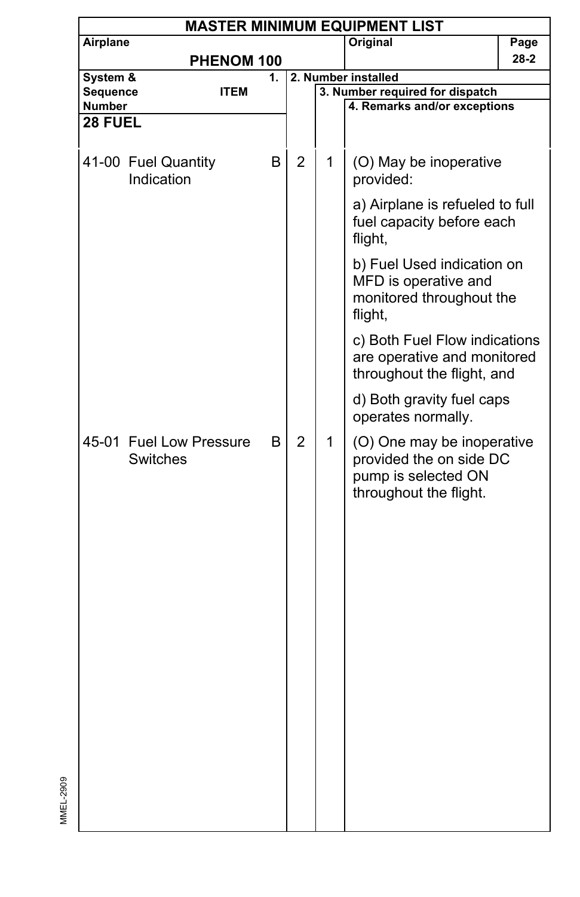# MASTER MINIMUM EQUIPMENT LIST

| Airplane | Original | Page |
|---|---|---|
| PHENOM 100 | | 28-2 |

| System & Sequence Number | ITEM | 1. | 2. Number installed | 3. Number required for dispatch | 4. Remarks and/or exceptions |
|---|---|---|---|---|---|
| **28 FUEL** | | | | | |
| 41-00 | Fuel Quantity Indication | B | 2 | 1 | (O) May be inoperative provided:<br>a) Airplane is refueled to full fuel capacity before each flight,<br>b) Fuel Used indication on MFD is operative and monitored throughout the flight,<br>c) Both Fuel Flow indications are operative and monitored throughout the flight, and<br>d) Both gravity fuel caps operates normally. |
| 45-01 | Fuel Low Pressure Switches | B | 2 | 1 | (O) One may be inoperative provided the on side DC pump is selected ON throughout the flight. |

MMEL-2909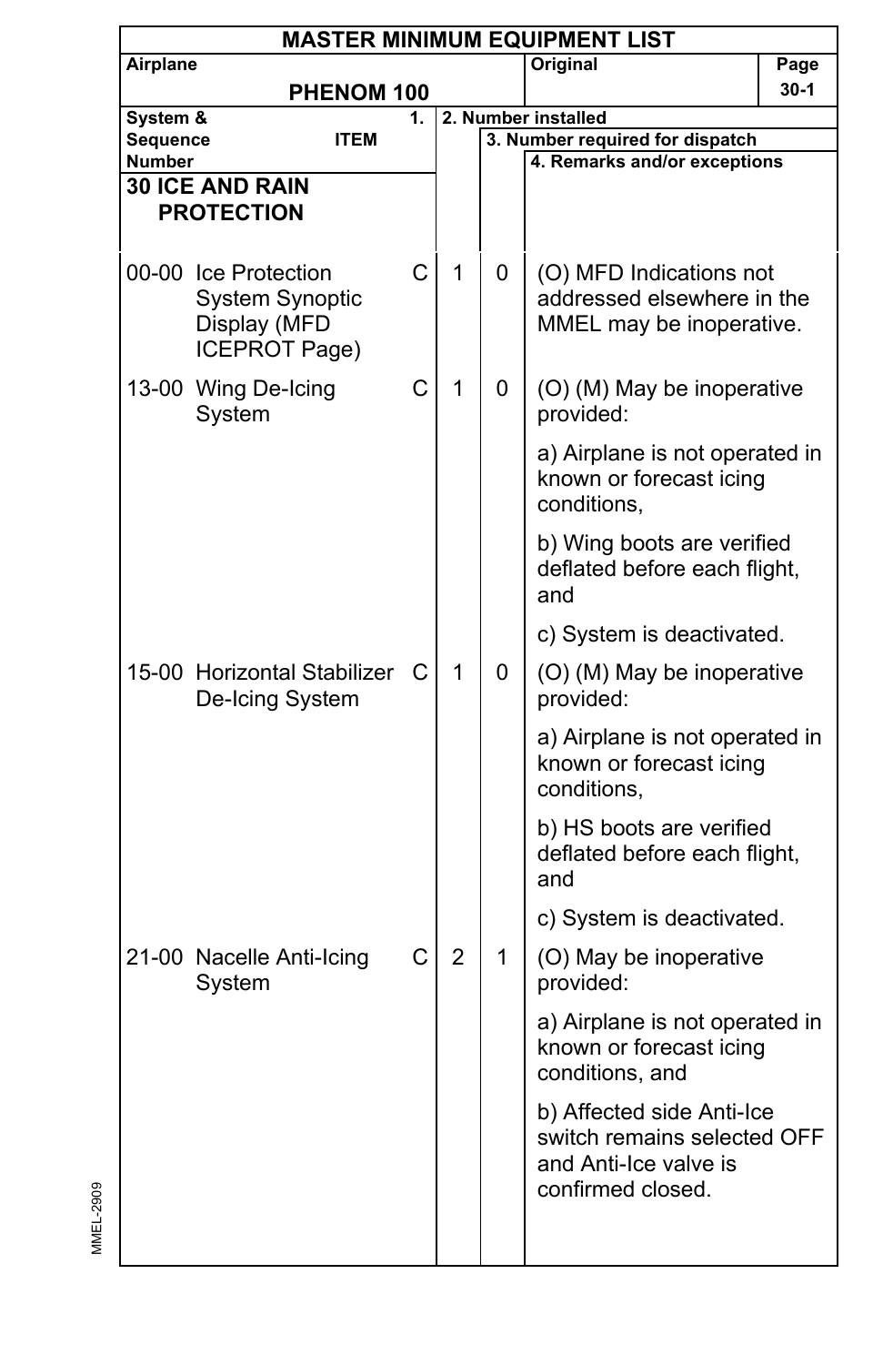**MASTER MINIMUM EQUIPMENT LIST**

| Airplane | Original | Page |
|---|---|---|
| PHENOM 100 | | 30-1 |

| System & Sequence Number | ITEM | 1. | 2. Number installed | 3. Number required for dispatch | 4. Remarks and/or exceptions |
|---|---|---|---|---|---|
| **30 ICE AND RAIN PROTECTION** | | | | | |
| 00-00 | Ice Protection System Synoptic Display (MFD ICEPROT Page) | C | 1 | 0 | (O) MFD Indications not addressed elsewhere in the MMEL may be inoperative. |
| 13-00 | Wing De-Icing System | C | 1 | 0 | (O) (M) May be inoperative provided:<br><br>a) Airplane is not operated in known or forecast icing conditions,<br><br>b) Wing boots are verified deflated before each flight, and<br><br>c) System is deactivated. |
| 15-00 | Horizontal Stabilizer De-Icing System | C | 1 | 0 | (O) (M) May be inoperative provided:<br><br>a) Airplane is not operated in known or forecast icing conditions,<br><br>b) HS boots are verified deflated before each flight, and<br><br>c) System is deactivated. |
| 21-00 | Nacelle Anti-Icing System | C | 2 | 1 | (O) May be inoperative provided:<br><br>a) Airplane is not operated in known or forecast icing conditions, and<br><br>b) Affected side Anti-Ice switch remains selected OFF and Anti-Ice valve is confirmed closed. |

MMEL-2909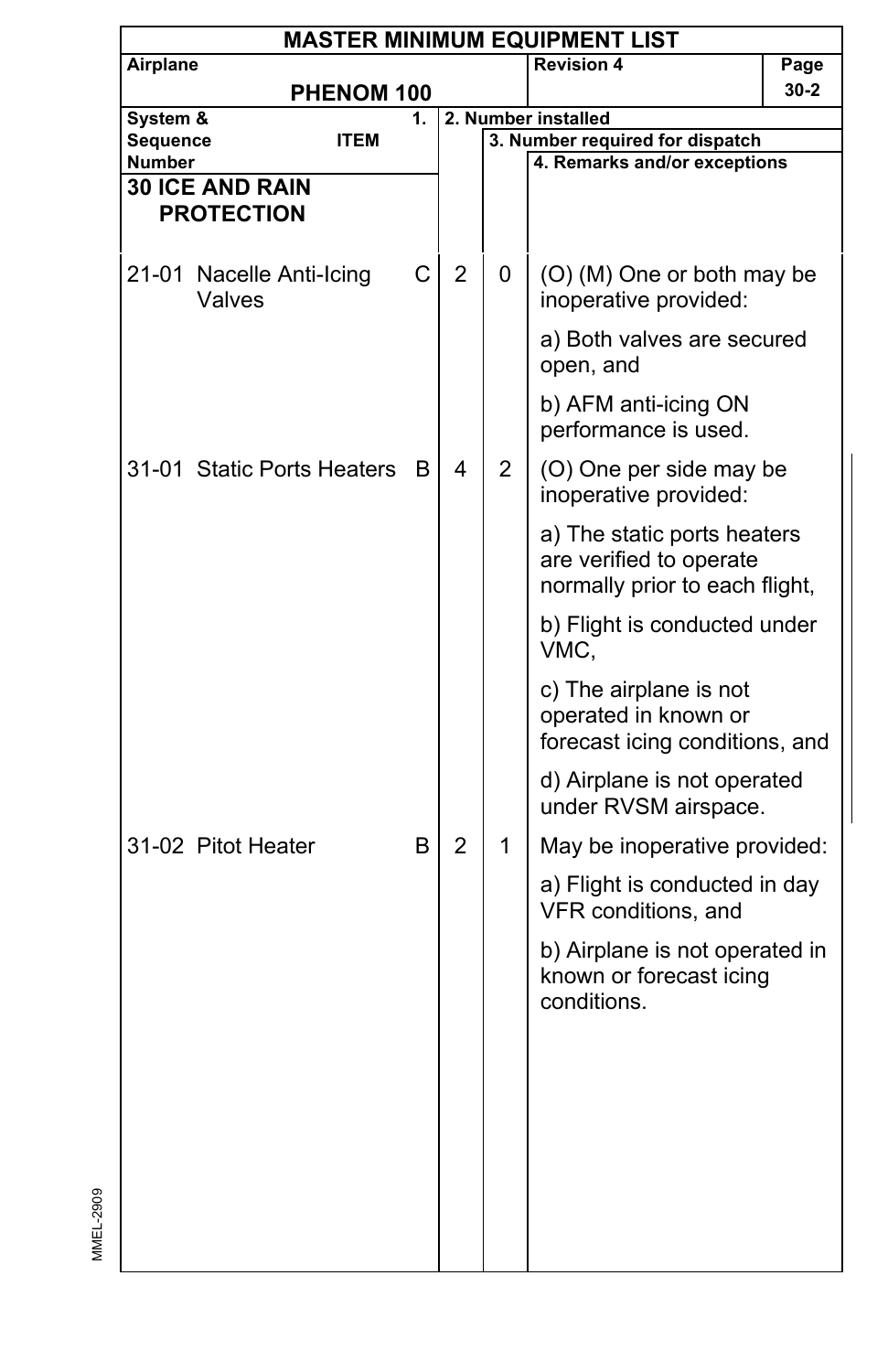| MASTER MINIMUM EQUIPMENT LIST | | | | |
|---|---|---|---|---|
| **Airplane** PHENOM 100 | | | **Revision 4** | **Page** 30-2 |

| System & Sequence Number | ITEM | 1. | 2. Number installed | 3. Number required for dispatch | 4. Remarks and/or exceptions |
|---|---|---|---|---|---|
| **30 ICE AND RAIN PROTECTION** | | | | | |
| 21-01 | Nacelle Anti-Icing Valves | C | 2 | 0 | (O) (M) One or both may be inoperative provided:<br><br>a) Both valves are secured open, and<br><br>b) AFM anti-icing ON performance is used. |
| 31-01 | Static Ports Heaters | B | 4 | 2 | (O) One per side may be inoperative provided:<br><br>a) The static ports heaters are verified to operate normally prior to each flight,<br><br>b) Flight is conducted under VMC,<br><br>c) The airplane is not operated in known or forecast icing conditions, and<br><br>d) Airplane is not operated under RVSM airspace. |
| 31-02 | Pitot Heater | B | 2 | 1 | May be inoperative provided:<br><br>a) Flight is conducted in day VFR conditions, and<br><br>b) Airplane is not operated in known or forecast icing conditions. |

MMEL-2909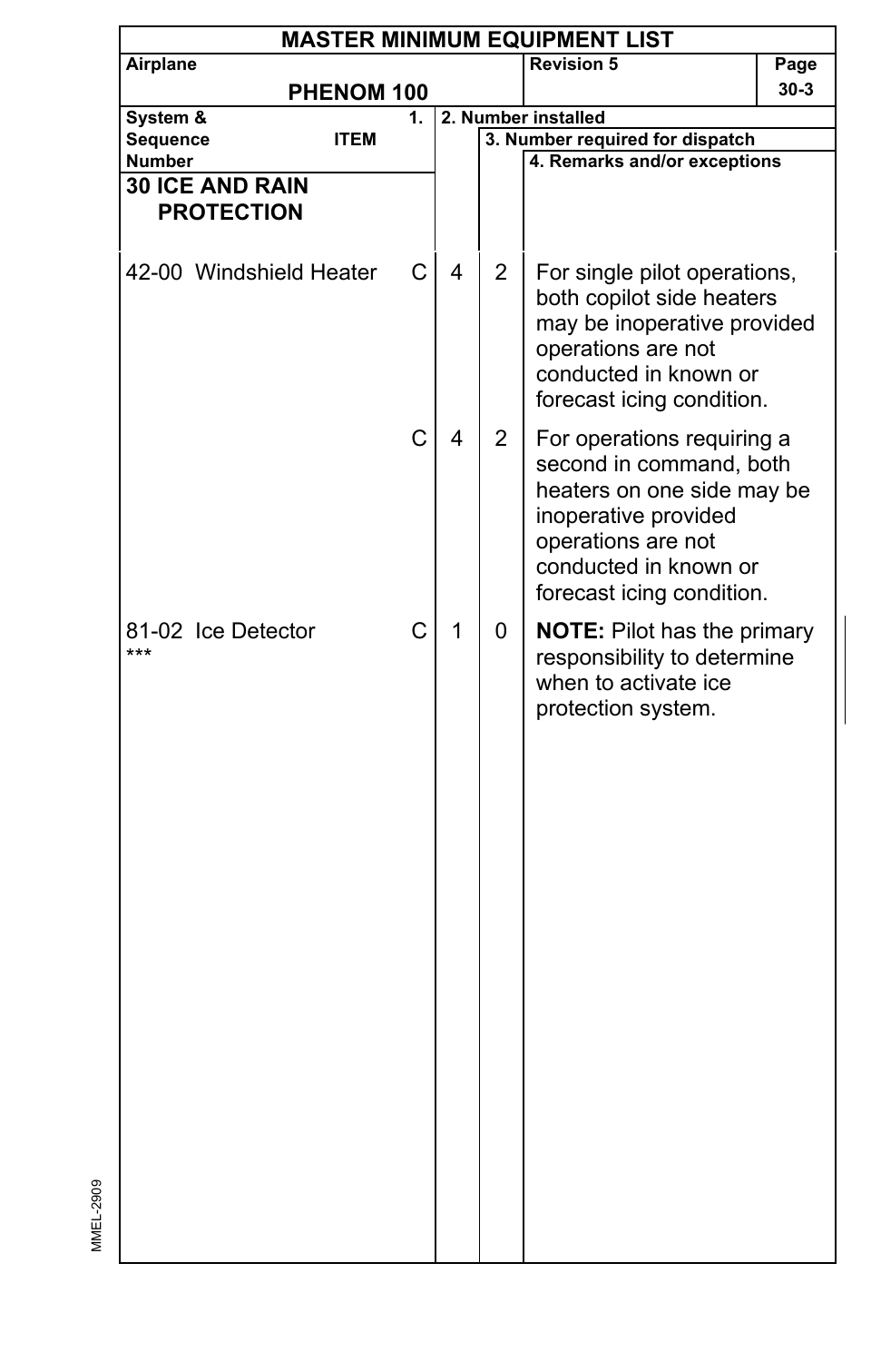**MASTER MINIMUM EQUIPMENT LIST**

| Airplane | Revision 5 | Page |
|---|---|---|
| PHENOM 100 | | 30-3 |

| System & Sequence Number | ITEM | 1. | 2. Number installed | 3. Number required for dispatch | 4. Remarks and/or exceptions |
|---|---|---|---|---|---|
| **30 ICE AND RAIN PROTECTION** | | | | | |
| 42-00 | Windshield Heater | C | 4 | 2 | For single pilot operations, both copilot side heaters may be inoperative provided operations are not conducted in known or forecast icing condition. |
| | | C | 4 | 2 | For operations requiring a second in command, both heaters on one side may be inoperative provided operations are not conducted in known or forecast icing condition. |
| 81-02 *** | Ice Detector | C | 1 | 0 | **NOTE:** Pilot has the primary responsibility to determine when to activate ice protection system. |

MMEL-2909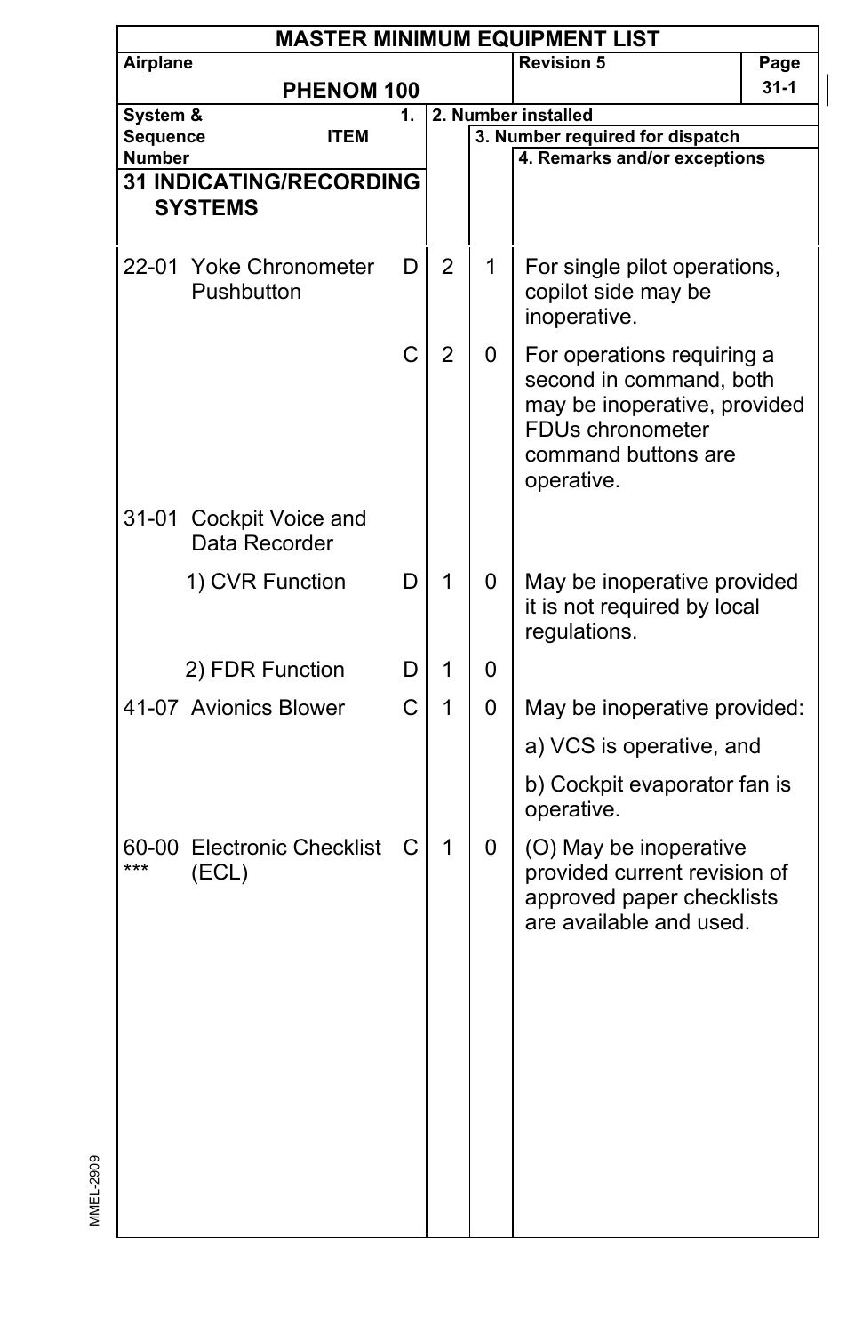**MASTER MINIMUM EQUIPMENT LIST**

| Airplane | Revision 5 |
|---|---|
| PHENOM 100 | |

| System & Sequence Number | ITEM | 1. | 2. Number installed | 3. Number required for dispatch | 4. Remarks and/or exceptions |
|---|---|---|---|---|---|
| **31 INDICATING/RECORDING SYSTEMS** | | | | | |
| 22-01 | Yoke Chronometer Pushbutton | D | 2 | 1 | For single pilot operations, copilot side may be inoperative. |
| | | C | 2 | 0 | For operations requiring a second in command, both may be inoperative, provided FDUs chronometer command buttons are operative. |
| 31-01 | Cockpit Voice and Data Recorder | | | | |
| | 1) CVR Function | D | 1 | 0 | May be inoperative provided it is not required by local regulations. |
| | 2) FDR Function | D | 1 | 0 | |
| 41-07 | Avionics Blower | C | 1 | 0 | May be inoperative provided: a) VCS is operative, and b) Cockpit evaporator fan is operative. |
| 60-00 *** | Electronic Checklist (ECL) | C | 1 | 0 | (O) May be inoperative provided current revision of approved paper checklists are available and used. |

MMEL-2909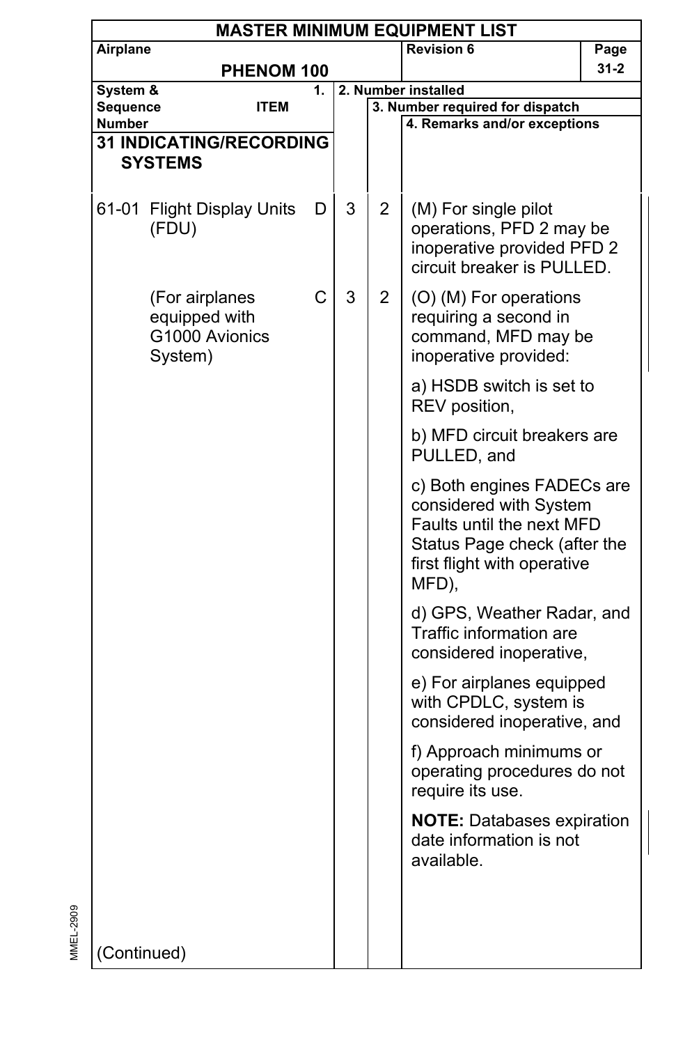# MASTER MINIMUM EQUIPMENT LIST

| Airplane | Revision 6 |
|---|---|
| PHENOM 100 | |

| System & Sequence Number | ITEM | 1. | 2. Number installed | 3. Number required for dispatch | 4. Remarks and/or exceptions |
|---|---|---|---|---|---|
| **31 INDICATING/RECORDING SYSTEMS** | | | | | |
| 61-01 | Flight Display Units (FDU) | D | 3 | 2 | (M) For single pilot operations, PFD 2 may be inoperative provided PFD 2 circuit breaker is PULLED. |
| | (For airplanes equipped with G1000 Avionics System) | C | 3 | 2 | (O) (M) For operations requiring a second in command, MFD may be inoperative provided:<br><br>a) HSDB switch is set to REV position,<br><br>b) MFD circuit breakers are PULLED, and<br><br>c) Both engines FADECs are considered with System Faults until the next MFD Status Page check (after the first flight with operative MFD),<br><br>d) GPS, Weather Radar, and Traffic information are considered inoperative,<br><br>e) For airplanes equipped with CPDLC, system is considered inoperative, and<br><br>f) Approach minimums or operating procedures do not require its use.<br><br>**NOTE:** Databases expiration date information is not available. |
| (Continued) | | | | | |

MMEL-2909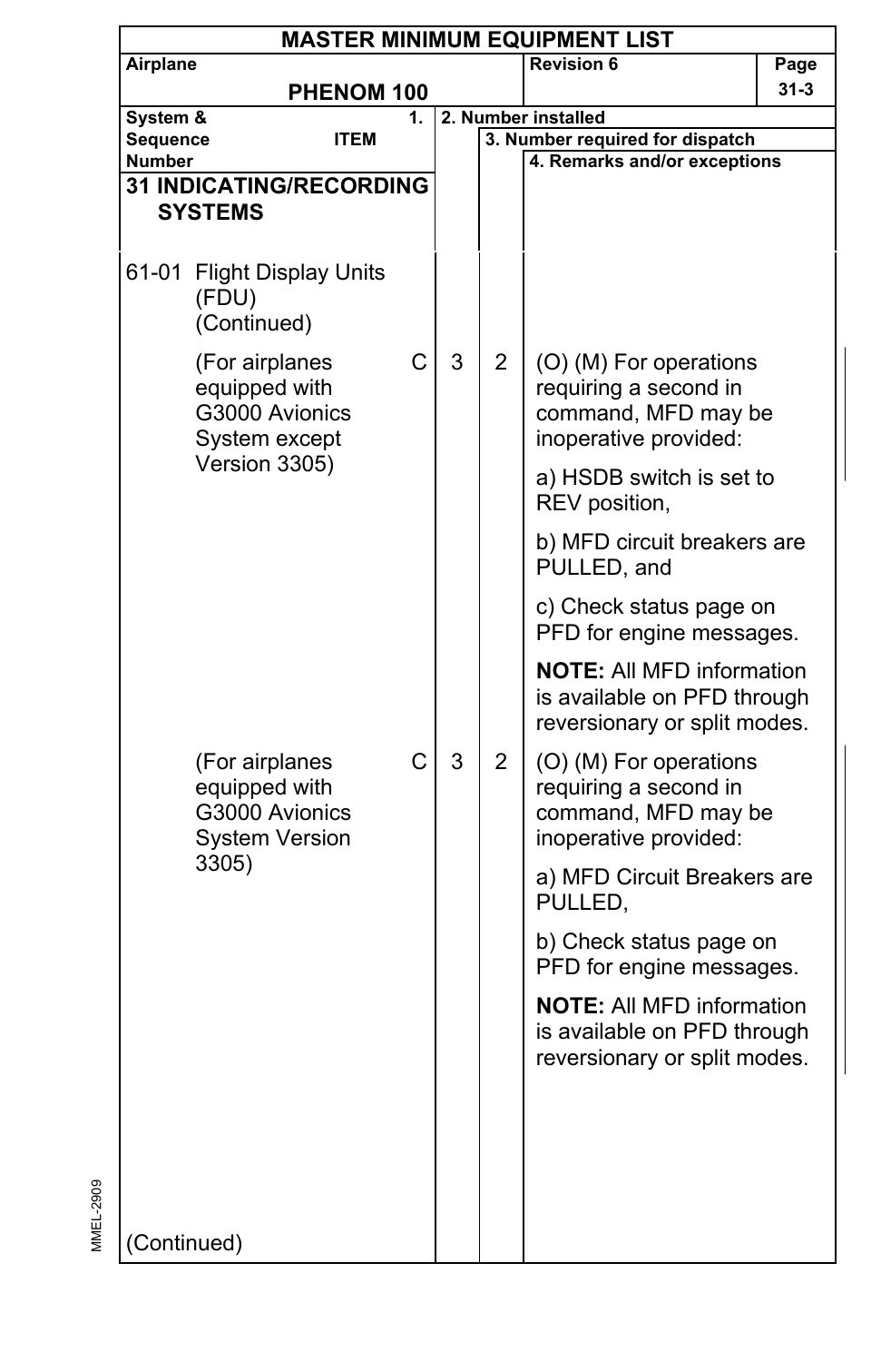| MASTER MINIMUM EQUIPMENT LIST | | | | |
|---|---|---|---|---|
| Airplane: **PHENOM 100** | | | Revision 6 | Page 31-3 |

| System & Sequence Number | ITEM | 1. | 2. Number installed | 3. Number required for dispatch | 4. Remarks and/or exceptions |
|---|---|---|---|---|---|
| **31 INDICATING/RECORDING SYSTEMS** | | | | | |
| 61-01 | Flight Display Units (FDU) (Continued) | | | | |
| | (For airplanes equipped with G3000 Avionics System except Version 3305) | C | 3 | 2 | (O) (M) For operations requiring a second in command, MFD may be inoperative provided:<br><br>a) HSDB switch is set to REV position,<br><br>b) MFD circuit breakers are PULLED, and<br><br>c) Check status page on PFD for engine messages.<br><br>**NOTE:** All MFD information is available on PFD through reversionary or split modes. |
| | (For airplanes equipped with G3000 Avionics System Version 3305) | C | 3 | 2 | (O) (M) For operations requiring a second in command, MFD may be inoperative provided:<br><br>a) MFD Circuit Breakers are PULLED,<br><br>b) Check status page on PFD for engine messages.<br><br>**NOTE:** All MFD information is available on PFD through reversionary or split modes. |
| (Continued) | | | | | |

MMEL-2909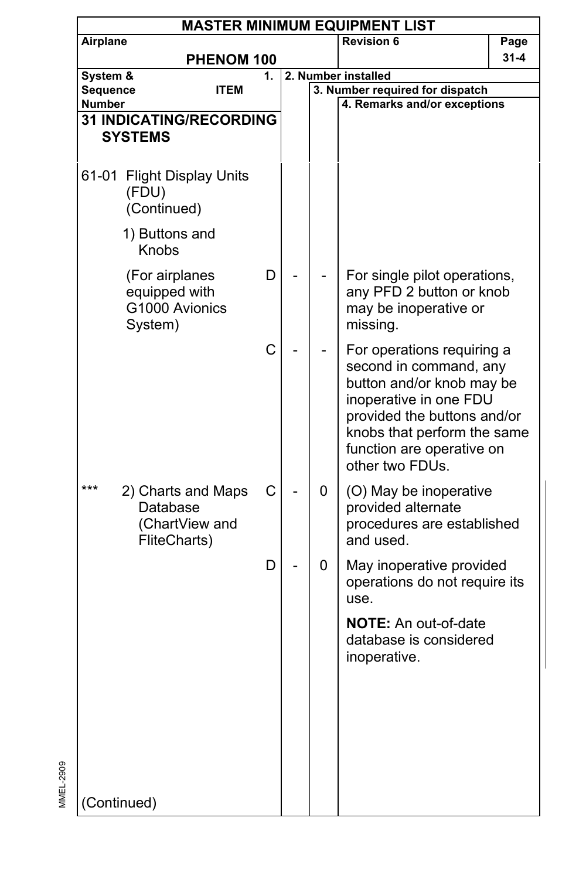# MASTER MINIMUM EQUIPMENT LIST

| System & Sequence Number / ITEM | 1. | 2. Number installed | 3. Number required for dispatch | 4. Remarks and/or exceptions |
|---|---|---|---|---|
| **31 INDICATING/RECORDING SYSTEMS** | | | | |
| 61-01 Flight Display Units (FDU) (Continued) | | | | |
| 1) Buttons and Knobs | | | | |
| (For airplanes equipped with G1000 Avionics System) | D | - | - | For single pilot operations, any PFD 2 button or knob may be inoperative or missing. |
| | C | - | - | For operations requiring a second in command, any button and/or knob may be inoperative in one FDU provided the buttons and/or knobs that perform the same function are operative on other two FDUs. |
| *** 2) Charts and Maps Database (ChartView and FliteCharts) | C | - | 0 | (O) May be inoperative provided alternate procedures are established and used. |
| | D | - | 0 | May inoperative provided operations do not require its use. **NOTE:** An out-of-date database is considered inoperative. |

(Continued)

MMEL-2909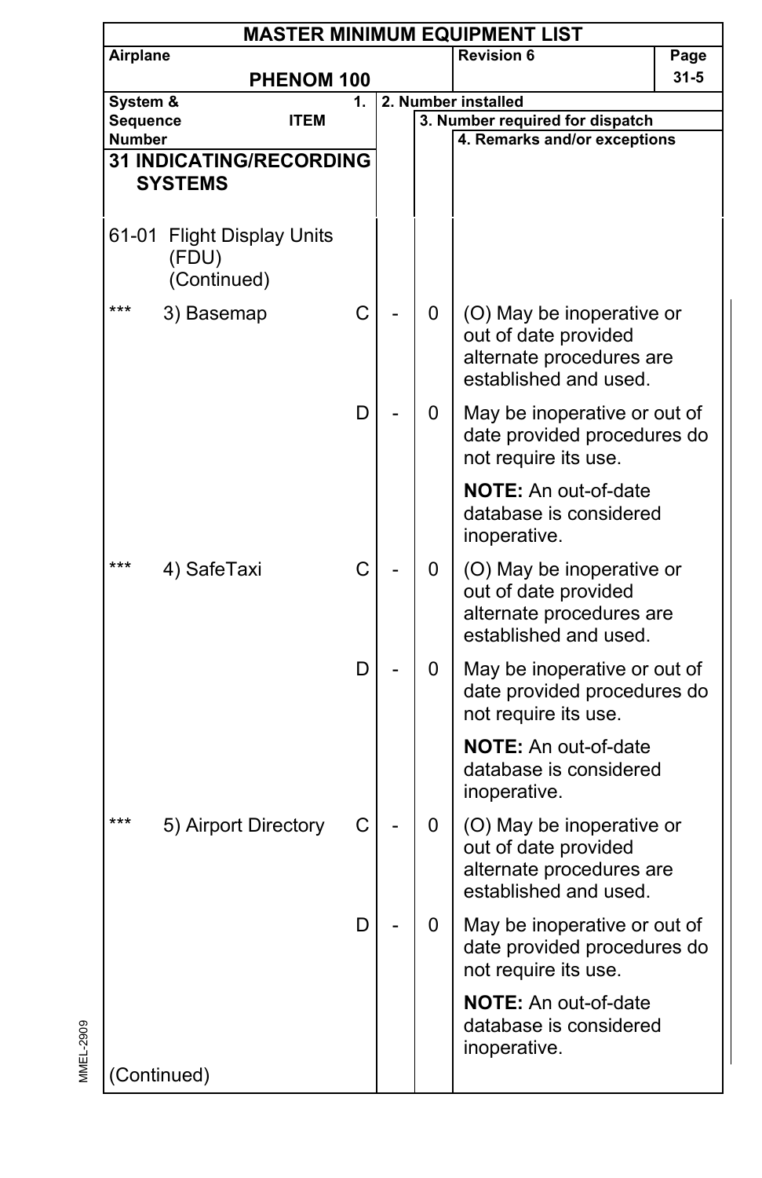| MASTER MINIMUM EQUIPMENT LIST | | | | |
|---|---|---|---|---|
| Airplane<br>PHENOM 100 | | | Revision 6 | Page<br>31-5 |

| System & Sequence Number | ITEM | 1. | 2. Number installed | 3. Number required for dispatch | 4. Remarks and/or exceptions |
|---|---|---|---|---|---|
| **31 INDICATING/RECORDING SYSTEMS** | | | | | |
| 61-01 | Flight Display Units (FDU) (Continued) | | | | |
| *** | 3) Basemap | C | - | 0 | (O) May be inoperative or out of date provided alternate procedures are established and used. |
| | | D | - | 0 | May be inoperative or out of date provided procedures do not require its use.<br><br>**NOTE:** An out-of-date database is considered inoperative. |
| *** | 4) SafeTaxi | C | - | 0 | (O) May be inoperative or out of date provided alternate procedures are established and used. |
| | | D | - | 0 | May be inoperative or out of date provided procedures do not require its use.<br><br>**NOTE:** An out-of-date database is considered inoperative. |
| *** | 5) Airport Directory | C | - | 0 | (O) May be inoperative or out of date provided alternate procedures are established and used. |
| | | D | - | 0 | May be inoperative or out of date provided procedures do not require its use.<br><br>**NOTE:** An out-of-date database is considered inoperative. |
| (Continued) | | | | | |

MMEL-2909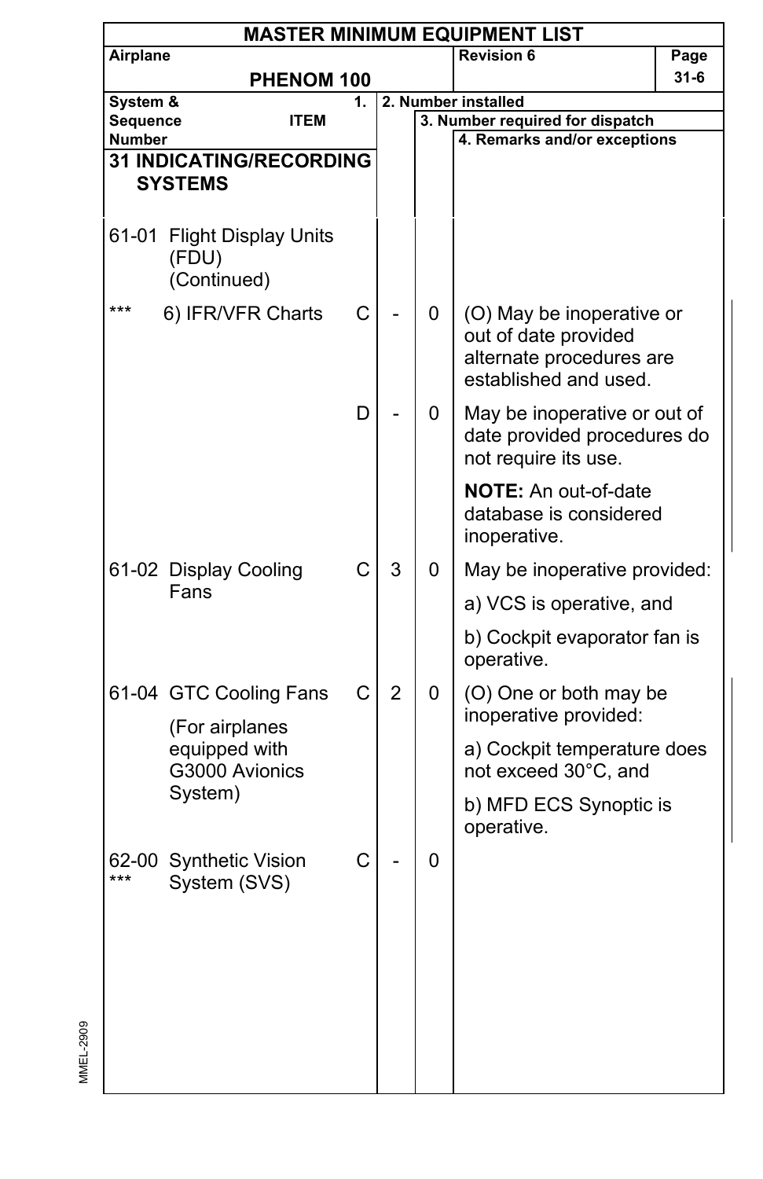# MASTER MINIMUM EQUIPMENT LIST

| Airplane | Revision 6 | Page |
|---|---|---|
| PHENOM 100 | | 31-6 |

| System & Sequence Number | ITEM | 1. | 2. Number installed | 3. Number required for dispatch | 4. Remarks and/or exceptions |
|---|---|---|---|---|---|
| **31 INDICATING/RECORDING SYSTEMS** | | | | | |
| 61-01 | Flight Display Units (FDU) (Continued) | | | | |
| *** | 6) IFR/VFR Charts | C | - | 0 | (O) May be inoperative or out of date provided alternate procedures are established and used. |
| | | D | - | 0 | May be inoperative or out of date provided procedures do not require its use.<br><br>**NOTE:** An out-of-date database is considered inoperative. |
| 61-02 | Display Cooling Fans | C | 3 | 0 | May be inoperative provided:<br><br>a) VCS is operative, and<br><br>b) Cockpit evaporator fan is operative. |
| 61-04 | GTC Cooling Fans<br><br>(For airplanes equipped with G3000 Avionics System) | C | 2 | 0 | (O) One or both may be inoperative provided:<br><br>a) Cockpit temperature does not exceed 30°C, and<br><br>b) MFD ECS Synoptic is operative. |
| 62-00 *** | Synthetic Vision System (SVS) | C | - | 0 | |

MMEL-2909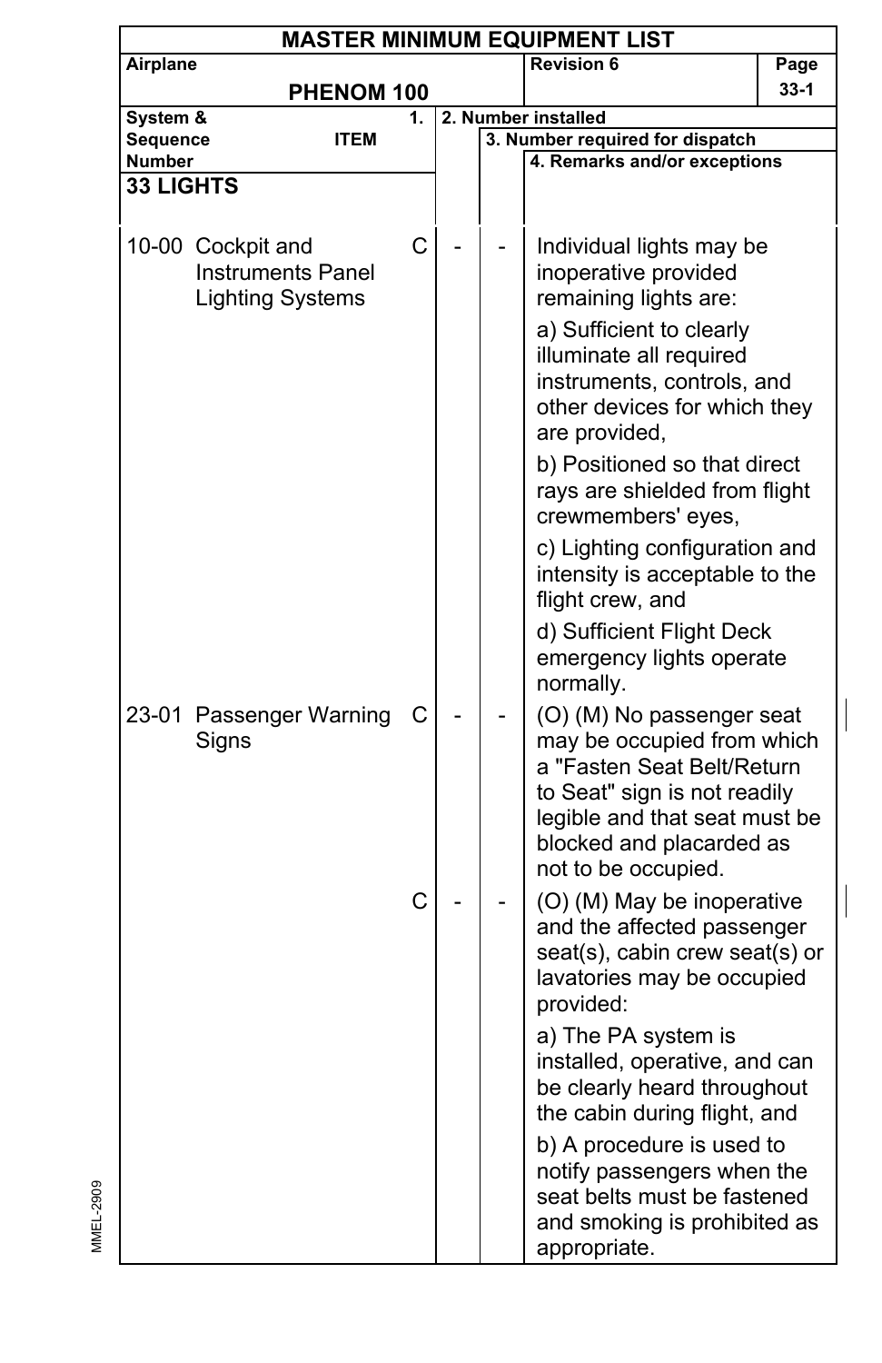# MASTER MINIMUM EQUIPMENT LIST

| Airplane | Revision 6 | Page |
|---|---|---|
| PHENOM 100 | | 33-1 |

| System & Sequence Number | ITEM | 1. | 2. Number installed | 3. Number required for dispatch | 4. Remarks and/or exceptions |
|---|---|---|---|---|---|
| **33 LIGHTS** | | | | | |
| 10-00 | Cockpit and Instruments Panel Lighting Systems | C | - | - | Individual lights may be inoperative provided remaining lights are:<br>a) Sufficient to clearly illuminate all required instruments, controls, and other devices for which they are provided,<br>b) Positioned so that direct rays are shielded from flight crewmembers' eyes,<br>c) Lighting configuration and intensity is acceptable to the flight crew, and<br>d) Sufficient Flight Deck emergency lights operate normally. |
| 23-01 | Passenger Warning Signs | C | - | - | (O) (M) No passenger seat may be occupied from which a "Fasten Seat Belt/Return to Seat" sign is not readily legible and that seat must be blocked and placarded as not to be occupied. |
| | | C | - | - | (O) (M) May be inoperative and the affected passenger seat(s), cabin crew seat(s) or lavatories may be occupied provided:<br>a) The PA system is installed, operative, and can be clearly heard throughout the cabin during flight, and<br>b) A procedure is used to notify passengers when the seat belts must be fastened and smoking is prohibited as appropriate. |

MMEL-2909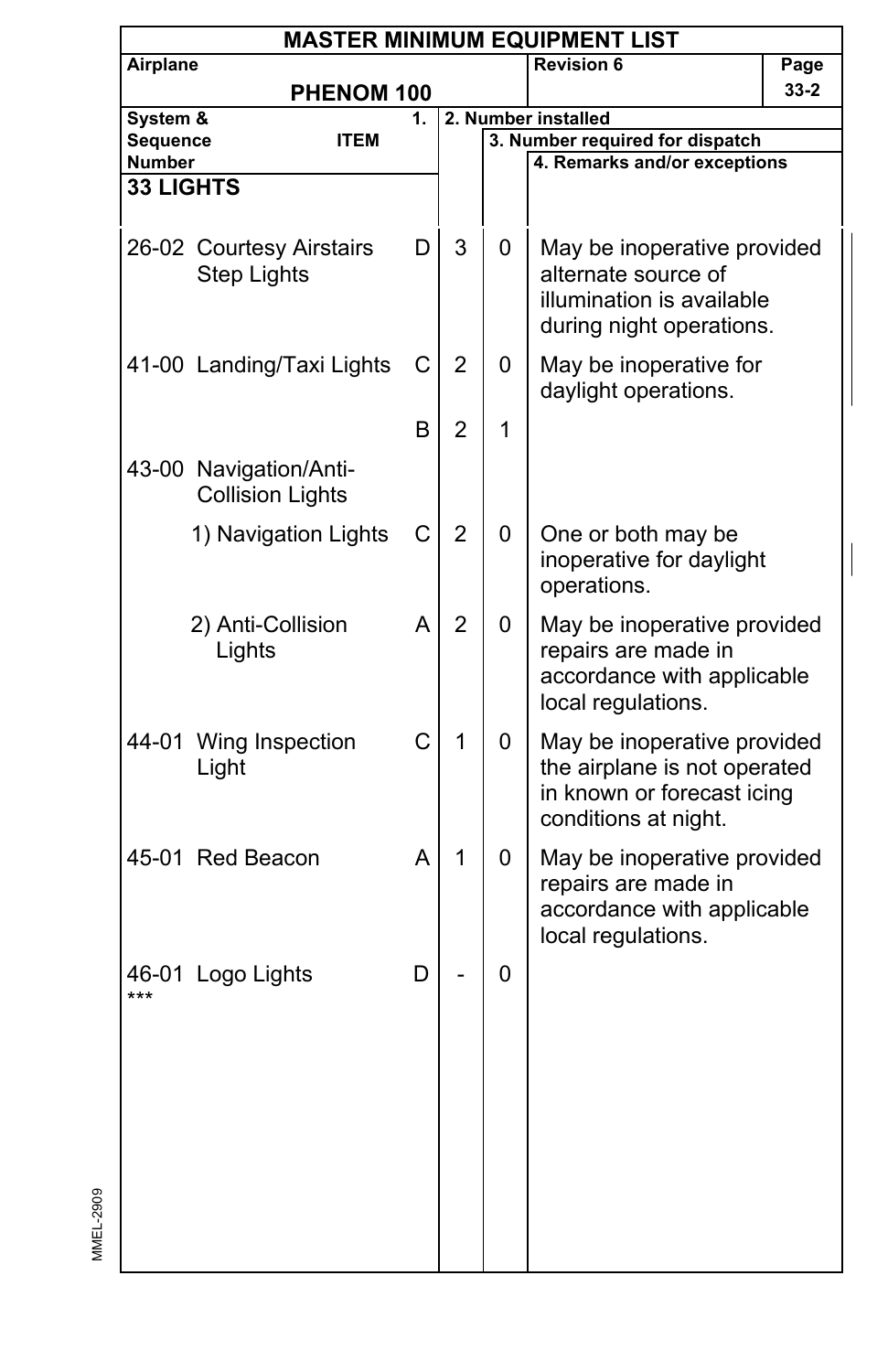# MASTER MINIMUM EQUIPMENT LIST

| Airplane | Revision 6 | Page |
|---|---|---|
| PHENOM 100 | | 33-2 |

| System & Sequence Number | ITEM | 1. | 2. Number installed | 3. Number required for dispatch | 4. Remarks and/or exceptions |
|---|---|---|---|---|---|
| **33 LIGHTS** | | | | | |
| 26-02 | Courtesy Airstairs Step Lights | D | 3 | 0 | May be inoperative provided alternate source of illumination is available during night operations. |
| 41-00 | Landing/Taxi Lights | C | 2 | 0 | May be inoperative for daylight operations. |
| | | B | 2 | 1 | |
| 43-00 | Navigation/Anti-Collision Lights | | | | |
| | 1) Navigation Lights | C | 2 | 0 | One or both may be inoperative for daylight operations. |
| | 2) Anti-Collision Lights | A | 2 | 0 | May be inoperative provided repairs are made in accordance with applicable local regulations. |
| 44-01 | Wing Inspection Light | C | 1 | 0 | May be inoperative provided the airplane is not operated in known or forecast icing conditions at night. |
| 45-01 | Red Beacon | A | 1 | 0 | May be inoperative provided repairs are made in accordance with applicable local regulations. |
| 46-01 *** | Logo Lights | D | - | 0 | |

MMEL-2909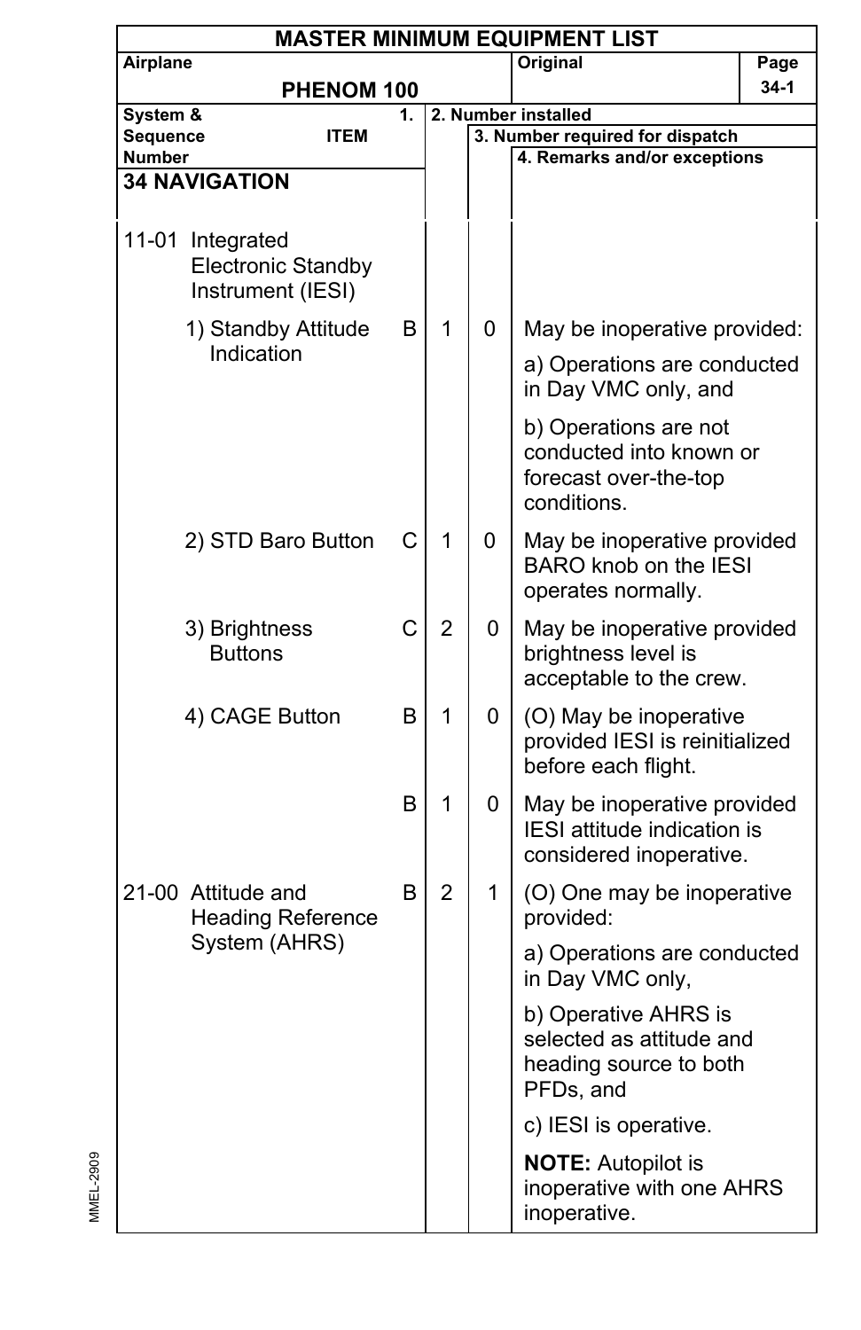# MASTER MINIMUM EQUIPMENT LIST

| Airplane | Original | Page |
|---|---|---|
| PHENOM 100 | | 34-1 |

| System & Sequence Number | ITEM | 1. | 2. Number installed | 3. Number required for dispatch | 4. Remarks and/or exceptions |
|---|---|---|---|---|---|
| **34 NAVIGATION** | | | | | |
| 11-01 | Integrated Electronic Standby Instrument (IESI) | | | | |
| | 1) Standby Attitude Indication | B | 1 | 0 | May be inoperative provided:<br><br>a) Operations are conducted in Day VMC only, and<br><br>b) Operations are not conducted into known or forecast over-the-top conditions. |
| | 2) STD Baro Button | C | 1 | 0 | May be inoperative provided BARO knob on the IESI operates normally. |
| | 3) Brightness Buttons | C | 2 | 0 | May be inoperative provided brightness level is acceptable to the crew. |
| | 4) CAGE Button | B | 1 | 0 | (O) May be inoperative provided IESI is reinitialized before each flight. |
| | | B | 1 | 0 | May be inoperative provided IESI attitude indication is considered inoperative. |
| 21-00 | Attitude and Heading Reference System (AHRS) | B | 2 | 1 | (O) One may be inoperative provided:<br><br>a) Operations are conducted in Day VMC only,<br><br>b) Operative AHRS is selected as attitude and heading source to both PFDs, and<br><br>c) IESI is operative.<br><br>**NOTE:** Autopilot is inoperative with one AHRS inoperative. |

MMEL-2909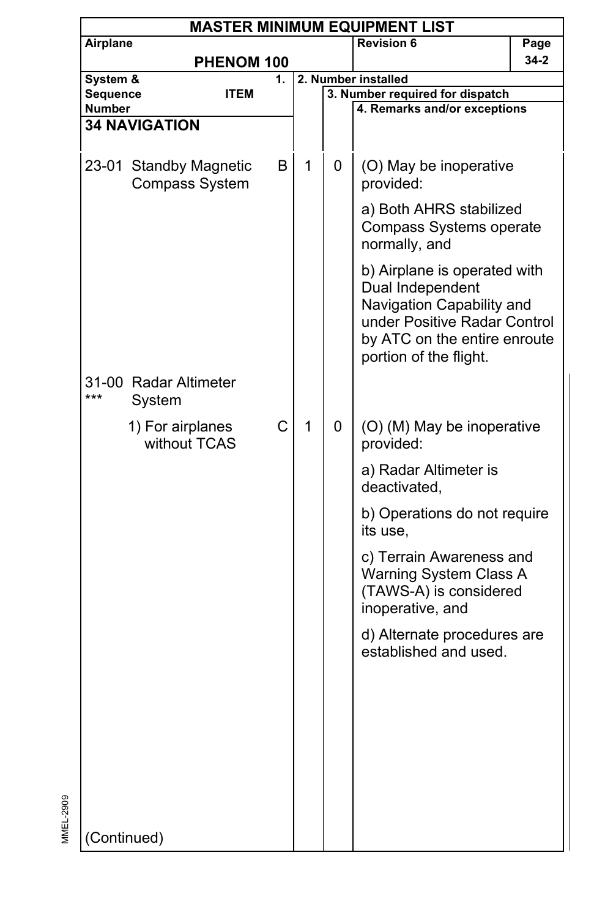# MASTER MINIMUM EQUIPMENT LIST

| Airplane | Revision 6 | Page |
|---|---|---|
| PHENOM 100 | | 34-2 |

| System & Sequence Number | ITEM | 1. | 2. Number installed | 3. Number required for dispatch | 4. Remarks and/or exceptions |
|---|---|---|---|---|---|
| **34 NAVIGATION** | | | | | |
| 23-01 | Standby Magnetic Compass System | B | 1 | 0 | (O) May be inoperative provided:<br><br>a) Both AHRS stabilized Compass Systems operate normally, and<br><br>b) Airplane is operated with Dual Independent Navigation Capability and under Positive Radar Control by ATC on the entire enroute portion of the flight. |
| 31-00 *** | Radar Altimeter System | | | | |
| | 1) For airplanes without TCAS | C | 1 | 0 | (O) (M) May be inoperative provided:<br><br>a) Radar Altimeter is deactivated,<br><br>b) Operations do not require its use,<br><br>c) Terrain Awareness and Warning System Class A (TAWS-A) is considered inoperative, and<br><br>d) Alternate procedures are established and used. |
| (Continued) | | | | | |

MMEL-2909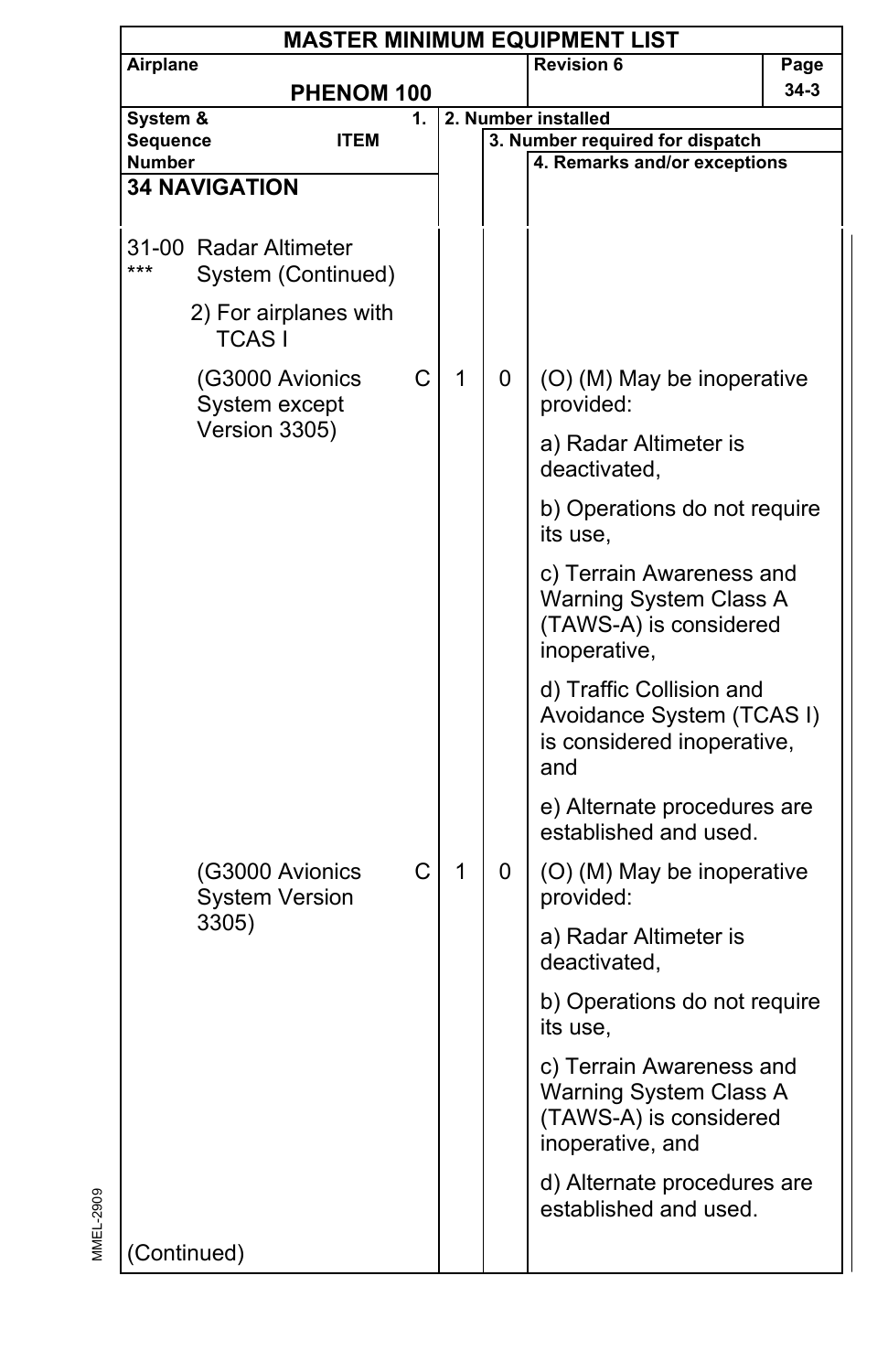# MASTER MINIMUM EQUIPMENT LIST

**Airplane:** PHENOM 100 | **Revision 6** | **Page 34-3**

| System & Sequence Number | ITEM | 1. | 2. Number installed | 3. Number required for dispatch | 4. Remarks and/or exceptions |
|---|---|---|---|---|---|
| **34 NAVIGATION** | | | | | |
| 31-00 *** | Radar Altimeter System (Continued) | | | | |
| | 2) For airplanes with TCAS I | | | | |
| | (G3000 Avionics System except Version 3305) | C | 1 | 0 | (O) (M) May be inoperative provided:<br><br>a) Radar Altimeter is deactivated,<br><br>b) Operations do not require its use,<br><br>c) Terrain Awareness and Warning System Class A (TAWS-A) is considered inoperative,<br><br>d) Traffic Collision and Avoidance System (TCAS I) is considered inoperative, and<br><br>e) Alternate procedures are established and used. |
| | (G3000 Avionics System Version 3305) | C | 1 | 0 | (O) (M) May be inoperative provided:<br><br>a) Radar Altimeter is deactivated,<br><br>b) Operations do not require its use,<br><br>c) Terrain Awareness and Warning System Class A (TAWS-A) is considered inoperative, and<br><br>d) Alternate procedures are established and used. |
| (Continued) | | | | | |

MMEL-2909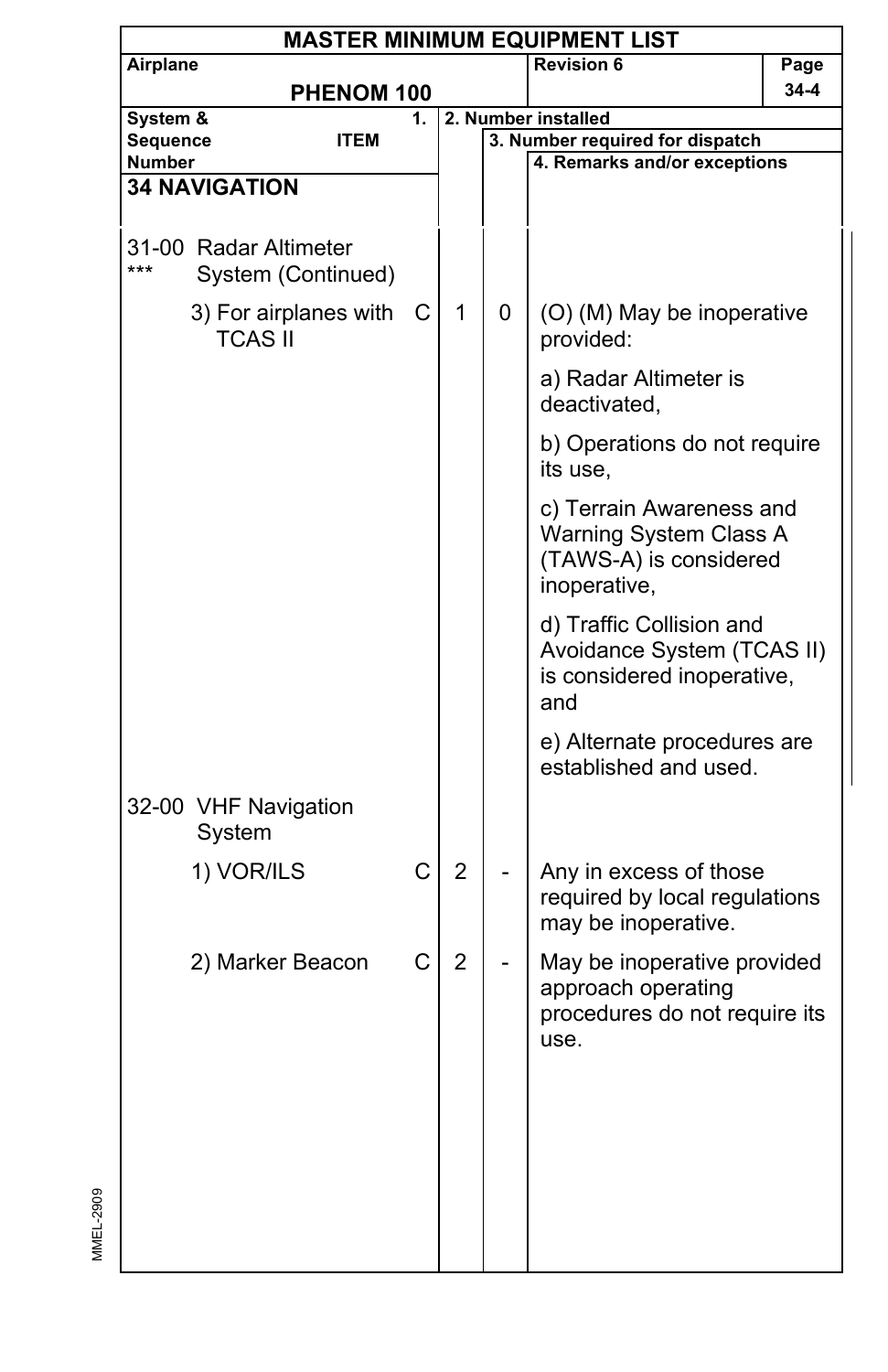# MASTER MINIMUM EQUIPMENT LIST

| Airplane | Revision 6 | Page |
|---|---|---|
| PHENOM 100 | | 34-4 |

| System & Sequence Number / ITEM | 1. | 2. Number installed | 3. Number required for dispatch | 4. Remarks and/or exceptions |
|---|---|---|---|---|
| **34 NAVIGATION** | | | | |
| 31-00 *** Radar Altimeter System (Continued) | | | | |
| 3) For airplanes with TCAS II | C | 1 | 0 | (O) (M) May be inoperative provided:<br><br>a) Radar Altimeter is deactivated,<br><br>b) Operations do not require its use,<br><br>c) Terrain Awareness and Warning System Class A (TAWS-A) is considered inoperative,<br><br>d) Traffic Collision and Avoidance System (TCAS II) is considered inoperative, and<br><br>e) Alternate procedures are established and used. |
| 32-00 VHF Navigation System | | | | |
| 1) VOR/ILS | C | 2 | - | Any in excess of those required by local regulations may be inoperative. |
| 2) Marker Beacon | C | 2 | - | May be inoperative provided approach operating procedures do not require its use. |

MMEL-2909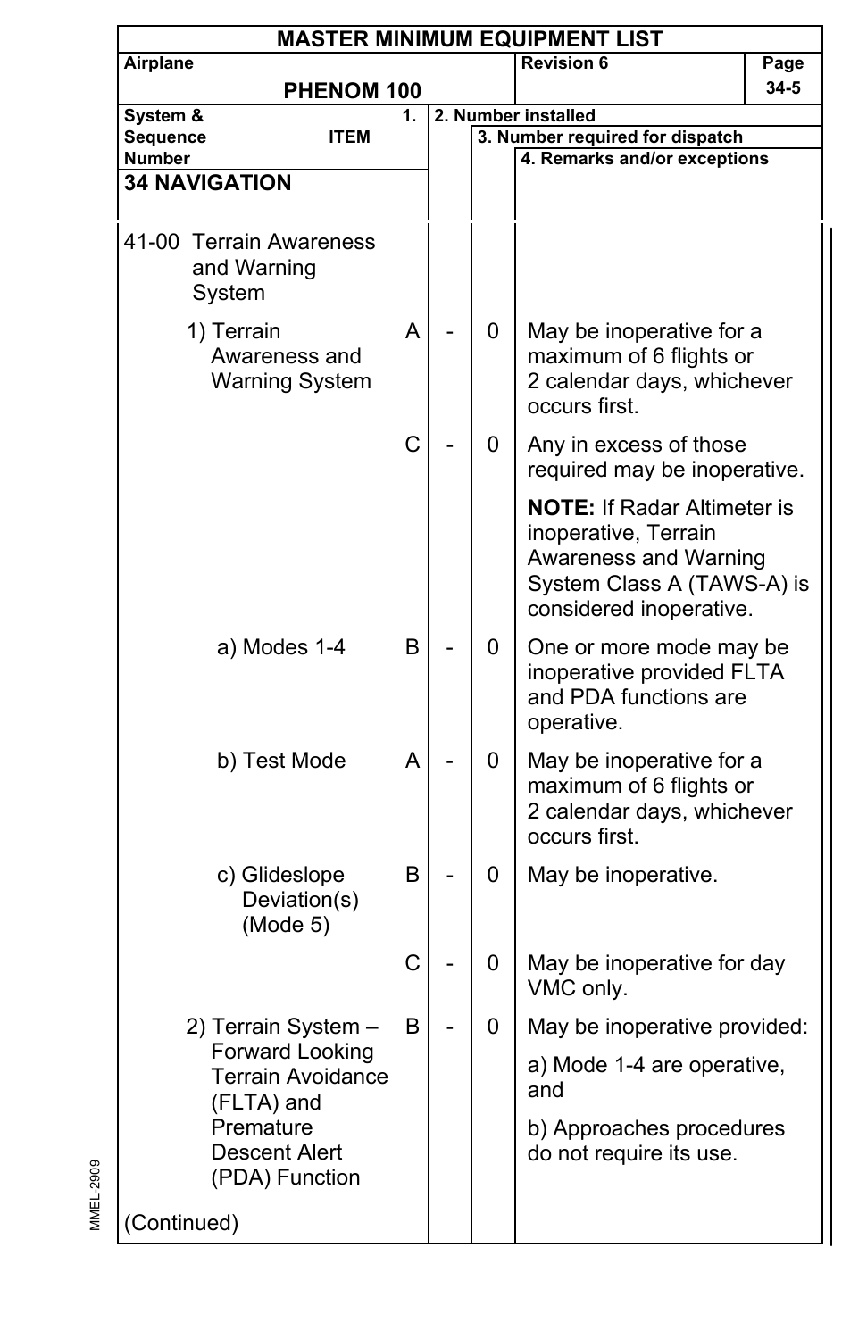# MASTER MINIMUM EQUIPMENT LIST

| Airplane | Revision 6 | Page |
|---|---|---|
| PHENOM 100 | | 34-5 |

| System & Sequence Number ITEM | 1. | 2. Number installed | 3. Number required for dispatch | 4. Remarks and/or exceptions |
|---|---|---|---|---|
| **34 NAVIGATION** | | | | |
| 41-00 Terrain Awareness and Warning System | | | | |
| 1) Terrain Awareness and Warning System | A | - | 0 | May be inoperative for a maximum of 6 flights or 2 calendar days, whichever occurs first. |
| | C | - | 0 | Any in excess of those required may be inoperative.<br><br>**NOTE:** If Radar Altimeter is inoperative, Terrain Awareness and Warning System Class A (TAWS-A) is considered inoperative. |
| a) Modes 1-4 | B | - | 0 | One or more mode may be inoperative provided FLTA and PDA functions are operative. |
| b) Test Mode | A | - | 0 | May be inoperative for a maximum of 6 flights or 2 calendar days, whichever occurs first. |
| c) Glideslope Deviation(s) (Mode 5) | B | - | 0 | May be inoperative. |
| | C | - | 0 | May be inoperative for day VMC only. |
| 2) Terrain System – Forward Looking Terrain Avoidance (FLTA) and Premature Descent Alert (PDA) Function | B | - | 0 | May be inoperative provided:<br><br>a) Mode 1-4 are operative, and<br><br>b) Approaches procedures do not require its use. |
| (Continued) | | | | |

MMEL-2909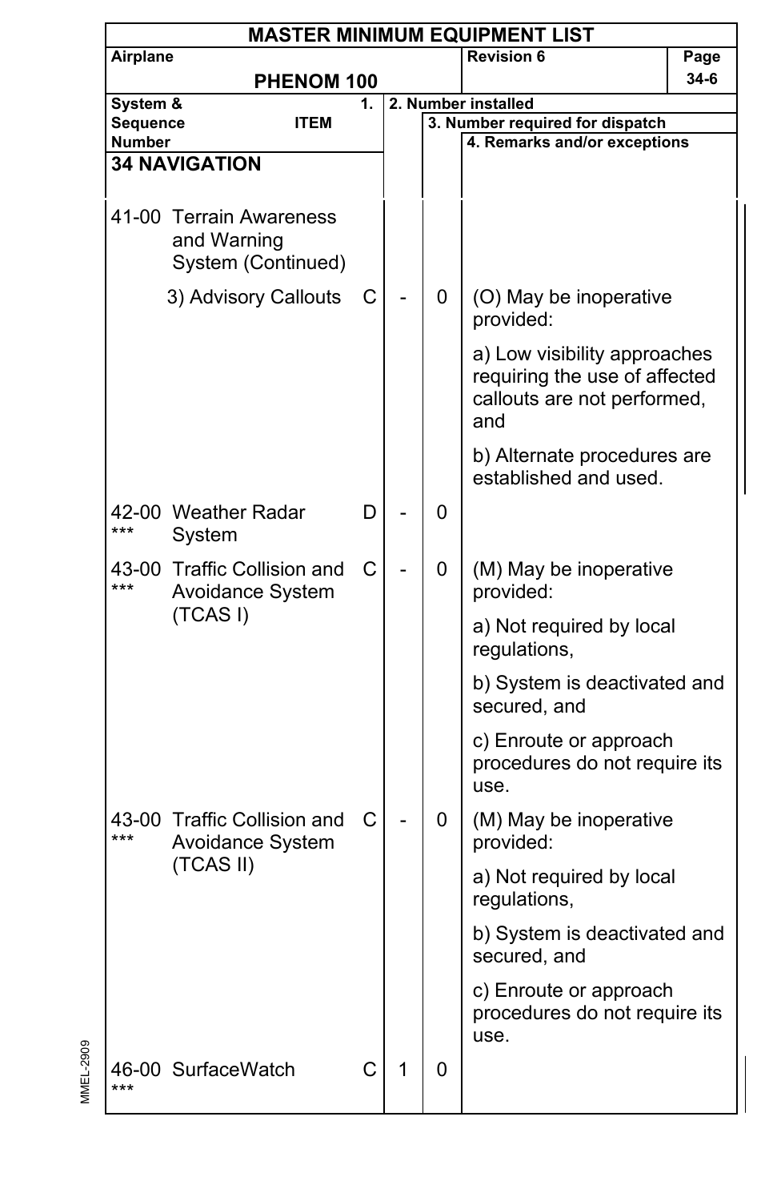# MASTER MINIMUM EQUIPMENT LIST

| Airplane | | Revision 6 | Page |
|---|---|---|---|
| PHENOM 100 | | | 34-6 |

| System & Sequence Number | ITEM | 1. | 2. Number installed | 3. Number required for dispatch | 4. Remarks and/or exceptions |
|---|---|---|---|---|---|
| **34 NAVIGATION** | | | | | |
| 41-00 | Terrain Awareness and Warning System (Continued) | | | | |
| | 3) Advisory Callouts | C | - | 0 | (O) May be inoperative provided:<br><br>a) Low visibility approaches requiring the use of affected callouts are not performed, and<br><br>b) Alternate procedures are established and used. |
| 42-00 *** | Weather Radar System | D | - | 0 | |
| 43-00 *** | Traffic Collision and Avoidance System (TCAS I) | C | - | 0 | (M) May be inoperative provided:<br><br>a) Not required by local regulations,<br><br>b) System is deactivated and secured, and<br><br>c) Enroute or approach procedures do not require its use. |
| 43-00 *** | Traffic Collision and Avoidance System (TCAS II) | C | - | 0 | (M) May be inoperative provided:<br><br>a) Not required by local regulations,<br><br>b) System is deactivated and secured, and<br><br>c) Enroute or approach procedures do not require its use. |
| 46-00 *** | SurfaceWatch | C | 1 | 0 | |

MMEL-2909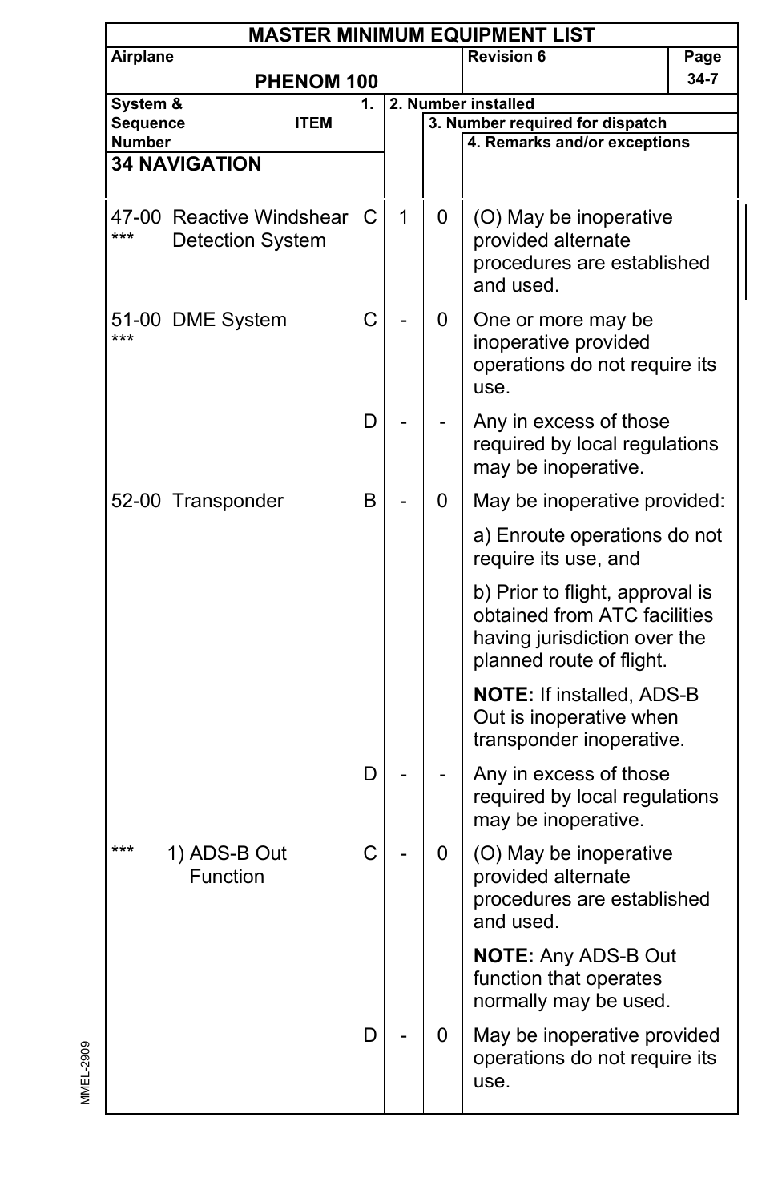# MASTER MINIMUM EQUIPMENT LIST

| Airplane | | Revision 6 | Page |
|---|---|---|---|
| PHENOM 100 | | | 34-7 |

| System & Sequence Number | ITEM | 1. | 2. Number installed | 3. Number required for dispatch | 4. Remarks and/or exceptions |
|---|---|---|---|---|---|
| **34 NAVIGATION** | | | | | |
| 47-00 *** | Reactive Windshear Detection System | C | 1 | 0 | (O) May be inoperative provided alternate procedures are established and used. |
| 51-00 *** | DME System | C | - | 0 | One or more may be inoperative provided operations do not require its use. |
| | | D | - | - | Any in excess of those required by local regulations may be inoperative. |
| 52-00 | Transponder | B | - | 0 | May be inoperative provided:<br><br>a) Enroute operations do not require its use, and<br><br>b) Prior to flight, approval is obtained from ATC facilities having jurisdiction over the planned route of flight.<br><br>**NOTE:** If installed, ADS-B Out is inoperative when transponder inoperative. |
| | | D | - | - | Any in excess of those required by local regulations may be inoperative. |
| *** | 1) ADS-B Out Function | C | - | 0 | (O) May be inoperative provided alternate procedures are established and used.<br><br>**NOTE:** Any ADS-B Out function that operates normally may be used. |
| | | D | - | 0 | May be inoperative provided operations do not require its use. |

MMEL-2909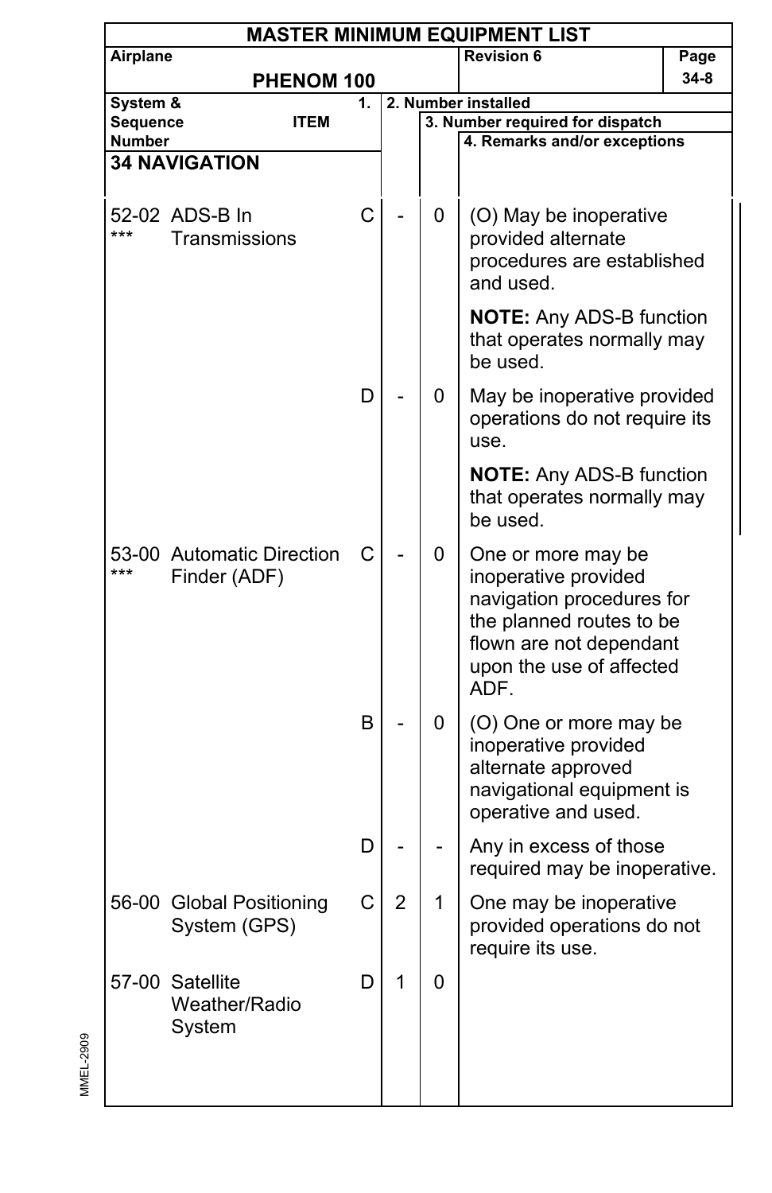# MASTER MINIMUM EQUIPMENT LIST

| Airplane | | | Revision 6 | Page |
|---|---|---|---|---|
| PHENOM 100 | | | | 34-8 |

| System & Sequence Number | ITEM | 1. | 2. Number installed | 3. Number required for dispatch | 4. Remarks and/or exceptions |
|---|---|---|---|---|---|
| **34 NAVIGATION** | | | | | |
| 52-02 *** | ADS-B In Transmissions | C | - | 0 | (O) May be inoperative provided alternate procedures are established and used.<br><br>**NOTE:** Any ADS-B function that operates normally may be used. |
| | | D | - | 0 | May be inoperative provided operations do not require its use.<br><br>**NOTE:** Any ADS-B function that operates normally may be used. |
| 53-00 *** | Automatic Direction Finder (ADF) | C | - | 0 | One or more may be inoperative provided navigation procedures for the planned routes to be flown are not dependant upon the use of affected ADF. |
| | | B | - | 0 | (O) One or more may be inoperative provided alternate approved navigational equipment is operative and used. |
| | | D | - | - | Any in excess of those required may be inoperative. |
| 56-00 | Global Positioning System (GPS) | C | 2 | 1 | One may be inoperative provided operations do not require its use. |
| 57-00 | Satellite Weather/Radio System | D | 1 | 0 | |

MMEL-2909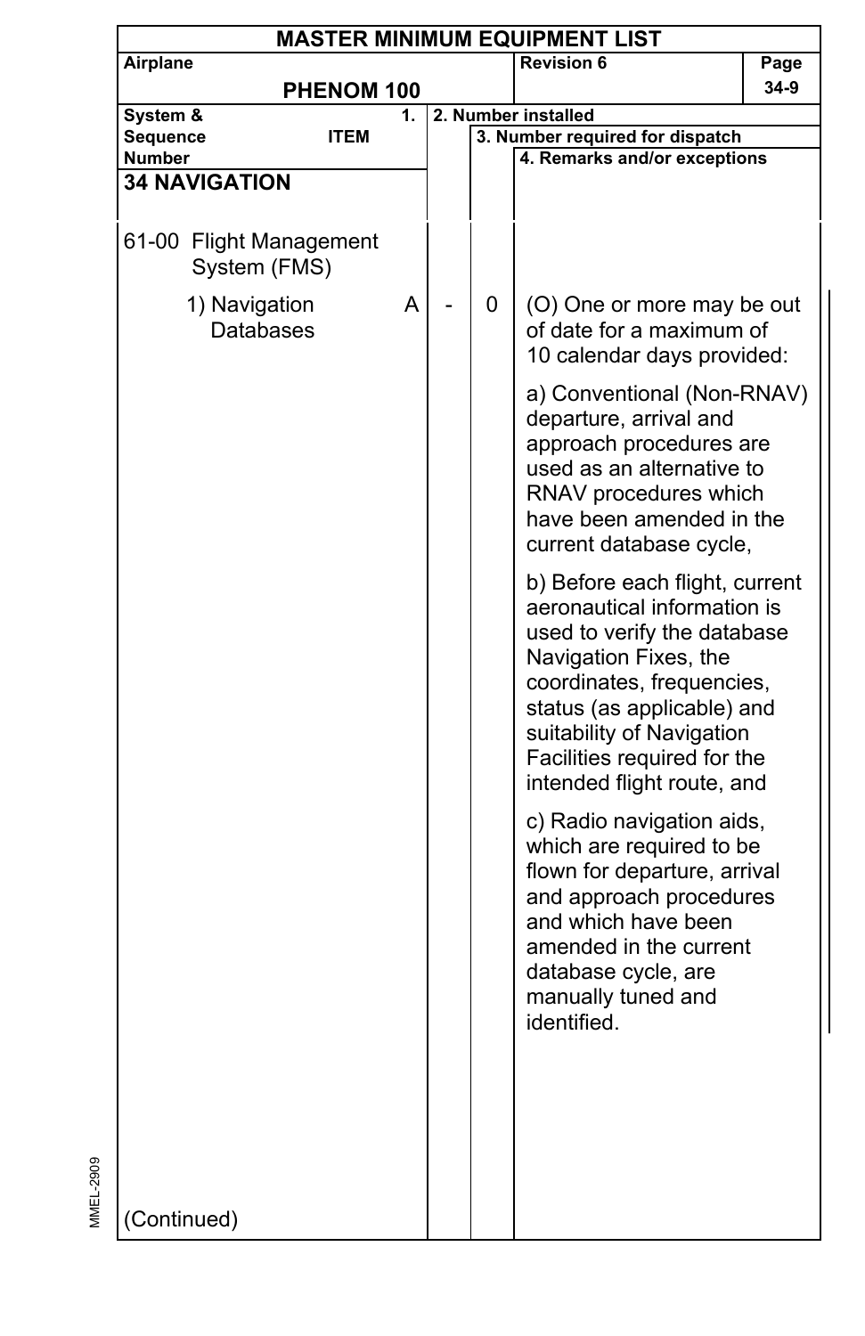**MASTER MINIMUM EQUIPMENT LIST**

| Airplane | Revision 6 | Page |
|---|---|---|
| PHENOM 100 | | 34-9 |

| System & Sequence Number / ITEM | 1. | 2. Number installed | 3. Number required for dispatch | 4. Remarks and/or exceptions |
|---|---|---|---|---|
| **34 NAVIGATION** | | | | |
| 61-00 Flight Management System (FMS) | | | | |
| 1) Navigation Databases | A | - | 0 | (O) One or more may be out of date for a maximum of 10 calendar days provided:<br><br>a) Conventional (Non-RNAV) departure, arrival and approach procedures are used as an alternative to RNAV procedures which have been amended in the current database cycle,<br><br>b) Before each flight, current aeronautical information is used to verify the database Navigation Fixes, the coordinates, frequencies, status (as applicable) and suitability of Navigation Facilities required for the intended flight route, and<br><br>c) Radio navigation aids, which are required to be flown for departure, arrival and approach procedures and which have been amended in the current database cycle, are manually tuned and identified. |

(Continued)

MMEL-2909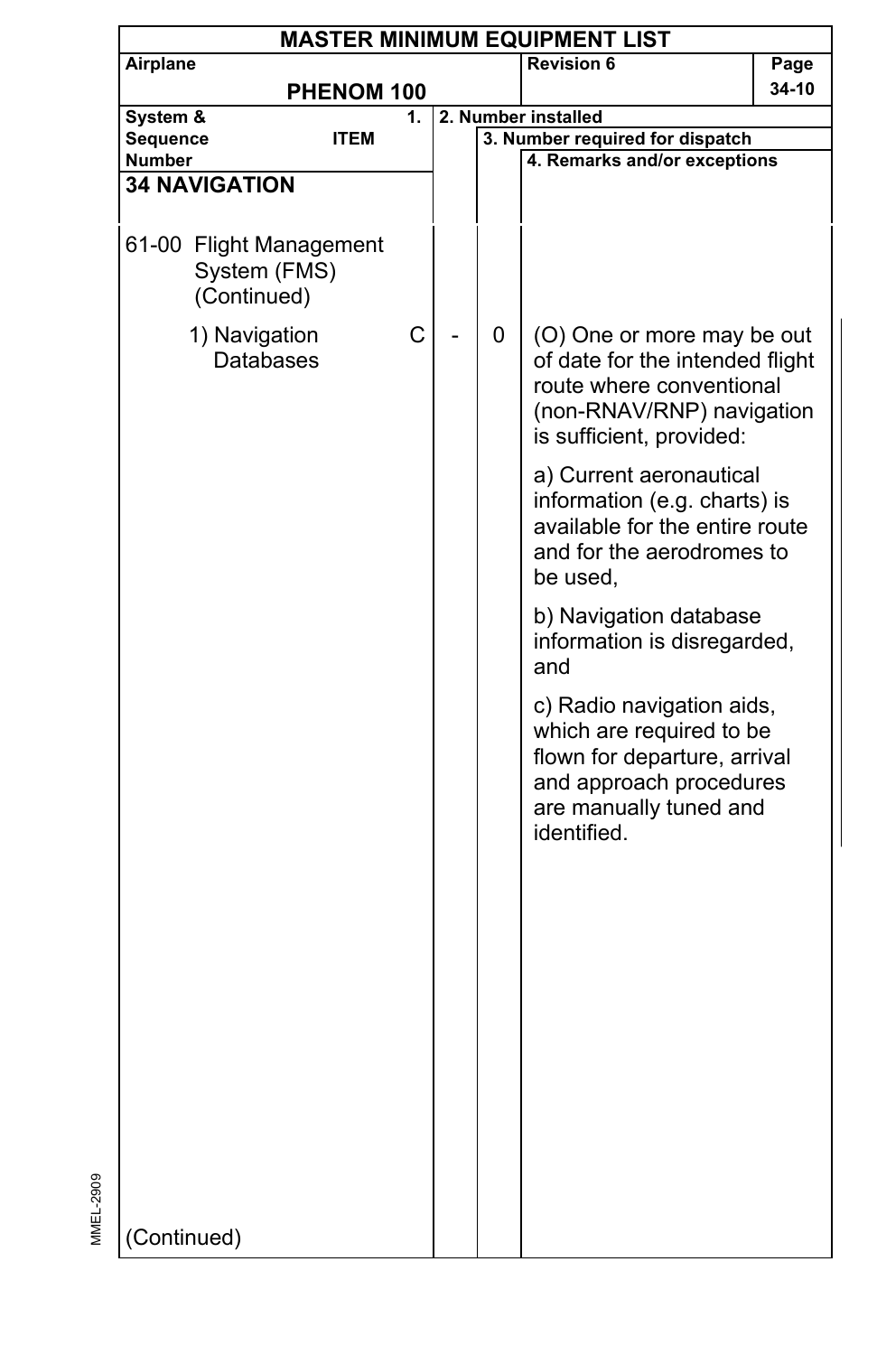# MASTER MINIMUM EQUIPMENT LIST

| Airplane | Revision 6 | Page |
|---|---|---|
| PHENOM 100 | | 34-10 |

| System & Sequence Number / ITEM | 1. | 2. Number installed | 3. Number required for dispatch | 4. Remarks and/or exceptions |
|---|---|---|---|---|
| **34 NAVIGATION** | | | | |
| 61-00 Flight Management System (FMS) (Continued) | | | | |
| 1) Navigation Databases | C | - | 0 | (O) One or more may be out of date for the intended flight route where conventional (non-RNAV/RNP) navigation is sufficient, provided:<br><br>a) Current aeronautical information (e.g. charts) is available for the entire route and for the aerodromes to be used,<br><br>b) Navigation database information is disregarded, and<br><br>c) Radio navigation aids, which are required to be flown for departure, arrival and approach procedures are manually tuned and identified. |
| (Continued) | | | | |

MMEL-2909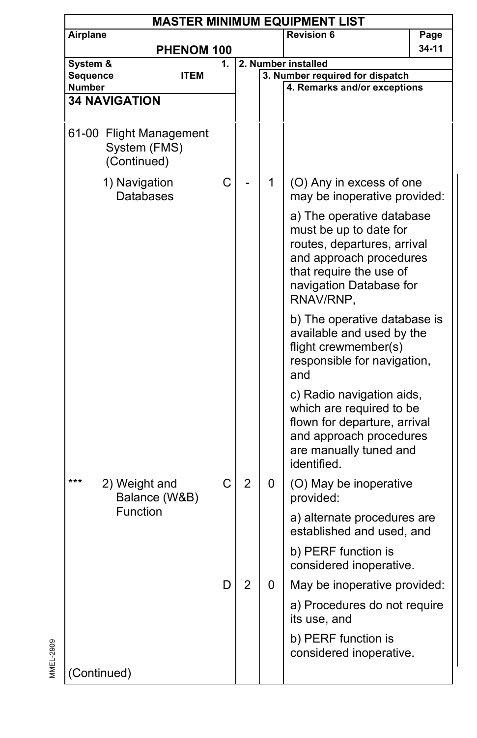# MASTER MINIMUM EQUIPMENT LIST

| Airplane | Revision 6 | Page |
|---|---|---|
| PHENOM 100 | | 34-11 |

| System & Sequence Number / ITEM | 1. | 2. Number installed | 3. Number required for dispatch | 4. Remarks and/or exceptions |
|---|---|---|---|---|
| **34 NAVIGATION** | | | | |
| 61-00 Flight Management System (FMS) (Continued) | | | | |
| 1) Navigation Databases | C | - | 1 | (O) Any in excess of one may be inoperative provided:<br>a) The operative database must be up to date for routes, departures, arrival and approach procedures that require the use of navigation Database for RNAV/RNP,<br>b) The operative database is available and used by the flight crewmember(s) responsible for navigation, and<br>c) Radio navigation aids, which are required to be flown for departure, arrival and approach procedures are manually tuned and identified. |
| *** 2) Weight and Balance (W&B) Function | C | 2 | 0 | (O) May be inoperative provided:<br>a) alternate procedures are established and used, and<br>b) PERF function is considered inoperative. |
| | D | 2 | 0 | May be inoperative provided:<br>a) Procedures do not require its use, and<br>b) PERF function is considered inoperative. |
| (Continued) | | | | |

MMEL-2909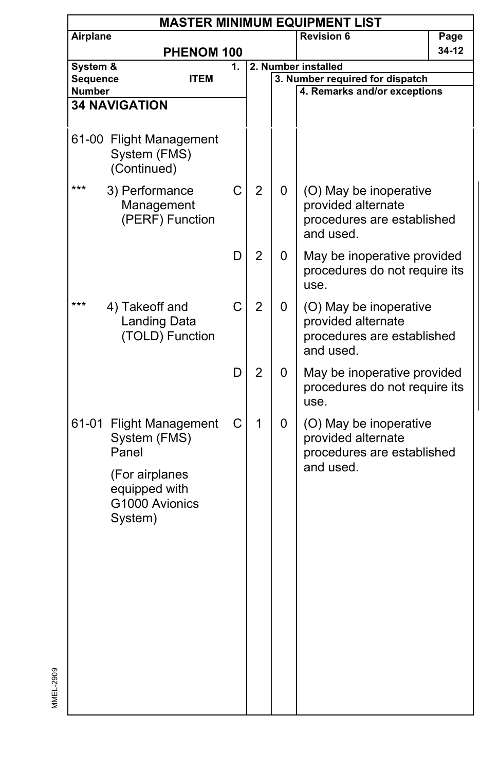| MASTER MINIMUM EQUIPMENT LIST | | | | |
|---|---|---|---|---|
| Airplane **PHENOM 100** | | | Revision 6 | Page 34-12 |

| System & Sequence Number ITEM | 1. | 2. Number installed | 3. Number required for dispatch | 4. Remarks and/or exceptions |
|---|---|---|---|---|
| **34 NAVIGATION** | | | | |
| 61-00 Flight Management System (FMS) (Continued) | | | | |
| *** 3) Performance Management (PERF) Function | C | 2 | 0 | (O) May be inoperative provided alternate procedures are established and used. |
| | D | 2 | 0 | May be inoperative provided procedures do not require its use. |
| *** 4) Takeoff and Landing Data (TOLD) Function | C | 2 | 0 | (O) May be inoperative provided alternate procedures are established and used. |
| | D | 2 | 0 | May be inoperative provided procedures do not require its use. |
| 61-01 Flight Management System (FMS) Panel (For airplanes equipped with G1000 Avionics System) | C | 1 | 0 | (O) May be inoperative provided alternate procedures are established and used. |

MMEL-2909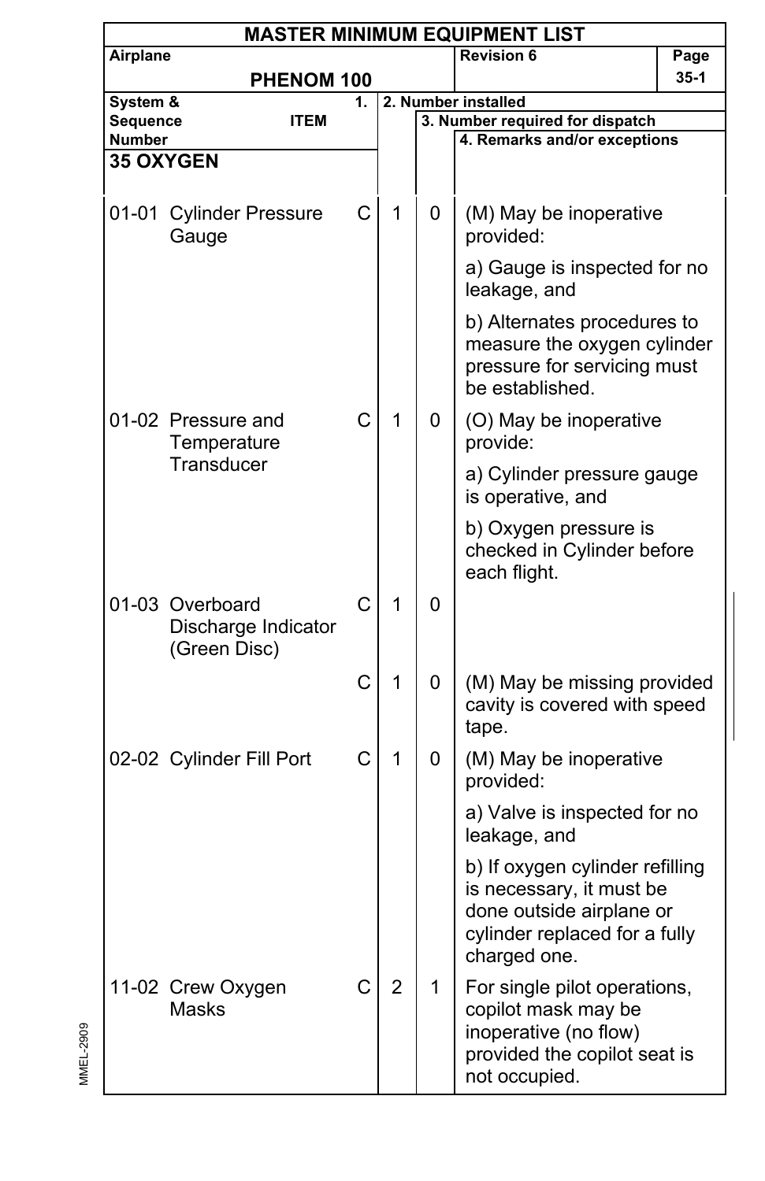# MASTER MINIMUM EQUIPMENT LIST

| Airplane | Revision 6 | Page |
|---|---|---|
| PHENOM 100 | | 35-1 |

| System & Sequence Number | ITEM | 1. | 2. Number installed | 3. Number required for dispatch | 4. Remarks and/or exceptions |
|---|---|---|---|---|---|
| **35 OXYGEN** | | | | | |
| 01-01 | Cylinder Pressure Gauge | C | 1 | 0 | (M) May be inoperative provided:<br>a) Gauge is inspected for no leakage, and<br>b) Alternates procedures to measure the oxygen cylinder pressure for servicing must be established. |
| 01-02 | Pressure and Temperature Transducer | C | 1 | 0 | (O) May be inoperative provide:<br>a) Cylinder pressure gauge is operative, and<br>b) Oxygen pressure is checked in Cylinder before each flight. |
| 01-03 | Overboard Discharge Indicator (Green Disc) | C | 1 | 0 | |
| | | C | 1 | 0 | (M) May be missing provided cavity is covered with speed tape. |
| 02-02 | Cylinder Fill Port | C | 1 | 0 | (M) May be inoperative provided:<br>a) Valve is inspected for no leakage, and<br>b) If oxygen cylinder refilling is necessary, it must be done outside airplane or cylinder replaced for a fully charged one. |
| 11-02 | Crew Oxygen Masks | C | 2 | 1 | For single pilot operations, copilot mask may be inoperative (no flow) provided the copilot seat is not occupied. |

MMEL-2909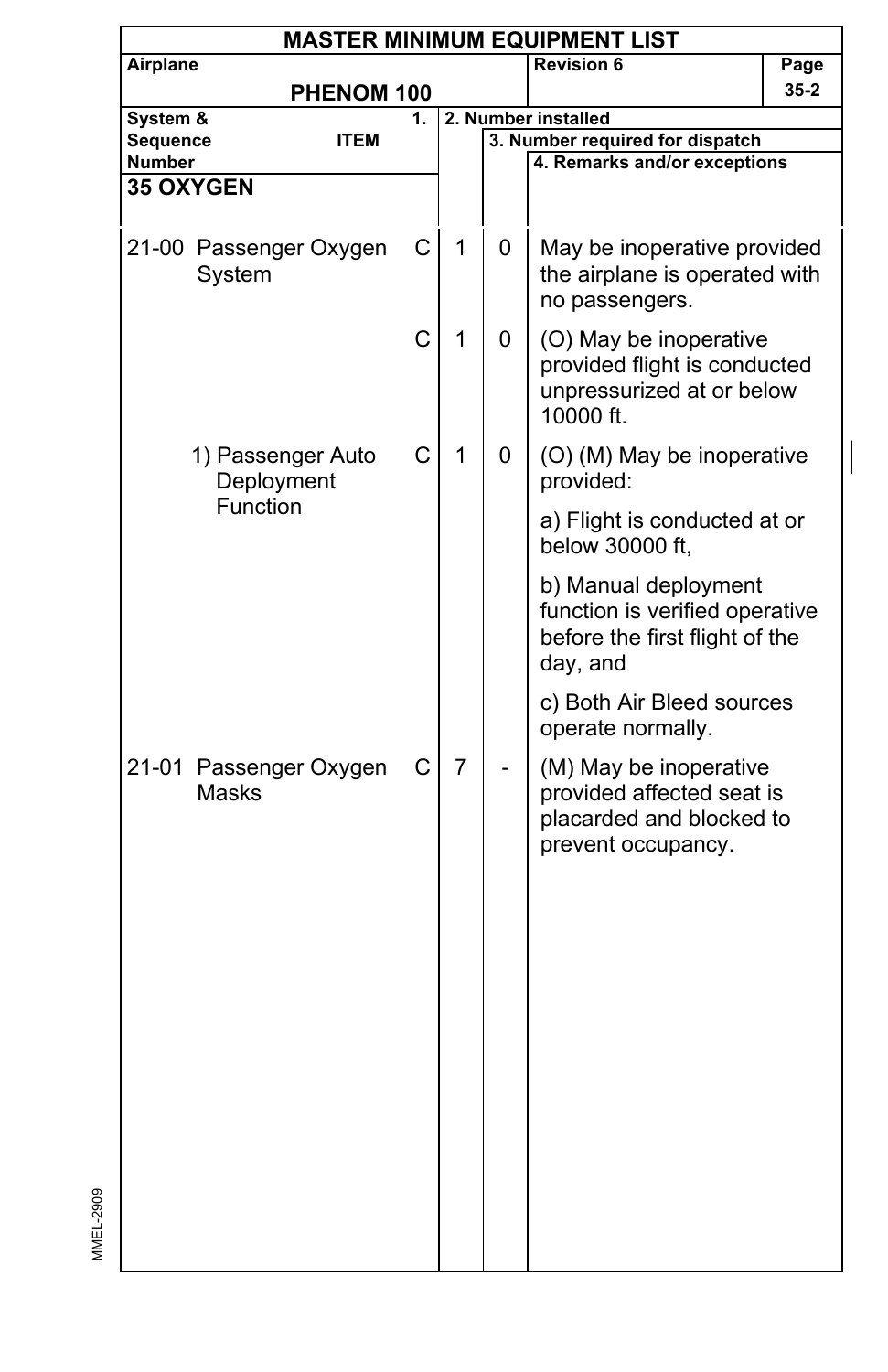# MASTER MINIMUM EQUIPMENT LIST

| Airplane | Revision 6 | Page |
|---|---|---|
| PHENOM 100 | | 35-2 |

| System & Sequence Number | ITEM | 1. | 2. Number installed | 3. Number required for dispatch | 4. Remarks and/or exceptions |
|---|---|---|---|---|---|
| **35 OXYGEN** | | | | | |
| 21-00 | Passenger Oxygen System | C | 1 | 0 | May be inoperative provided the airplane is operated with no passengers. |
| | | C | 1 | 0 | (O) May be inoperative provided flight is conducted unpressurized at or below 10000 ft. |
| | 1) Passenger Auto Deployment Function | C | 1 | 0 | (O) (M) May be inoperative provided:<br>a) Flight is conducted at or below 30000 ft,<br>b) Manual deployment function is verified operative before the first flight of the day, and<br>c) Both Air Bleed sources operate normally. |
| 21-01 | Passenger Oxygen Masks | C | 7 | - | (M) May be inoperative provided affected seat is placarded and blocked to prevent occupancy. |

MMEL-2909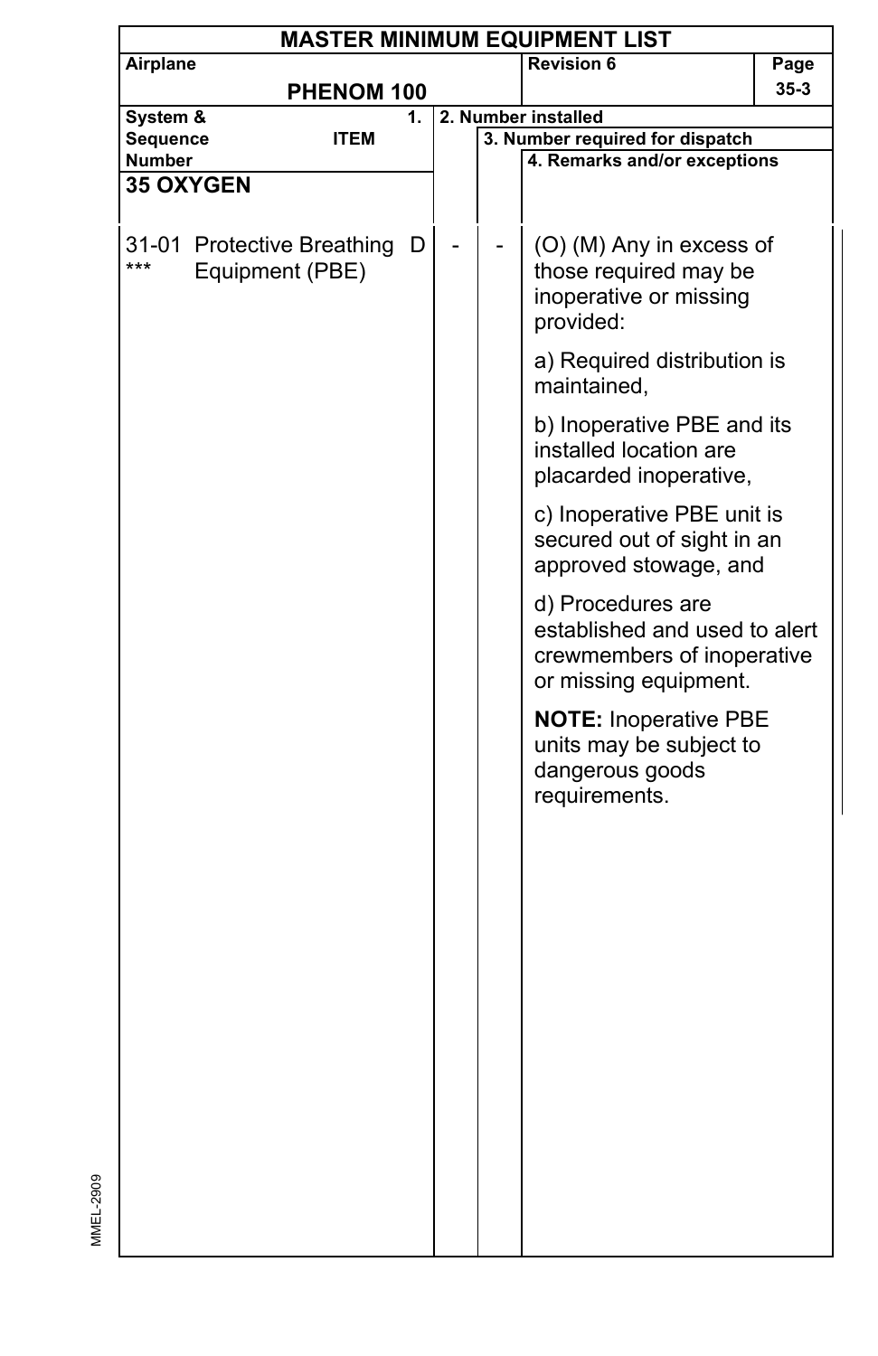# MASTER MINIMUM EQUIPMENT LIST

| Airplane | | Revision 6 | Page |
|---|---|---|---|
| PHENOM 100 | | | 35-3 |

| System & Sequence Number | 1. ITEM | | 2. Number installed | 3. Number required for dispatch | 4. Remarks and/or exceptions |
|---|---|---|---|---|---|
| **35 OXYGEN** | | | | | |
| 31-01 *** | Protective Breathing Equipment (PBE) | D | - | - | (O) (M) Any in excess of those required may be inoperative or missing provided:<br><br>a) Required distribution is maintained,<br><br>b) Inoperative PBE and its installed location are placarded inoperative,<br><br>c) Inoperative PBE unit is secured out of sight in an approved stowage, and<br><br>d) Procedures are established and used to alert crewmembers of inoperative or missing equipment.<br><br>**NOTE:** Inoperative PBE units may be subject to dangerous goods requirements. |

MMEL-2909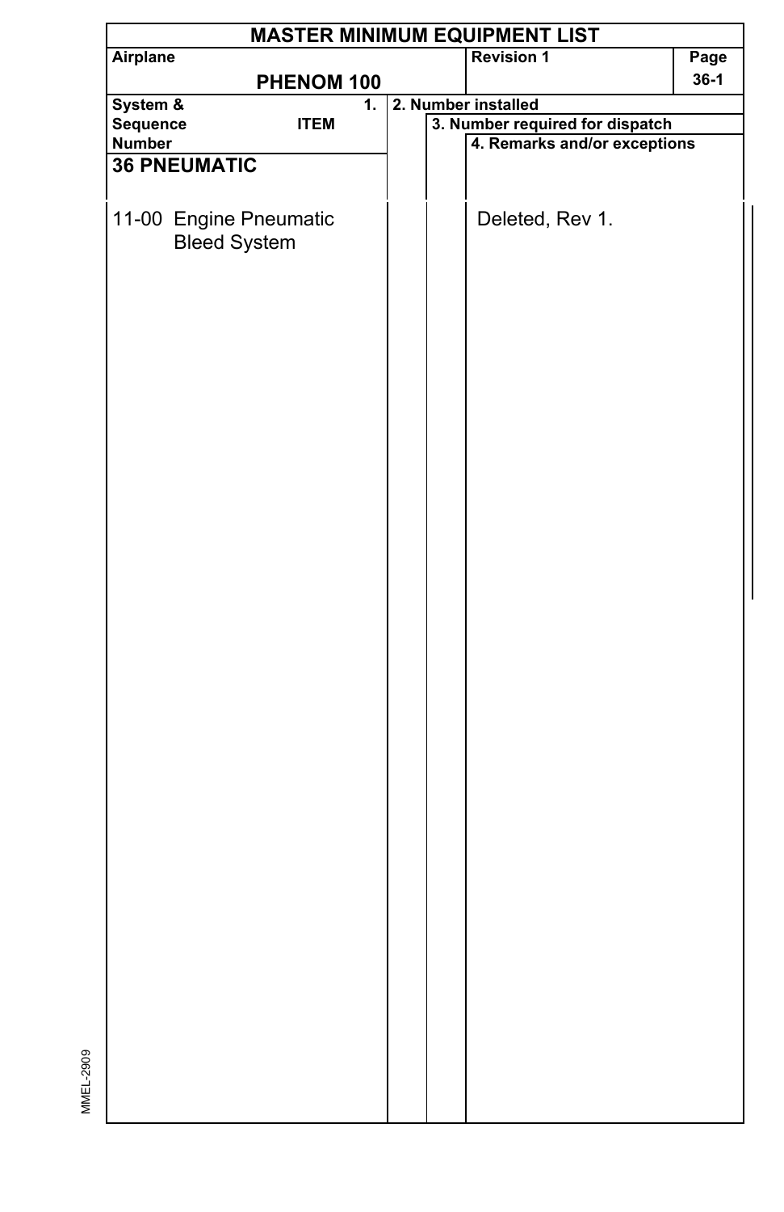# MASTER MINIMUM EQUIPMENT LIST

| Airplane | Revision 1 | Page |
|---|---|---|
| PHENOM 100 | | 36-1 |

| System & Sequence Number | 1. ITEM | 2. Number installed | 3. Number required for dispatch | 4. Remarks and/or exceptions |
|---|---|---|---|---|
| **36 PNEUMATIC** | | | | |
| 11-00 | Engine Pneumatic Bleed System | | | Deleted, Rev 1. |

MMEL-2909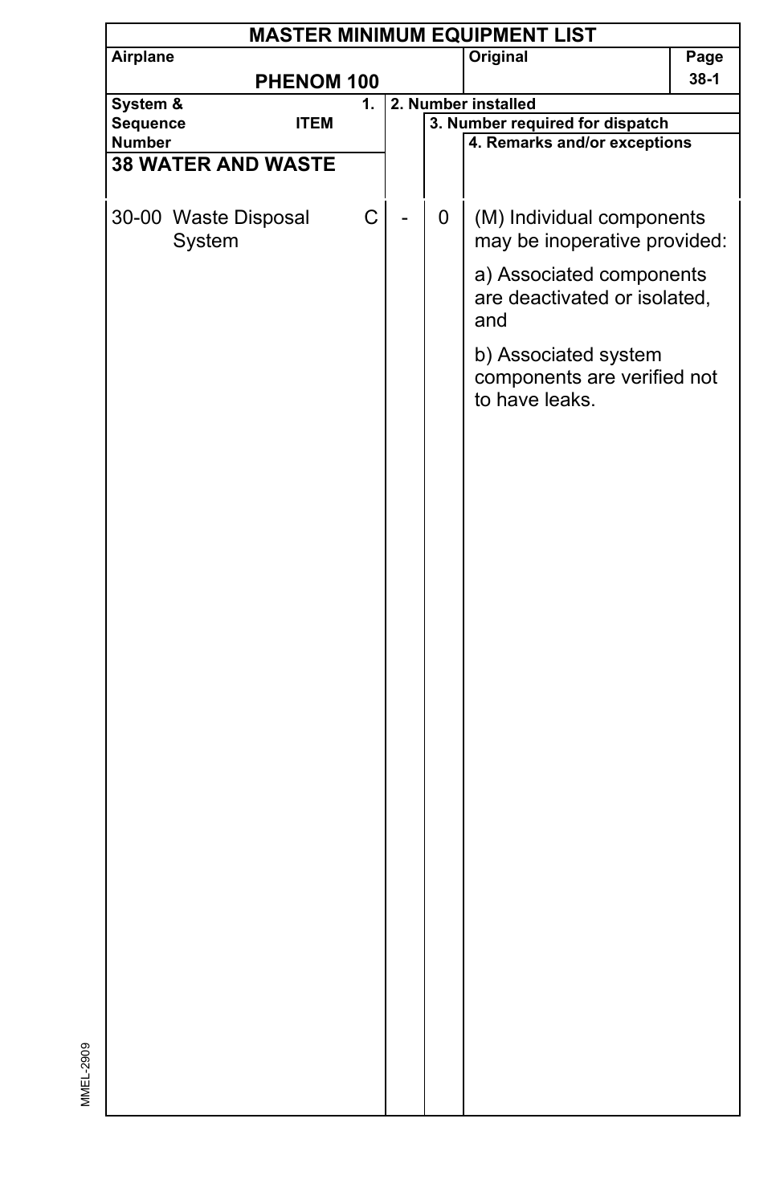# MASTER MINIMUM EQUIPMENT LIST

| Airplane | Original | Page |
|---|---|---|
| PHENOM 100 | | 38-1 |

| System & Sequence Number | 1. ITEM | | 2. Number installed | 3. Number required for dispatch | 4. Remarks and/or exceptions |
|---|---|---|---|---|---|
| **38 WATER AND WASTE** | | | | | |
| 30-00 | Waste Disposal System | C | - | 0 | (M) Individual components may be inoperative provided:<br><br>a) Associated components are deactivated or isolated, and<br><br>b) Associated system components are verified not to have leaks. |

MMEL-2909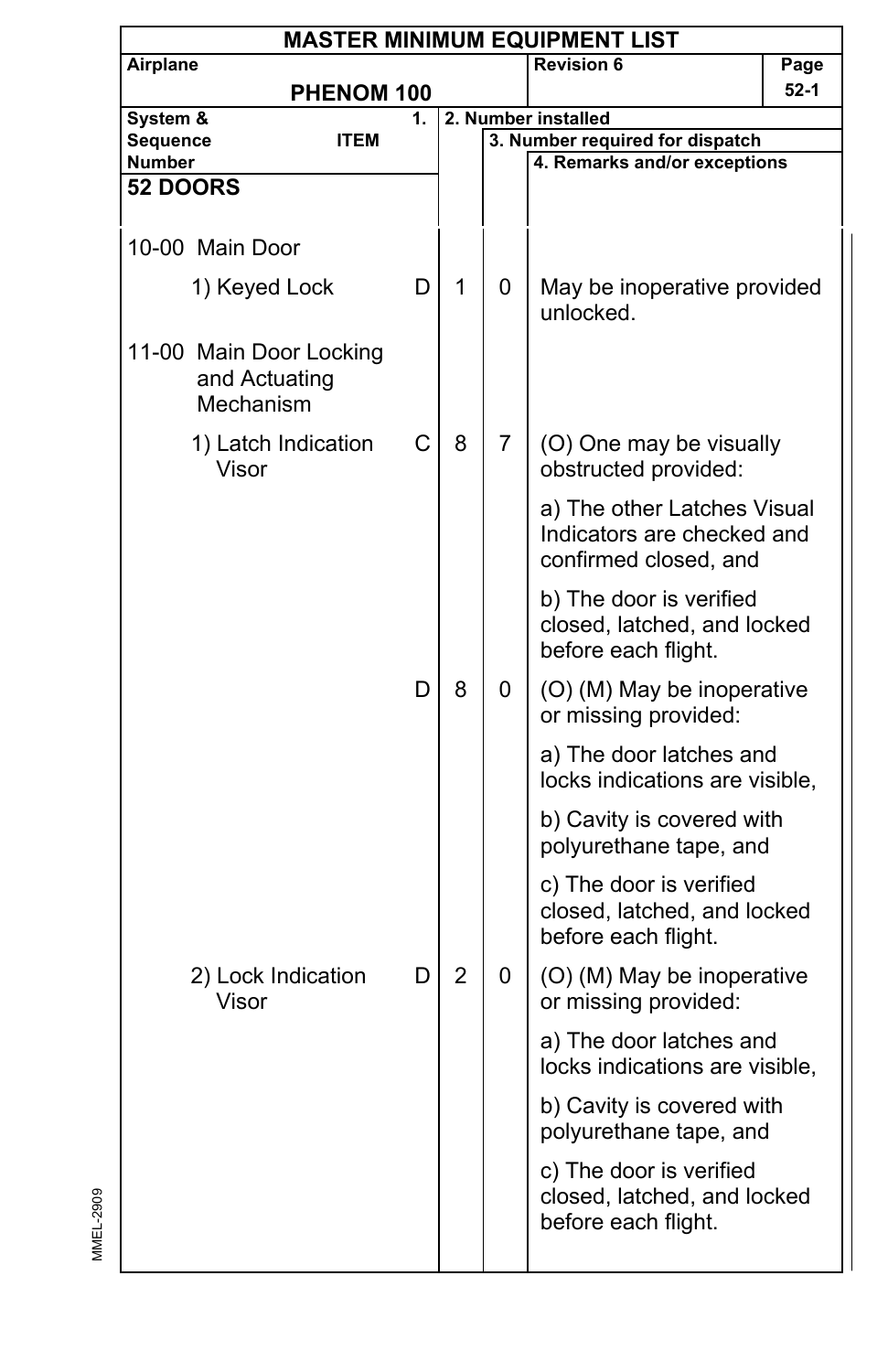# MASTER MINIMUM EQUIPMENT LIST

| Airplane | | Revision 6 | Page |
|---|---|---|---|
| PHENOM 100 | | | 52-1 |

| System & Sequence Number ITEM | 1. | 2. Number installed | 3. Number required for dispatch | 4. Remarks and/or exceptions |
|---|---|---|---|---|
| **52 DOORS** | | | | |
| 10-00 Main Door | | | | |
| 1) Keyed Lock | D | 1 | 0 | May be inoperative provided unlocked. |
| 11-00 Main Door Locking and Actuating Mechanism | | | | |
| 1) Latch Indication Visor | C | 8 | 7 | (O) One may be visually obstructed provided:<br>a) The other Latches Visual Indicators are checked and confirmed closed, and<br>b) The door is verified closed, latched, and locked before each flight. |
| | D | 8 | 0 | (O) (M) May be inoperative or missing provided:<br>a) The door latches and locks indications are visible,<br>b) Cavity is covered with polyurethane tape, and<br>c) The door is verified closed, latched, and locked before each flight. |
| 2) Lock Indication Visor | D | 2 | 0 | (O) (M) May be inoperative or missing provided:<br>a) The door latches and locks indications are visible,<br>b) Cavity is covered with polyurethane tape, and<br>c) The door is verified closed, latched, and locked before each flight. |

MMEL-2909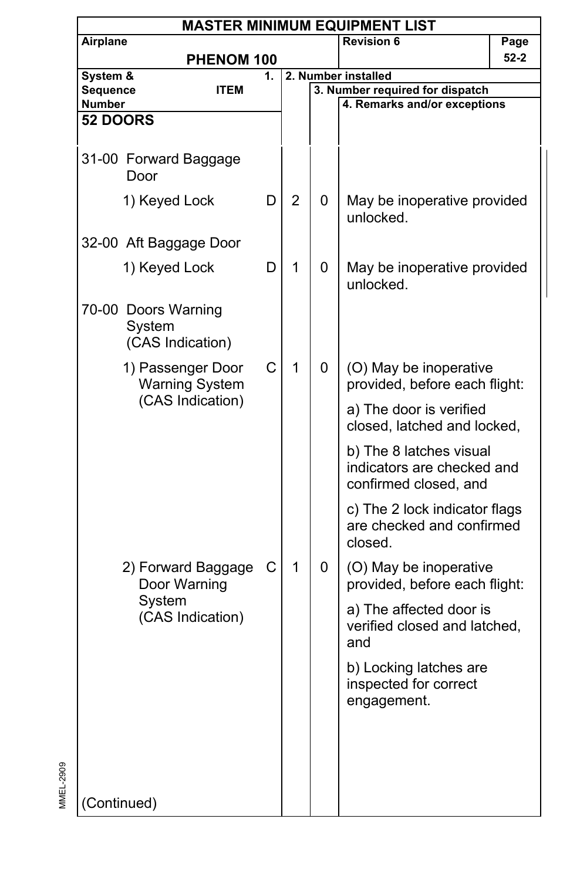# MASTER MINIMUM EQUIPMENT LIST

| Airplane | Revision 6 | Page |
|---|---|---|
| PHENOM 100 | | 52-2 |

| System & Sequence Number ITEM | 1. | 2. Number installed | 3. Number required for dispatch | 4. Remarks and/or exceptions |
|---|---|---|---|---|
| **52 DOORS** | | | | |
| 31-00 Forward Baggage Door | | | | |
| 1) Keyed Lock | D | 2 | 0 | May be inoperative provided unlocked. |
| 32-00 Aft Baggage Door | | | | |
| 1) Keyed Lock | D | 1 | 0 | May be inoperative provided unlocked. |
| 70-00 Doors Warning System (CAS Indication) | | | | |
| 1) Passenger Door Warning System (CAS Indication) | C | 1 | 0 | (O) May be inoperative provided, before each flight:<br>a) The door is verified closed, latched and locked,<br>b) The 8 latches visual indicators are checked and confirmed closed, and<br>c) The 2 lock indicator flags are checked and confirmed closed. |
| 2) Forward Baggage Door Warning System (CAS Indication) | C | 1 | 0 | (O) May be inoperative provided, before each flight:<br>a) The affected door is verified closed and latched, and<br>b) Locking latches are inspected for correct engagement. |
| (Continued) | | | | |

MMEL-2909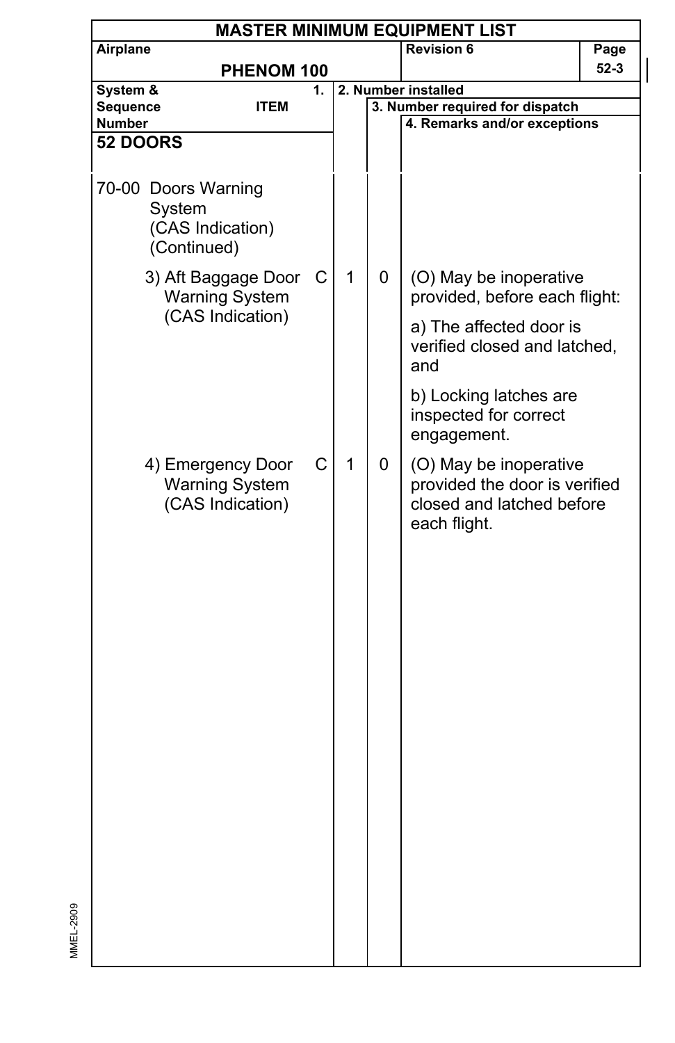**MASTER MINIMUM EQUIPMENT LIST**

Airplane: **PHENOM 100** | Revision 6

| System & Sequence Number ITEM | 1. | 2. Number installed | 3. Number required for dispatch | 4. Remarks and/or exceptions |
|---|---|---|---|---|
| **52 DOORS** | | | | |
| 70-00 Doors Warning System (CAS Indication) (Continued) | | | | |
| 3) Aft Baggage Door Warning System (CAS Indication) | C | 1 | 0 | (O) May be inoperative provided, before each flight:<br><br>a) The affected door is verified closed and latched, and<br><br>b) Locking latches are inspected for correct engagement. |
| 4) Emergency Door Warning System (CAS Indication) | C | 1 | 0 | (O) May be inoperative provided the door is verified closed and latched before each flight. |

MMEL-2909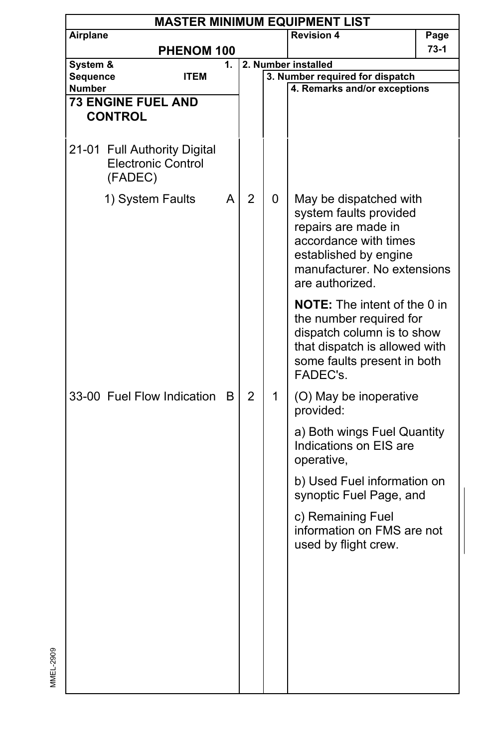**MASTER MINIMUM EQUIPMENT LIST**

| Airplane | Revision 4 | Page |
|---|---|---|
| **PHENOM 100** | | 73-1 |

| System & Sequence Number / ITEM | 1. | 2. Number installed | 3. Number required for dispatch | 4. Remarks and/or exceptions |
|---|---|---|---|---|
| **73 ENGINE FUEL AND CONTROL** | | | | |
| 21-01 Full Authority Digital Electronic Control (FADEC) | | | | |
| 1) System Faults | A | 2 | 0 | May be dispatched with system faults provided repairs are made in accordance with times established by engine manufacturer. No extensions are authorized.<br><br>**NOTE:** The intent of the 0 in the number required for dispatch column is to show that dispatch is allowed with some faults present in both FADEC's. |
| 33-00 Fuel Flow Indication | B | 2 | 1 | (O) May be inoperative provided:<br><br>a) Both wings Fuel Quantity Indications on EIS are operative,<br><br>b) Used Fuel information on synoptic Fuel Page, and<br><br>c) Remaining Fuel information on FMS are not used by flight crew. |

MMEL-2909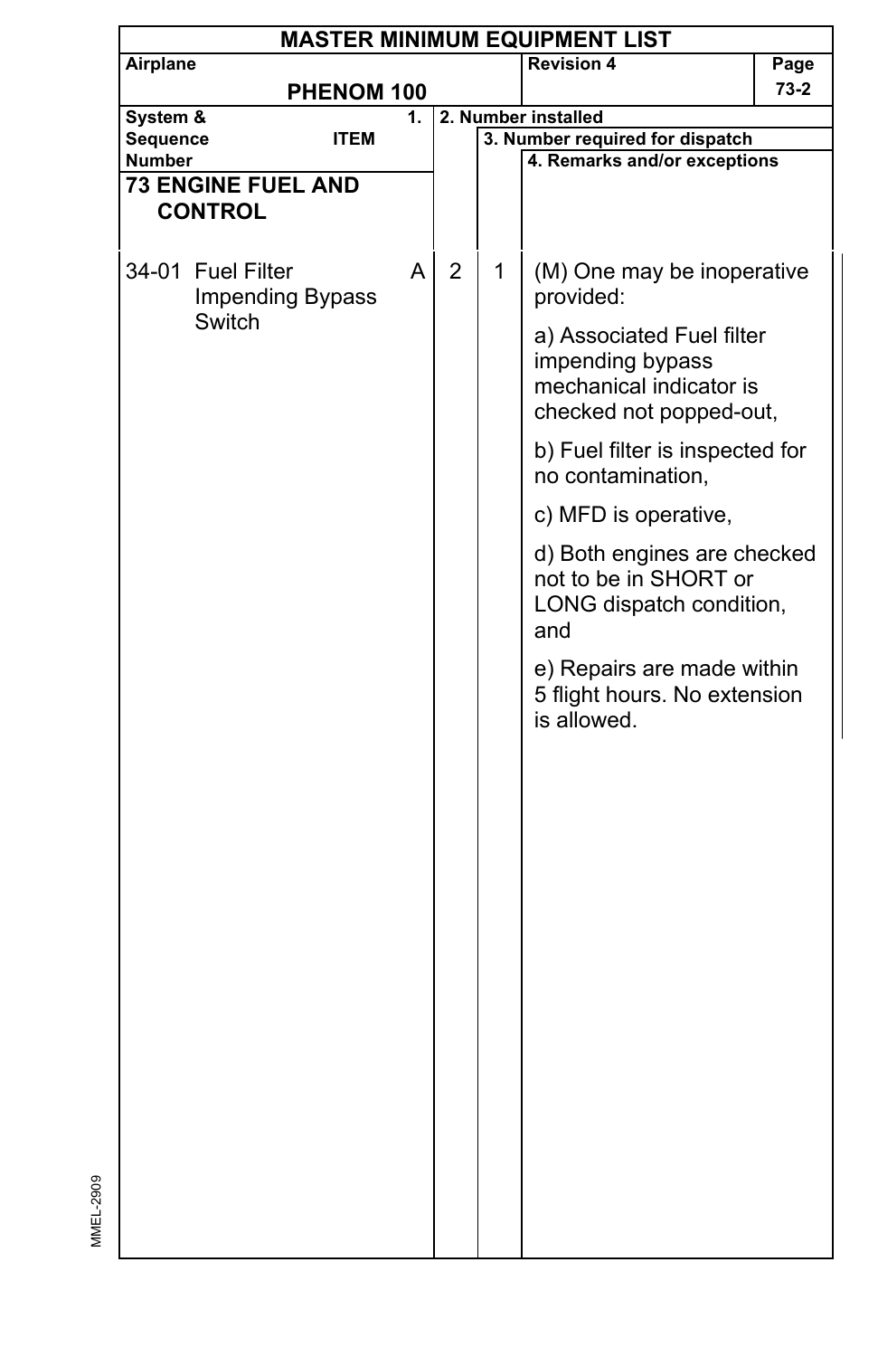# MASTER MINIMUM EQUIPMENT LIST

| Airplane | Revision 4 |
|---|---|
| PHENOM 100 | |

| System & Sequence Number | ITEM | 1. | 2. Number installed | 3. Number required for dispatch | 4. Remarks and/or exceptions |
|---|---|---|---|---|---|
| **73 ENGINE FUEL AND CONTROL** | | | | | |
| 34-01 | Fuel Filter Impending Bypass Switch | A | 2 | 1 | (M) One may be inoperative provided:<br>a) Associated Fuel filter impending bypass mechanical indicator is checked not popped-out,<br>b) Fuel filter is inspected for no contamination,<br>c) MFD is operative,<br>d) Both engines are checked not to be in SHORT or LONG dispatch condition, and<br>e) Repairs are made within 5 flight hours. No extension is allowed. |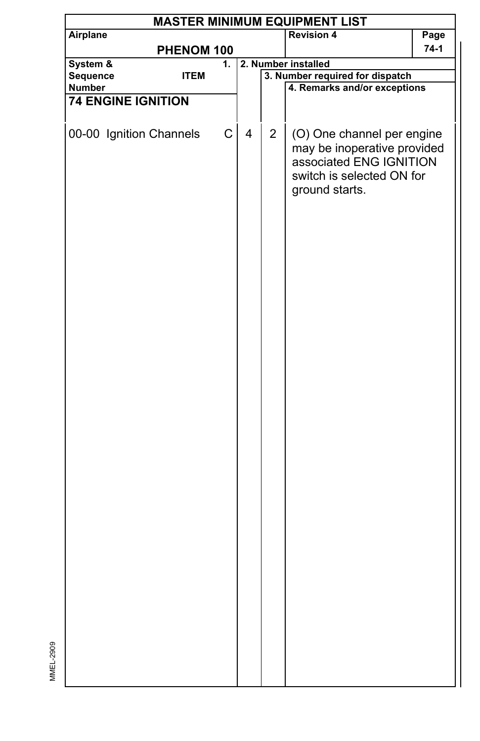# MASTER MINIMUM EQUIPMENT LIST

| Airplane | Revision 4 |
|---|---|
| PHENOM 100 | |

| System & Sequence Number | ITEM | 1. | 2. Number installed | 3. Number required for dispatch | 4. Remarks and/or exceptions |
|---|---|---|---|---|---|
| **74 ENGINE IGNITION** | | | | | |
| 00-00 | Ignition Channels | C | 4 | 2 | (O) One channel per engine may be inoperative provided associated ENG IGNITION switch is selected ON for ground starts. |

MMEL-2909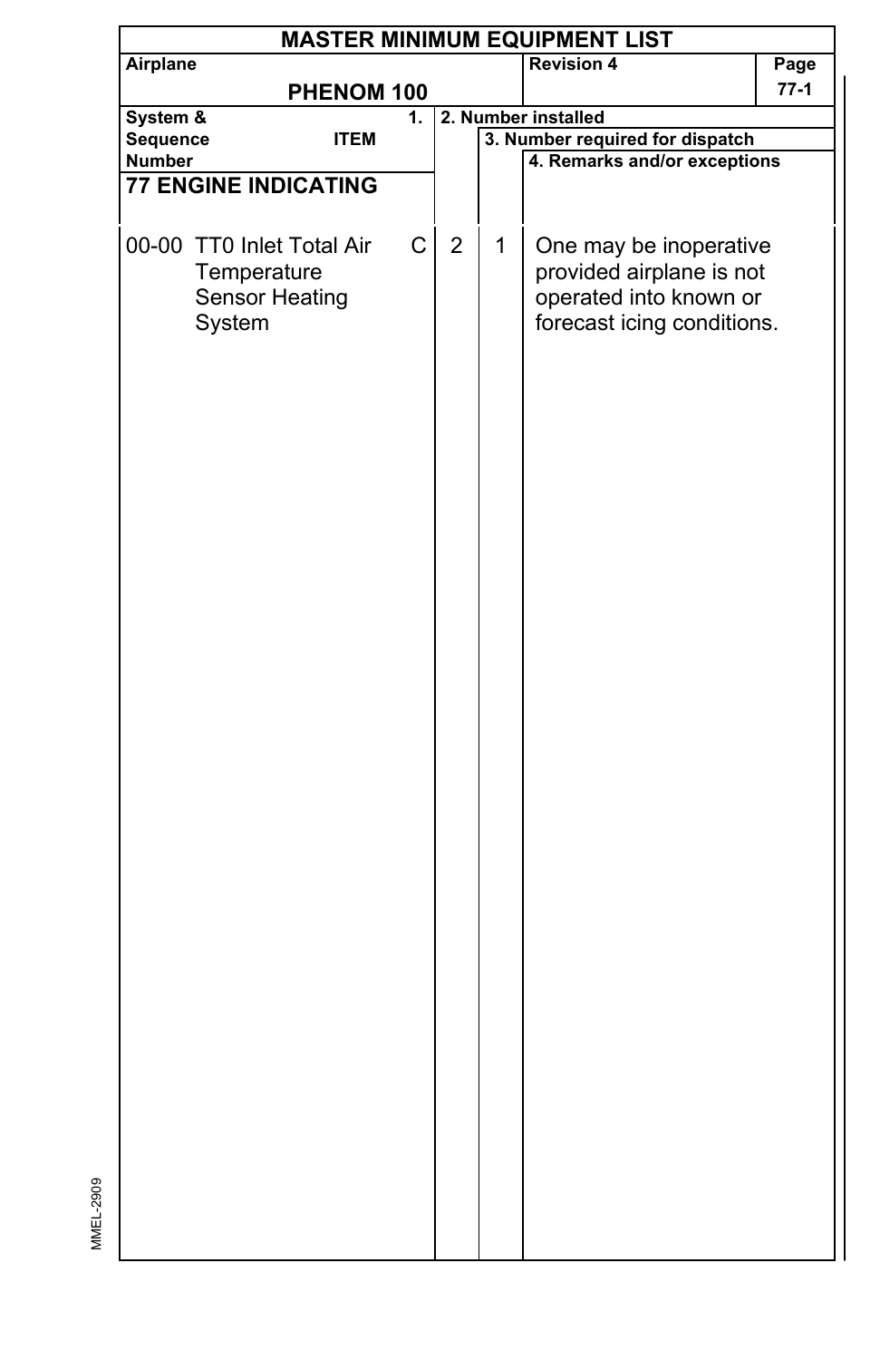# MASTER MINIMUM EQUIPMENT LIST

| Airplane | Revision 4 |
|---|---|
| PHENOM 100 | |

| System & Sequence Number | 1. ITEM | | 2. Number installed | 3. Number required for dispatch | 4. Remarks and/or exceptions |
|---|---|---|---|---|---|
| **77 ENGINE INDICATING** | | | | | |
| 00-00 | TT0 Inlet Total Air Temperature Sensor Heating System | C | 2 | 1 | One may be inoperative provided airplane is not operated into known or forecast icing conditions. |

MMEL-2909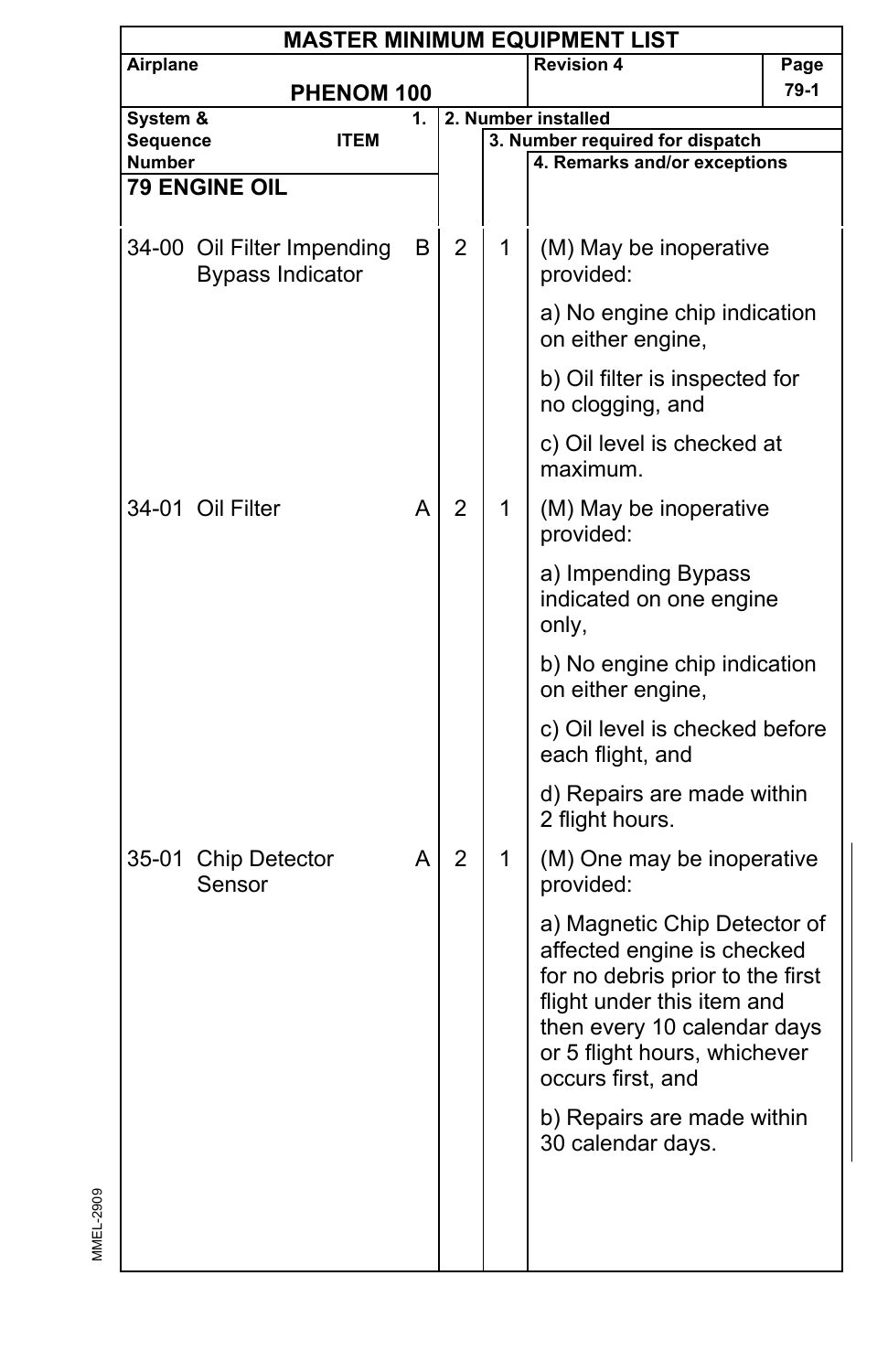# MASTER MINIMUM EQUIPMENT LIST

| Airplane | Revision 4 | Page |
|---|---|---|
| PHENOM 100 | | 79-1 |

| System & Sequence Number | ITEM | 1. | 2. Number installed | 3. Number required for dispatch | 4. Remarks and/or exceptions |
|---|---|---|---|---|---|
| **79 ENGINE OIL** | | | | | |
| 34-00 | Oil Filter Impending Bypass Indicator | B | 2 | 1 | (M) May be inoperative provided:<br>a) No engine chip indication on either engine,<br>b) Oil filter is inspected for no clogging, and<br>c) Oil level is checked at maximum. |
| 34-01 | Oil Filter | A | 2 | 1 | (M) May be inoperative provided:<br>a) Impending Bypass indicated on one engine only,<br>b) No engine chip indication on either engine,<br>c) Oil level is checked before each flight, and<br>d) Repairs are made within 2 flight hours. |
| 35-01 | Chip Detector Sensor | A | 2 | 1 | (M) One may be inoperative provided:<br>a) Magnetic Chip Detector of affected engine is checked for no debris prior to the first flight under this item and then every 10 calendar days or 5 flight hours, whichever occurs first, and<br>b) Repairs are made within 30 calendar days. |

MMEL-2909